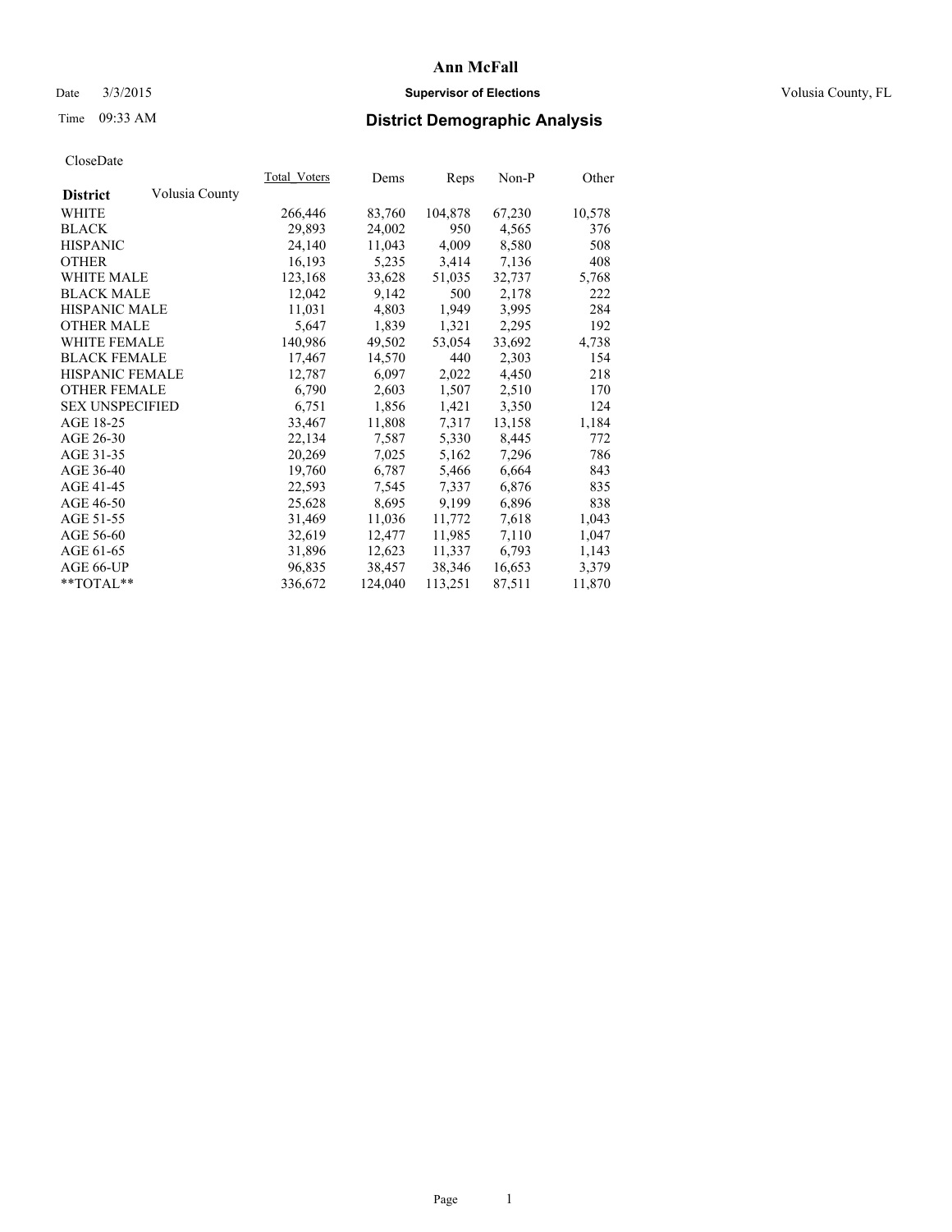# Ann McFall

Date 3/3/2015 **Supervisor of Elections** Volusia County, FL

Time 09:33 AM **District Demographic Analysis**

CloseDate

| **District** Volusia County | Total_Voters | Dems | Reps | Non-P | Other |
|---|---|---|---|---|---|
| WHITE | 266,446 | 83,760 | 104,878 | 67,230 | 10,578 |
| BLACK | 29,893 | 24,002 | 950 | 4,565 | 376 |
| HISPANIC | 24,140 | 11,043 | 4,009 | 8,580 | 508 |
| OTHER | 16,193 | 5,235 | 3,414 | 7,136 | 408 |
| WHITE MALE | 123,168 | 33,628 | 51,035 | 32,737 | 5,768 |
| BLACK MALE | 12,042 | 9,142 | 500 | 2,178 | 222 |
| HISPANIC MALE | 11,031 | 4,803 | 1,949 | 3,995 | 284 |
| OTHER MALE | 5,647 | 1,839 | 1,321 | 2,295 | 192 |
| WHITE FEMALE | 140,986 | 49,502 | 53,054 | 33,692 | 4,738 |
| BLACK FEMALE | 17,467 | 14,570 | 440 | 2,303 | 154 |
| HISPANIC FEMALE | 12,787 | 6,097 | 2,022 | 4,450 | 218 |
| OTHER FEMALE | 6,790 | 2,603 | 1,507 | 2,510 | 170 |
| SEX UNSPECIFIED | 6,751 | 1,856 | 1,421 | 3,350 | 124 |
| AGE 18-25 | 33,467 | 11,808 | 7,317 | 13,158 | 1,184 |
| AGE 26-30 | 22,134 | 7,587 | 5,330 | 8,445 | 772 |
| AGE 31-35 | 20,269 | 7,025 | 5,162 | 7,296 | 786 |
| AGE 36-40 | 19,760 | 6,787 | 5,466 | 6,664 | 843 |
| AGE 41-45 | 22,593 | 7,545 | 7,337 | 6,876 | 835 |
| AGE 46-50 | 25,628 | 8,695 | 9,199 | 6,896 | 838 |
| AGE 51-55 | 31,469 | 11,036 | 11,772 | 7,618 | 1,043 |
| AGE 56-60 | 32,619 | 12,477 | 11,985 | 7,110 | 1,047 |
| AGE 61-65 | 31,896 | 12,623 | 11,337 | 6,793 | 1,143 |
| AGE 66-UP | 96,835 | 38,457 | 38,346 | 16,653 | 3,379 |
| **TOTAL** | 336,672 | 124,040 | 113,251 | 87,511 | 11,870 |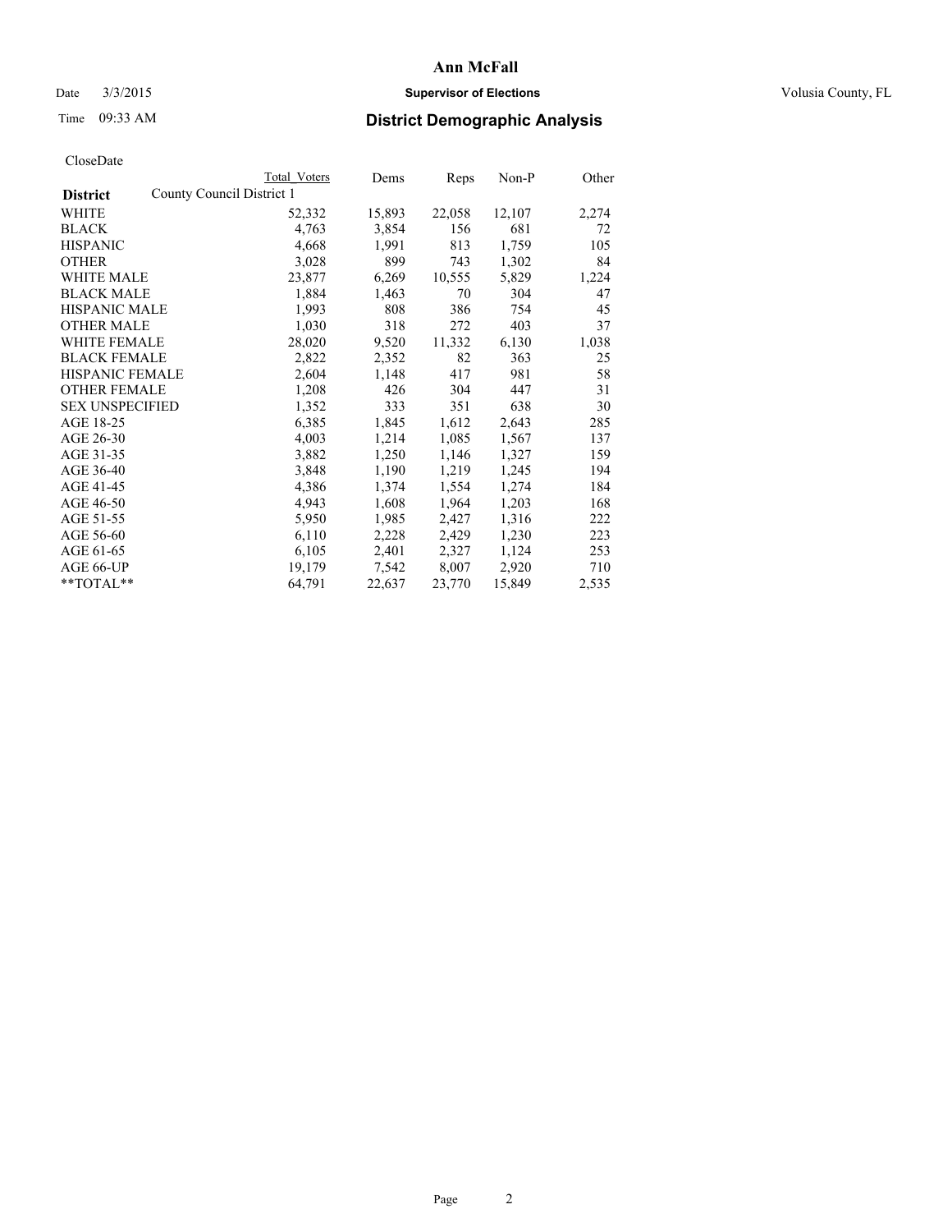# Ann McFall

Date 3/3/2015 **Supervisor of Elections** Volusia County, FL

Time 09:33 AM **District Demographic Analysis**

CloseDate

| District | Total Voters | Dems | Reps | Non-P | Other |
|---|---|---|---|---|---|
| County Council District 1 | | | | | |
| WHITE | 52,332 | 15,893 | 22,058 | 12,107 | 2,274 |
| BLACK | 4,763 | 3,854 | 156 | 681 | 72 |
| HISPANIC | 4,668 | 1,991 | 813 | 1,759 | 105 |
| OTHER | 3,028 | 899 | 743 | 1,302 | 84 |
| WHITE MALE | 23,877 | 6,269 | 10,555 | 5,829 | 1,224 |
| BLACK MALE | 1,884 | 1,463 | 70 | 304 | 47 |
| HISPANIC MALE | 1,993 | 808 | 386 | 754 | 45 |
| OTHER MALE | 1,030 | 318 | 272 | 403 | 37 |
| WHITE FEMALE | 28,020 | 9,520 | 11,332 | 6,130 | 1,038 |
| BLACK FEMALE | 2,822 | 2,352 | 82 | 363 | 25 |
| HISPANIC FEMALE | 2,604 | 1,148 | 417 | 981 | 58 |
| OTHER FEMALE | 1,208 | 426 | 304 | 447 | 31 |
| SEX UNSPECIFIED | 1,352 | 333 | 351 | 638 | 30 |
| AGE 18-25 | 6,385 | 1,845 | 1,612 | 2,643 | 285 |
| AGE 26-30 | 4,003 | 1,214 | 1,085 | 1,567 | 137 |
| AGE 31-35 | 3,882 | 1,250 | 1,146 | 1,327 | 159 |
| AGE 36-40 | 3,848 | 1,190 | 1,219 | 1,245 | 194 |
| AGE 41-45 | 4,386 | 1,374 | 1,554 | 1,274 | 184 |
| AGE 46-50 | 4,943 | 1,608 | 1,964 | 1,203 | 168 |
| AGE 51-55 | 5,950 | 1,985 | 2,427 | 1,316 | 222 |
| AGE 56-60 | 6,110 | 2,228 | 2,429 | 1,230 | 223 |
| AGE 61-65 | 6,105 | 2,401 | 2,327 | 1,124 | 253 |
| AGE 66-UP | 19,179 | 7,542 | 8,007 | 2,920 | 710 |
| **TOTAL** | 64,791 | 22,637 | 23,770 | 15,849 | 2,535 |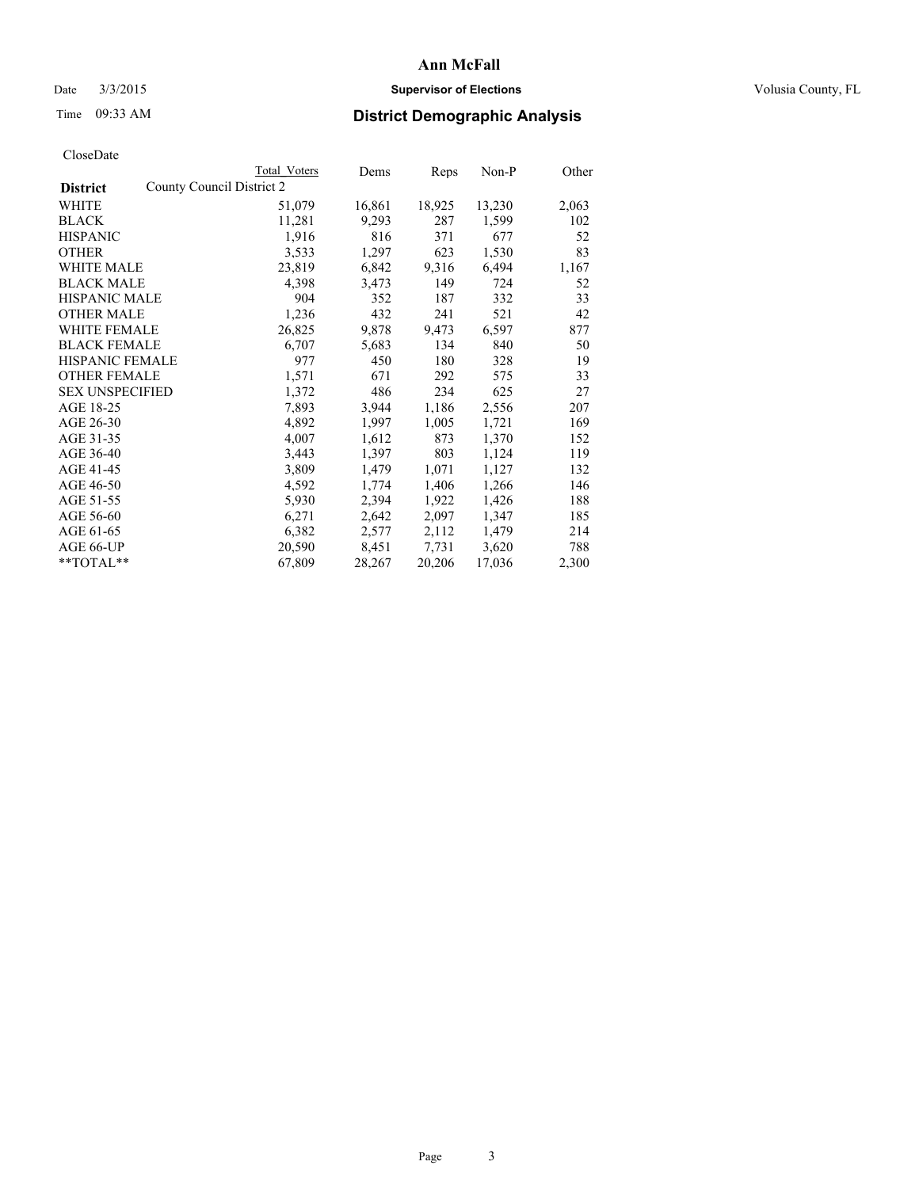# Ann McFall

Date 3/3/2015 **Supervisor of Elections** Volusia County, FL

Time 09:33 AM **District Demographic Analysis**

CloseDate

| District | County Council District 2 | Total Voters | Dems | Reps | Non-P | Other |
|---|---|---|---|---|---|---|
| WHITE | | 51,079 | 16,861 | 18,925 | 13,230 | 2,063 |
| BLACK | | 11,281 | 9,293 | 287 | 1,599 | 102 |
| HISPANIC | | 1,916 | 816 | 371 | 677 | 52 |
| OTHER | | 3,533 | 1,297 | 623 | 1,530 | 83 |
| WHITE MALE | | 23,819 | 6,842 | 9,316 | 6,494 | 1,167 |
| BLACK MALE | | 4,398 | 3,473 | 149 | 724 | 52 |
| HISPANIC MALE | | 904 | 352 | 187 | 332 | 33 |
| OTHER MALE | | 1,236 | 432 | 241 | 521 | 42 |
| WHITE FEMALE | | 26,825 | 9,878 | 9,473 | 6,597 | 877 |
| BLACK FEMALE | | 6,707 | 5,683 | 134 | 840 | 50 |
| HISPANIC FEMALE | | 977 | 450 | 180 | 328 | 19 |
| OTHER FEMALE | | 1,571 | 671 | 292 | 575 | 33 |
| SEX UNSPECIFIED | | 1,372 | 486 | 234 | 625 | 27 |
| AGE 18-25 | | 7,893 | 3,944 | 1,186 | 2,556 | 207 |
| AGE 26-30 | | 4,892 | 1,997 | 1,005 | 1,721 | 169 |
| AGE 31-35 | | 4,007 | 1,612 | 873 | 1,370 | 152 |
| AGE 36-40 | | 3,443 | 1,397 | 803 | 1,124 | 119 |
| AGE 41-45 | | 3,809 | 1,479 | 1,071 | 1,127 | 132 |
| AGE 46-50 | | 4,592 | 1,774 | 1,406 | 1,266 | 146 |
| AGE 51-55 | | 5,930 | 2,394 | 1,922 | 1,426 | 188 |
| AGE 56-60 | | 6,271 | 2,642 | 2,097 | 1,347 | 185 |
| AGE 61-65 | | 6,382 | 2,577 | 2,112 | 1,479 | 214 |
| AGE 66-UP | | 20,590 | 8,451 | 7,731 | 3,620 | 788 |
| **TOTAL** | | 67,809 | 28,267 | 20,206 | 17,036 | 2,300 |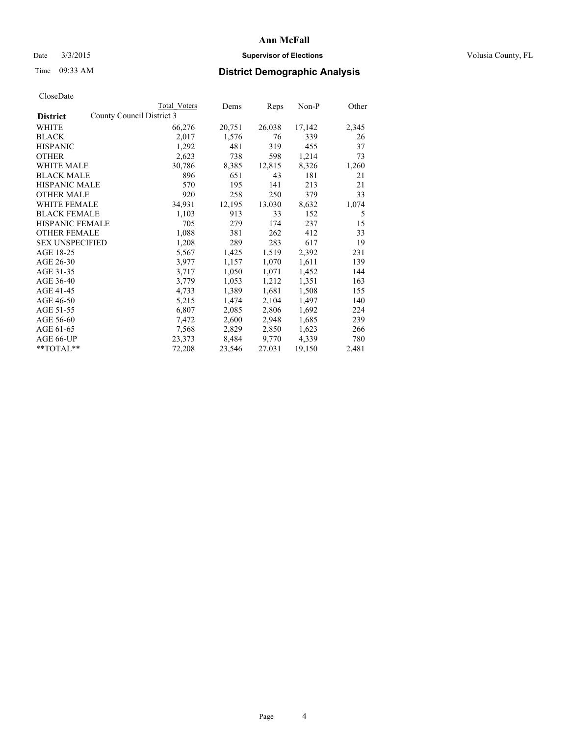# Ann McFall

Date 3/3/2015 **Supervisor of Elections** Volusia County, FL

Time 09:33 AM **District Demographic Analysis**

CloseDate

| | Total Voters | Dems | Reps | Non-P | Other |
|---|---|---|---|---|---|
| **District** County Council District 3 | | | | | |
| WHITE | 66,276 | 20,751 | 26,038 | 17,142 | 2,345 |
| BLACK | 2,017 | 1,576 | 76 | 339 | 26 |
| HISPANIC | 1,292 | 481 | 319 | 455 | 37 |
| OTHER | 2,623 | 738 | 598 | 1,214 | 73 |
| WHITE MALE | 30,786 | 8,385 | 12,815 | 8,326 | 1,260 |
| BLACK MALE | 896 | 651 | 43 | 181 | 21 |
| HISPANIC MALE | 570 | 195 | 141 | 213 | 21 |
| OTHER MALE | 920 | 258 | 250 | 379 | 33 |
| WHITE FEMALE | 34,931 | 12,195 | 13,030 | 8,632 | 1,074 |
| BLACK FEMALE | 1,103 | 913 | 33 | 152 | 5 |
| HISPANIC FEMALE | 705 | 279 | 174 | 237 | 15 |
| OTHER FEMALE | 1,088 | 381 | 262 | 412 | 33 |
| SEX UNSPECIFIED | 1,208 | 289 | 283 | 617 | 19 |
| AGE 18-25 | 5,567 | 1,425 | 1,519 | 2,392 | 231 |
| AGE 26-30 | 3,977 | 1,157 | 1,070 | 1,611 | 139 |
| AGE 31-35 | 3,717 | 1,050 | 1,071 | 1,452 | 144 |
| AGE 36-40 | 3,779 | 1,053 | 1,212 | 1,351 | 163 |
| AGE 41-45 | 4,733 | 1,389 | 1,681 | 1,508 | 155 |
| AGE 46-50 | 5,215 | 1,474 | 2,104 | 1,497 | 140 |
| AGE 51-55 | 6,807 | 2,085 | 2,806 | 1,692 | 224 |
| AGE 56-60 | 7,472 | 2,600 | 2,948 | 1,685 | 239 |
| AGE 61-65 | 7,568 | 2,829 | 2,850 | 1,623 | 266 |
| AGE 66-UP | 23,373 | 8,484 | 9,770 | 4,339 | 780 |
| **TOTAL** | 72,208 | 23,546 | 27,031 | 19,150 | 2,481 |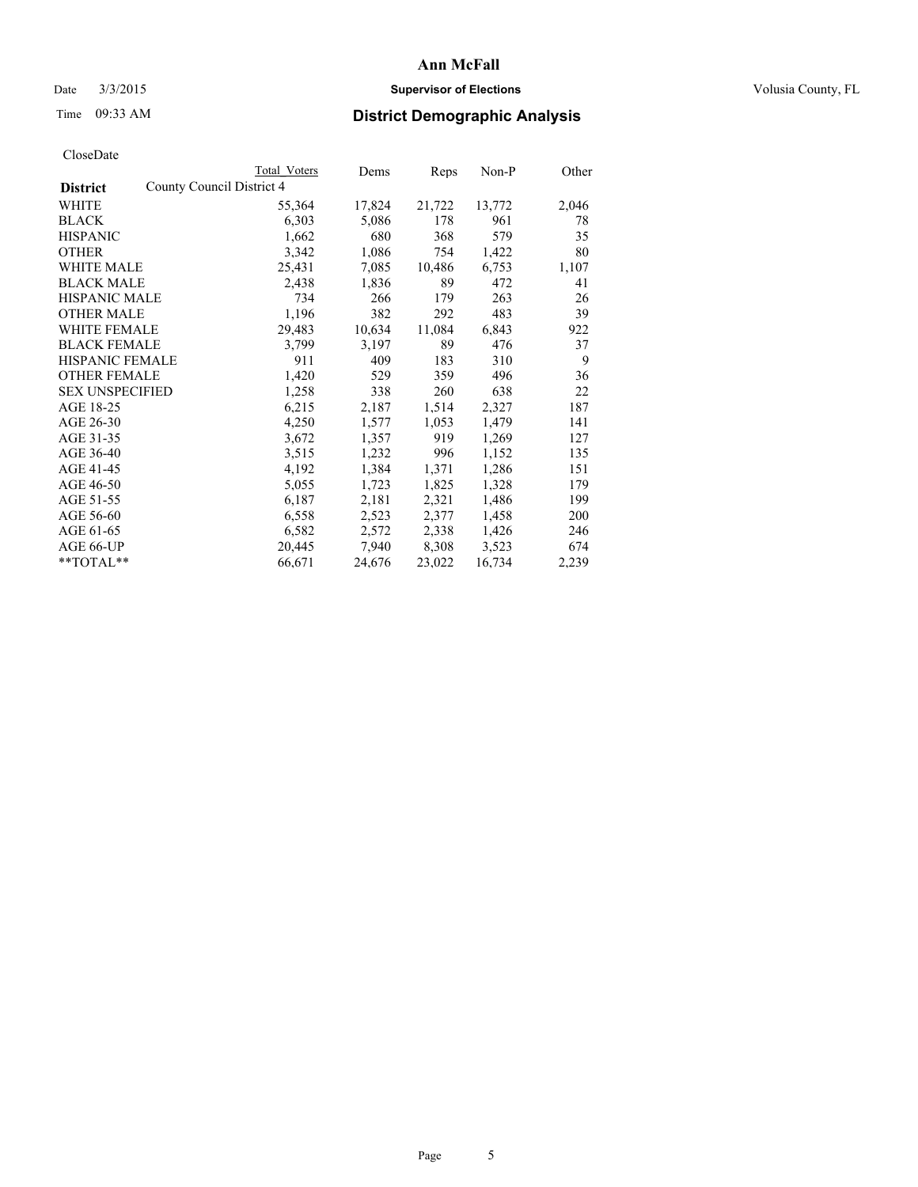CloseDate

| District | County Council District 4 | Total Voters | Dems | Reps | Non-P | Other |
|---|---|---|---|---|---|---|
| WHITE | | 55,364 | 17,824 | 21,722 | 13,772 | 2,046 |
| BLACK | | 6,303 | 5,086 | 178 | 961 | 78 |
| HISPANIC | | 1,662 | 680 | 368 | 579 | 35 |
| OTHER | | 3,342 | 1,086 | 754 | 1,422 | 80 |
| WHITE MALE | | 25,431 | 7,085 | 10,486 | 6,753 | 1,107 |
| BLACK MALE | | 2,438 | 1,836 | 89 | 472 | 41 |
| HISPANIC MALE | | 734 | 266 | 179 | 263 | 26 |
| OTHER MALE | | 1,196 | 382 | 292 | 483 | 39 |
| WHITE FEMALE | | 29,483 | 10,634 | 11,084 | 6,843 | 922 |
| BLACK FEMALE | | 3,799 | 3,197 | 89 | 476 | 37 |
| HISPANIC FEMALE | | 911 | 409 | 183 | 310 | 9 |
| OTHER FEMALE | | 1,420 | 529 | 359 | 496 | 36 |
| SEX UNSPECIFIED | | 1,258 | 338 | 260 | 638 | 22 |
| AGE 18-25 | | 6,215 | 2,187 | 1,514 | 2,327 | 187 |
| AGE 26-30 | | 4,250 | 1,577 | 1,053 | 1,479 | 141 |
| AGE 31-35 | | 3,672 | 1,357 | 919 | 1,269 | 127 |
| AGE 36-40 | | 3,515 | 1,232 | 996 | 1,152 | 135 |
| AGE 41-45 | | 4,192 | 1,384 | 1,371 | 1,286 | 151 |
| AGE 46-50 | | 5,055 | 1,723 | 1,825 | 1,328 | 179 |
| AGE 51-55 | | 6,187 | 2,181 | 2,321 | 1,486 | 199 |
| AGE 56-60 | | 6,558 | 2,523 | 2,377 | 1,458 | 200 |
| AGE 61-65 | | 6,582 | 2,572 | 2,338 | 1,426 | 246 |
| AGE 66-UP | | 20,445 | 7,940 | 8,308 | 3,523 | 674 |
| **TOTAL** | | 66,671 | 24,676 | 23,022 | 16,734 | 2,239 |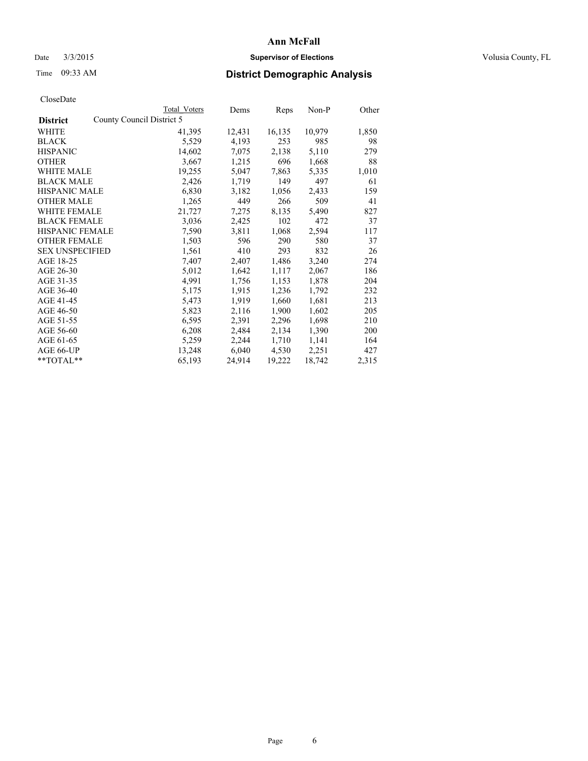# Ann McFall

Date 3/3/2015 **Supervisor of Elections** Volusia County, FL

Time 09:33 AM **District Demographic Analysis**

CloseDate

| District | Total Voters | Dems | Reps | Non-P | Other |
|---|---|---|---|---|---|
| County Council District 5 | | | | | |
| WHITE | 41,395 | 12,431 | 16,135 | 10,979 | 1,850 |
| BLACK | 5,529 | 4,193 | 253 | 985 | 98 |
| HISPANIC | 14,602 | 7,075 | 2,138 | 5,110 | 279 |
| OTHER | 3,667 | 1,215 | 696 | 1,668 | 88 |
| WHITE MALE | 19,255 | 5,047 | 7,863 | 5,335 | 1,010 |
| BLACK MALE | 2,426 | 1,719 | 149 | 497 | 61 |
| HISPANIC MALE | 6,830 | 3,182 | 1,056 | 2,433 | 159 |
| OTHER MALE | 1,265 | 449 | 266 | 509 | 41 |
| WHITE FEMALE | 21,727 | 7,275 | 8,135 | 5,490 | 827 |
| BLACK FEMALE | 3,036 | 2,425 | 102 | 472 | 37 |
| HISPANIC FEMALE | 7,590 | 3,811 | 1,068 | 2,594 | 117 |
| OTHER FEMALE | 1,503 | 596 | 290 | 580 | 37 |
| SEX UNSPECIFIED | 1,561 | 410 | 293 | 832 | 26 |
| AGE 18-25 | 7,407 | 2,407 | 1,486 | 3,240 | 274 |
| AGE 26-30 | 5,012 | 1,642 | 1,117 | 2,067 | 186 |
| AGE 31-35 | 4,991 | 1,756 | 1,153 | 1,878 | 204 |
| AGE 36-40 | 5,175 | 1,915 | 1,236 | 1,792 | 232 |
| AGE 41-45 | 5,473 | 1,919 | 1,660 | 1,681 | 213 |
| AGE 46-50 | 5,823 | 2,116 | 1,900 | 1,602 | 205 |
| AGE 51-55 | 6,595 | 2,391 | 2,296 | 1,698 | 210 |
| AGE 56-60 | 6,208 | 2,484 | 2,134 | 1,390 | 200 |
| AGE 61-65 | 5,259 | 2,244 | 1,710 | 1,141 | 164 |
| AGE 66-UP | 13,248 | 6,040 | 4,530 | 2,251 | 427 |
| **TOTAL** | 65,193 | 24,914 | 19,222 | 18,742 | 2,315 |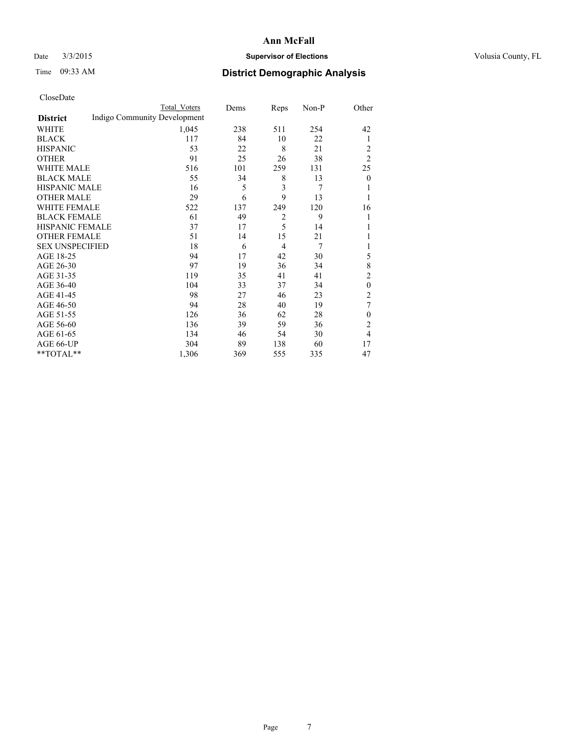# Ann McFall

Date 3/3/2015 **Supervisor of Elections** Volusia County, FL

Time 09:33 AM **District Demographic Analysis**

CloseDate

| **District** | Indigo Community Development Total Voters | Dems | Reps | Non-P | Other |
|---|---|---|---|---|---|
| WHITE | 1,045 | 238 | 511 | 254 | 42 |
| BLACK | 117 | 84 | 10 | 22 | 1 |
| HISPANIC | 53 | 22 | 8 | 21 | 2 |
| OTHER | 91 | 25 | 26 | 38 | 2 |
| WHITE MALE | 516 | 101 | 259 | 131 | 25 |
| BLACK MALE | 55 | 34 | 8 | 13 | 0 |
| HISPANIC MALE | 16 | 5 | 3 | 7 | 1 |
| OTHER MALE | 29 | 6 | 9 | 13 | 1 |
| WHITE FEMALE | 522 | 137 | 249 | 120 | 16 |
| BLACK FEMALE | 61 | 49 | 2 | 9 | 1 |
| HISPANIC FEMALE | 37 | 17 | 5 | 14 | 1 |
| OTHER FEMALE | 51 | 14 | 15 | 21 | 1 |
| SEX UNSPECIFIED | 18 | 6 | 4 | 7 | 1 |
| AGE 18-25 | 94 | 17 | 42 | 30 | 5 |
| AGE 26-30 | 97 | 19 | 36 | 34 | 8 |
| AGE 31-35 | 119 | 35 | 41 | 41 | 2 |
| AGE 36-40 | 104 | 33 | 37 | 34 | 0 |
| AGE 41-45 | 98 | 27 | 46 | 23 | 2 |
| AGE 46-50 | 94 | 28 | 40 | 19 | 7 |
| AGE 51-55 | 126 | 36 | 62 | 28 | 0 |
| AGE 56-60 | 136 | 39 | 59 | 36 | 2 |
| AGE 61-65 | 134 | 46 | 54 | 30 | 4 |
| AGE 66-UP | 304 | 89 | 138 | 60 | 17 |
| **TOTAL** | 1,306 | 369 | 555 | 335 | 47 |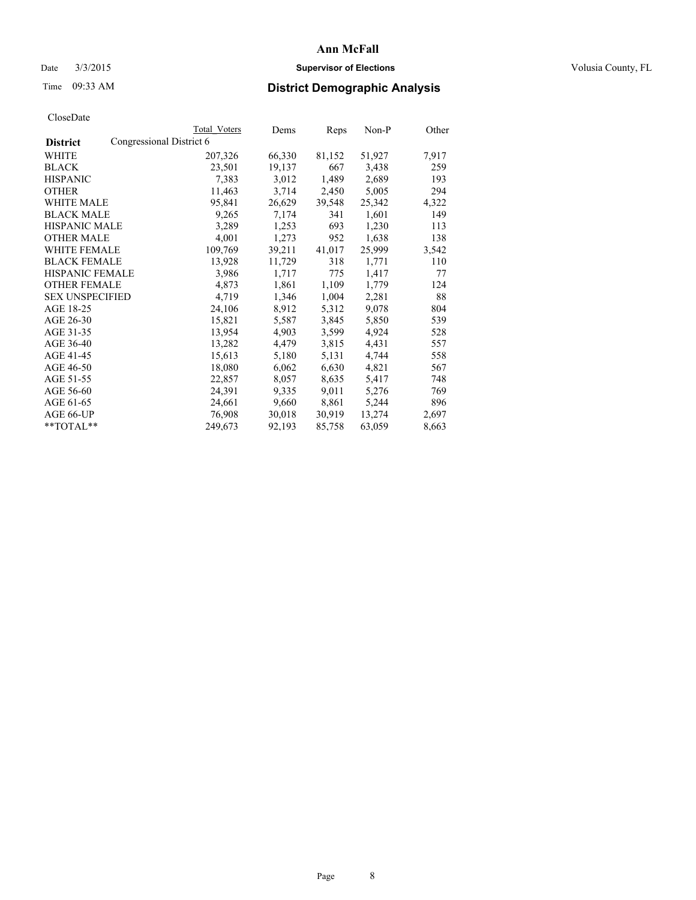# Ann McFall

Date 3/3/2015 **Supervisor of Elections** Volusia County, FL

Time 09:33 AM **District Demographic Analysis**

CloseDate

| District | Total Voters | Dems | Reps | Non-P | Other |
|---|---|---|---|---|---|
| Congressional District 6 | | | | | |
| WHITE | 207,326 | 66,330 | 81,152 | 51,927 | 7,917 |
| BLACK | 23,501 | 19,137 | 667 | 3,438 | 259 |
| HISPANIC | 7,383 | 3,012 | 1,489 | 2,689 | 193 |
| OTHER | 11,463 | 3,714 | 2,450 | 5,005 | 294 |
| WHITE MALE | 95,841 | 26,629 | 39,548 | 25,342 | 4,322 |
| BLACK MALE | 9,265 | 7,174 | 341 | 1,601 | 149 |
| HISPANIC MALE | 3,289 | 1,253 | 693 | 1,230 | 113 |
| OTHER MALE | 4,001 | 1,273 | 952 | 1,638 | 138 |
| WHITE FEMALE | 109,769 | 39,211 | 41,017 | 25,999 | 3,542 |
| BLACK FEMALE | 13,928 | 11,729 | 318 | 1,771 | 110 |
| HISPANIC FEMALE | 3,986 | 1,717 | 775 | 1,417 | 77 |
| OTHER FEMALE | 4,873 | 1,861 | 1,109 | 1,779 | 124 |
| SEX UNSPECIFIED | 4,719 | 1,346 | 1,004 | 2,281 | 88 |
| AGE 18-25 | 24,106 | 8,912 | 5,312 | 9,078 | 804 |
| AGE 26-30 | 15,821 | 5,587 | 3,845 | 5,850 | 539 |
| AGE 31-35 | 13,954 | 4,903 | 3,599 | 4,924 | 528 |
| AGE 36-40 | 13,282 | 4,479 | 3,815 | 4,431 | 557 |
| AGE 41-45 | 15,613 | 5,180 | 5,131 | 4,744 | 558 |
| AGE 46-50 | 18,080 | 6,062 | 6,630 | 4,821 | 567 |
| AGE 51-55 | 22,857 | 8,057 | 8,635 | 5,417 | 748 |
| AGE 56-60 | 24,391 | 9,335 | 9,011 | 5,276 | 769 |
| AGE 61-65 | 24,661 | 9,660 | 8,861 | 5,244 | 896 |
| AGE 66-UP | 76,908 | 30,018 | 30,919 | 13,274 | 2,697 |
| **TOTAL** | 249,673 | 92,193 | 85,758 | 63,059 | 8,663 |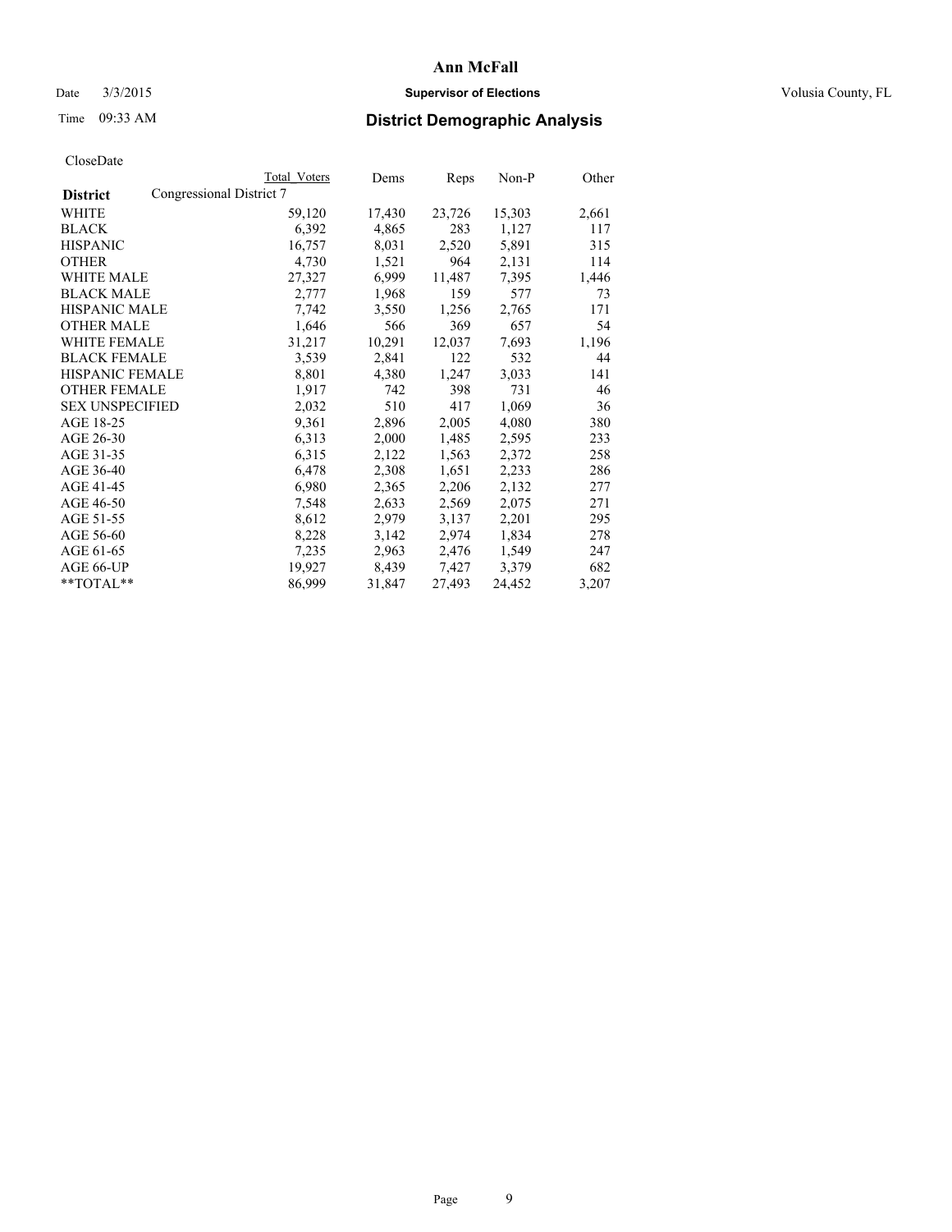CloseDate

| District | Congressional District 7 | Total Voters | Dems | Reps | Non-P | Other |
|---|---|---|---|---|---|---|
| WHITE | | 59,120 | 17,430 | 23,726 | 15,303 | 2,661 |
| BLACK | | 6,392 | 4,865 | 283 | 1,127 | 117 |
| HISPANIC | | 16,757 | 8,031 | 2,520 | 5,891 | 315 |
| OTHER | | 4,730 | 1,521 | 964 | 2,131 | 114 |
| WHITE MALE | | 27,327 | 6,999 | 11,487 | 7,395 | 1,446 |
| BLACK MALE | | 2,777 | 1,968 | 159 | 577 | 73 |
| HISPANIC MALE | | 7,742 | 3,550 | 1,256 | 2,765 | 171 |
| OTHER MALE | | 1,646 | 566 | 369 | 657 | 54 |
| WHITE FEMALE | | 31,217 | 10,291 | 12,037 | 7,693 | 1,196 |
| BLACK FEMALE | | 3,539 | 2,841 | 122 | 532 | 44 |
| HISPANIC FEMALE | | 8,801 | 4,380 | 1,247 | 3,033 | 141 |
| OTHER FEMALE | | 1,917 | 742 | 398 | 731 | 46 |
| SEX UNSPECIFIED | | 2,032 | 510 | 417 | 1,069 | 36 |
| AGE 18-25 | | 9,361 | 2,896 | 2,005 | 4,080 | 380 |
| AGE 26-30 | | 6,313 | 2,000 | 1,485 | 2,595 | 233 |
| AGE 31-35 | | 6,315 | 2,122 | 1,563 | 2,372 | 258 |
| AGE 36-40 | | 6,478 | 2,308 | 1,651 | 2,233 | 286 |
| AGE 41-45 | | 6,980 | 2,365 | 2,206 | 2,132 | 277 |
| AGE 46-50 | | 7,548 | 2,633 | 2,569 | 2,075 | 271 |
| AGE 51-55 | | 8,612 | 2,979 | 3,137 | 2,201 | 295 |
| AGE 56-60 | | 8,228 | 3,142 | 2,974 | 1,834 | 278 |
| AGE 61-65 | | 7,235 | 2,963 | 2,476 | 1,549 | 247 |
| AGE 66-UP | | 19,927 | 8,439 | 7,427 | 3,379 | 682 |
| **TOTAL** | | 86,999 | 31,847 | 27,493 | 24,452 | 3,207 |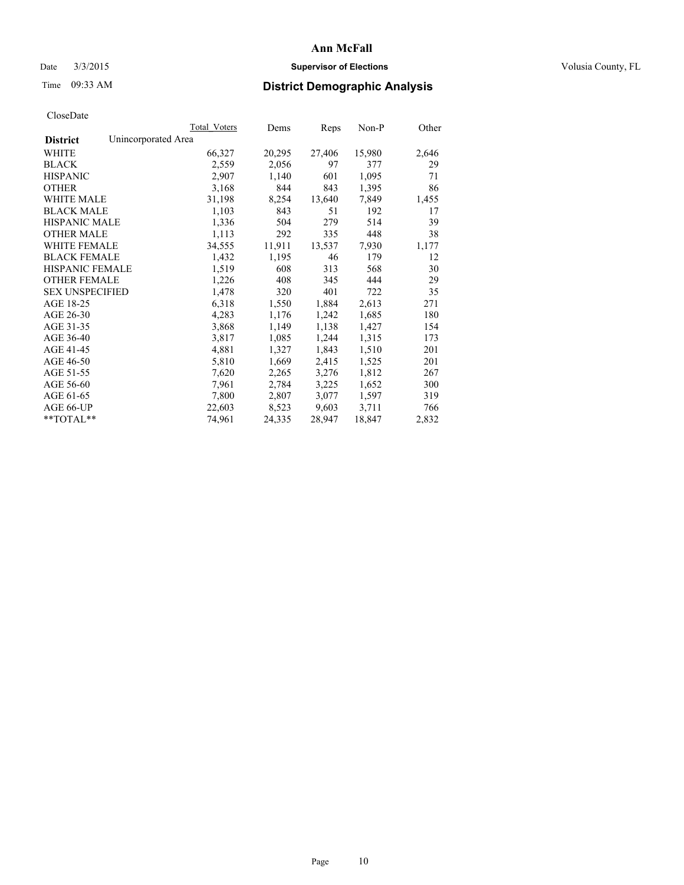# Ann McFall

Date 3/3/2015 **Supervisor of Elections** Volusia County, FL

Time 09:33 AM **District Demographic Analysis**

CloseDate

| | Total_Voters | Dems | Reps | Non-P | Other |
|---|---|---|---|---|---|
| **District** Unincorporated Area | | | | | |
| WHITE | 66,327 | 20,295 | 27,406 | 15,980 | 2,646 |
| BLACK | 2,559 | 2,056 | 97 | 377 | 29 |
| HISPANIC | 2,907 | 1,140 | 601 | 1,095 | 71 |
| OTHER | 3,168 | 844 | 843 | 1,395 | 86 |
| WHITE MALE | 31,198 | 8,254 | 13,640 | 7,849 | 1,455 |
| BLACK MALE | 1,103 | 843 | 51 | 192 | 17 |
| HISPANIC MALE | 1,336 | 504 | 279 | 514 | 39 |
| OTHER MALE | 1,113 | 292 | 335 | 448 | 38 |
| WHITE FEMALE | 34,555 | 11,911 | 13,537 | 7,930 | 1,177 |
| BLACK FEMALE | 1,432 | 1,195 | 46 | 179 | 12 |
| HISPANIC FEMALE | 1,519 | 608 | 313 | 568 | 30 |
| OTHER FEMALE | 1,226 | 408 | 345 | 444 | 29 |
| SEX UNSPECIFIED | 1,478 | 320 | 401 | 722 | 35 |
| AGE 18-25 | 6,318 | 1,550 | 1,884 | 2,613 | 271 |
| AGE 26-30 | 4,283 | 1,176 | 1,242 | 1,685 | 180 |
| AGE 31-35 | 3,868 | 1,149 | 1,138 | 1,427 | 154 |
| AGE 36-40 | 3,817 | 1,085 | 1,244 | 1,315 | 173 |
| AGE 41-45 | 4,881 | 1,327 | 1,843 | 1,510 | 201 |
| AGE 46-50 | 5,810 | 1,669 | 2,415 | 1,525 | 201 |
| AGE 51-55 | 7,620 | 2,265 | 3,276 | 1,812 | 267 |
| AGE 56-60 | 7,961 | 2,784 | 3,225 | 1,652 | 300 |
| AGE 61-65 | 7,800 | 2,807 | 3,077 | 1,597 | 319 |
| AGE 66-UP | 22,603 | 8,523 | 9,603 | 3,711 | 766 |
| **TOTAL** | 74,961 | 24,335 | 28,947 | 18,847 | 2,832 |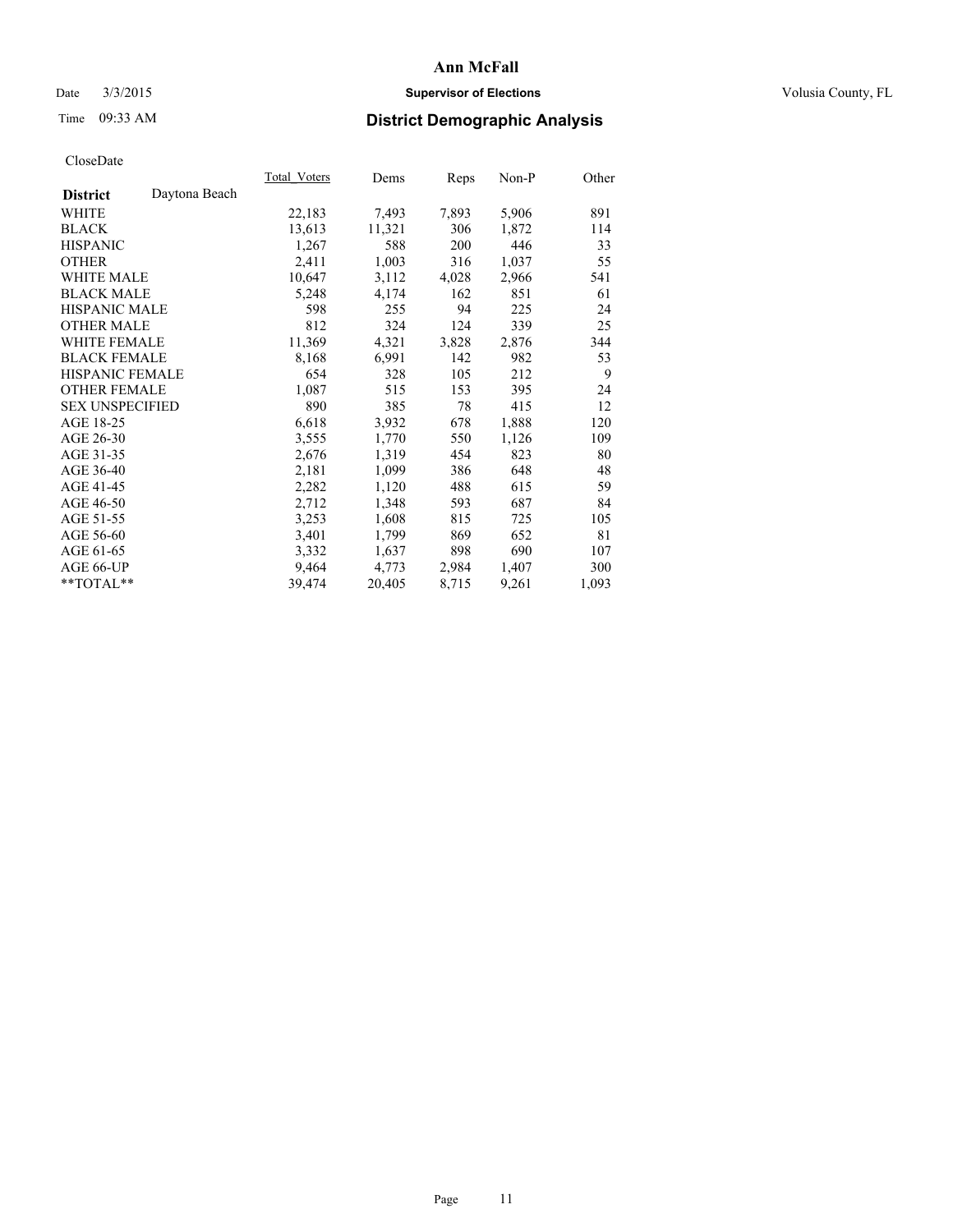# Ann McFall

Date 3/3/2015 **Supervisor of Elections** Volusia County, FL

Time 09:33 AM **District Demographic Analysis**

CloseDate

| **District** Daytona Beach | Total_Voters | Dems | Reps | Non-P | Other |
|---|---|---|---|---|---|
| WHITE | 22,183 | 7,493 | 7,893 | 5,906 | 891 |
| BLACK | 13,613 | 11,321 | 306 | 1,872 | 114 |
| HISPANIC | 1,267 | 588 | 200 | 446 | 33 |
| OTHER | 2,411 | 1,003 | 316 | 1,037 | 55 |
| WHITE MALE | 10,647 | 3,112 | 4,028 | 2,966 | 541 |
| BLACK MALE | 5,248 | 4,174 | 162 | 851 | 61 |
| HISPANIC MALE | 598 | 255 | 94 | 225 | 24 |
| OTHER MALE | 812 | 324 | 124 | 339 | 25 |
| WHITE FEMALE | 11,369 | 4,321 | 3,828 | 2,876 | 344 |
| BLACK FEMALE | 8,168 | 6,991 | 142 | 982 | 53 |
| HISPANIC FEMALE | 654 | 328 | 105 | 212 | 9 |
| OTHER FEMALE | 1,087 | 515 | 153 | 395 | 24 |
| SEX UNSPECIFIED | 890 | 385 | 78 | 415 | 12 |
| AGE 18-25 | 6,618 | 3,932 | 678 | 1,888 | 120 |
| AGE 26-30 | 3,555 | 1,770 | 550 | 1,126 | 109 |
| AGE 31-35 | 2,676 | 1,319 | 454 | 823 | 80 |
| AGE 36-40 | 2,181 | 1,099 | 386 | 648 | 48 |
| AGE 41-45 | 2,282 | 1,120 | 488 | 615 | 59 |
| AGE 46-50 | 2,712 | 1,348 | 593 | 687 | 84 |
| AGE 51-55 | 3,253 | 1,608 | 815 | 725 | 105 |
| AGE 56-60 | 3,401 | 1,799 | 869 | 652 | 81 |
| AGE 61-65 | 3,332 | 1,637 | 898 | 690 | 107 |
| AGE 66-UP | 9,464 | 4,773 | 2,984 | 1,407 | 300 |
| **TOTAL** | 39,474 | 20,405 | 8,715 | 9,261 | 1,093 |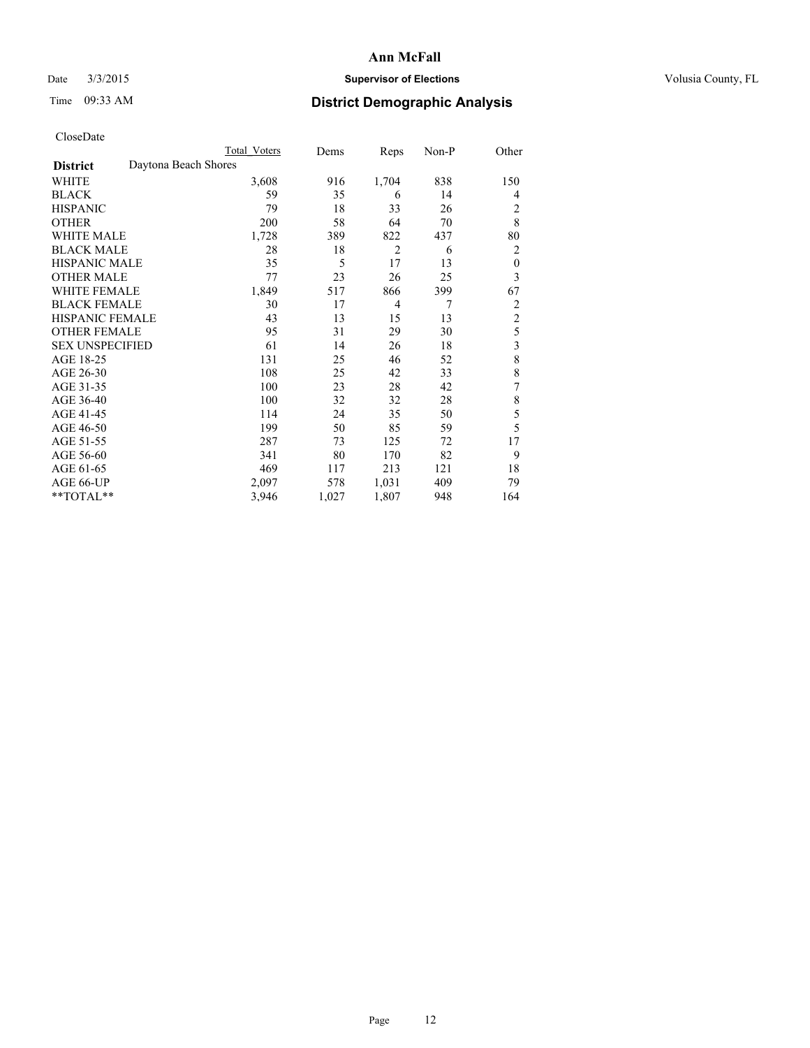**Ann McFall**

Date 3/3/2015 **Supervisor of Elections** Volusia County, FL

Time 09:33 AM **District Demographic Analysis**

CloseDate

| | Total Voters | Dems | Reps | Non-P | Other |
|---|---|---|---|---|---|
| **District** Daytona Beach Shores | | | | | |
| WHITE | 3,608 | 916 | 1,704 | 838 | 150 |
| BLACK | 59 | 35 | 6 | 14 | 4 |
| HISPANIC | 79 | 18 | 33 | 26 | 2 |
| OTHER | 200 | 58 | 64 | 70 | 8 |
| WHITE MALE | 1,728 | 389 | 822 | 437 | 80 |
| BLACK MALE | 28 | 18 | 2 | 6 | 2 |
| HISPANIC MALE | 35 | 5 | 17 | 13 | 0 |
| OTHER MALE | 77 | 23 | 26 | 25 | 3 |
| WHITE FEMALE | 1,849 | 517 | 866 | 399 | 67 |
| BLACK FEMALE | 30 | 17 | 4 | 7 | 2 |
| HISPANIC FEMALE | 43 | 13 | 15 | 13 | 2 |
| OTHER FEMALE | 95 | 31 | 29 | 30 | 5 |
| SEX UNSPECIFIED | 61 | 14 | 26 | 18 | 3 |
| AGE 18-25 | 131 | 25 | 46 | 52 | 8 |
| AGE 26-30 | 108 | 25 | 42 | 33 | 8 |
| AGE 31-35 | 100 | 23 | 28 | 42 | 7 |
| AGE 36-40 | 100 | 32 | 32 | 28 | 8 |
| AGE 41-45 | 114 | 24 | 35 | 50 | 5 |
| AGE 46-50 | 199 | 50 | 85 | 59 | 5 |
| AGE 51-55 | 287 | 73 | 125 | 72 | 17 |
| AGE 56-60 | 341 | 80 | 170 | 82 | 9 |
| AGE 61-65 | 469 | 117 | 213 | 121 | 18 |
| AGE 66-UP | 2,097 | 578 | 1,031 | 409 | 79 |
| **TOTAL** | 3,946 | 1,027 | 1,807 | 948 | 164 |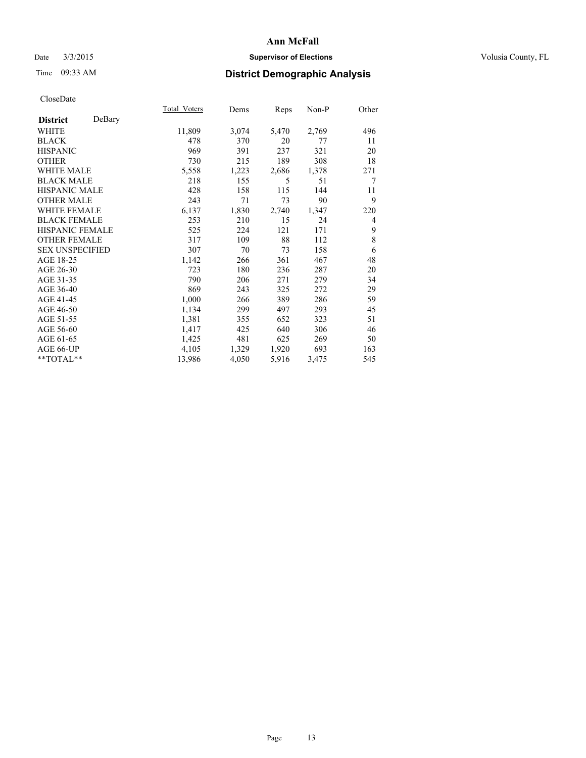# Ann McFall

Date 3/3/2015 **Supervisor of Elections** Volusia County, FL

Time 09:33 AM **District Demographic Analysis**

CloseDate

| **District** DeBary | Total_Voters | Dems | Reps | Non-P | Other |
|---|---|---|---|---|---|
| WHITE | 11,809 | 3,074 | 5,470 | 2,769 | 496 |
| BLACK | 478 | 370 | 20 | 77 | 11 |
| HISPANIC | 969 | 391 | 237 | 321 | 20 |
| OTHER | 730 | 215 | 189 | 308 | 18 |
| WHITE MALE | 5,558 | 1,223 | 2,686 | 1,378 | 271 |
| BLACK MALE | 218 | 155 | 5 | 51 | 7 |
| HISPANIC MALE | 428 | 158 | 115 | 144 | 11 |
| OTHER MALE | 243 | 71 | 73 | 90 | 9 |
| WHITE FEMALE | 6,137 | 1,830 | 2,740 | 1,347 | 220 |
| BLACK FEMALE | 253 | 210 | 15 | 24 | 4 |
| HISPANIC FEMALE | 525 | 224 | 121 | 171 | 9 |
| OTHER FEMALE | 317 | 109 | 88 | 112 | 8 |
| SEX UNSPECIFIED | 307 | 70 | 73 | 158 | 6 |
| AGE 18-25 | 1,142 | 266 | 361 | 467 | 48 |
| AGE 26-30 | 723 | 180 | 236 | 287 | 20 |
| AGE 31-35 | 790 | 206 | 271 | 279 | 34 |
| AGE 36-40 | 869 | 243 | 325 | 272 | 29 |
| AGE 41-45 | 1,000 | 266 | 389 | 286 | 59 |
| AGE 46-50 | 1,134 | 299 | 497 | 293 | 45 |
| AGE 51-55 | 1,381 | 355 | 652 | 323 | 51 |
| AGE 56-60 | 1,417 | 425 | 640 | 306 | 46 |
| AGE 61-65 | 1,425 | 481 | 625 | 269 | 50 |
| AGE 66-UP | 4,105 | 1,329 | 1,920 | 693 | 163 |
| **TOTAL** | 13,986 | 4,050 | 5,916 | 3,475 | 545 |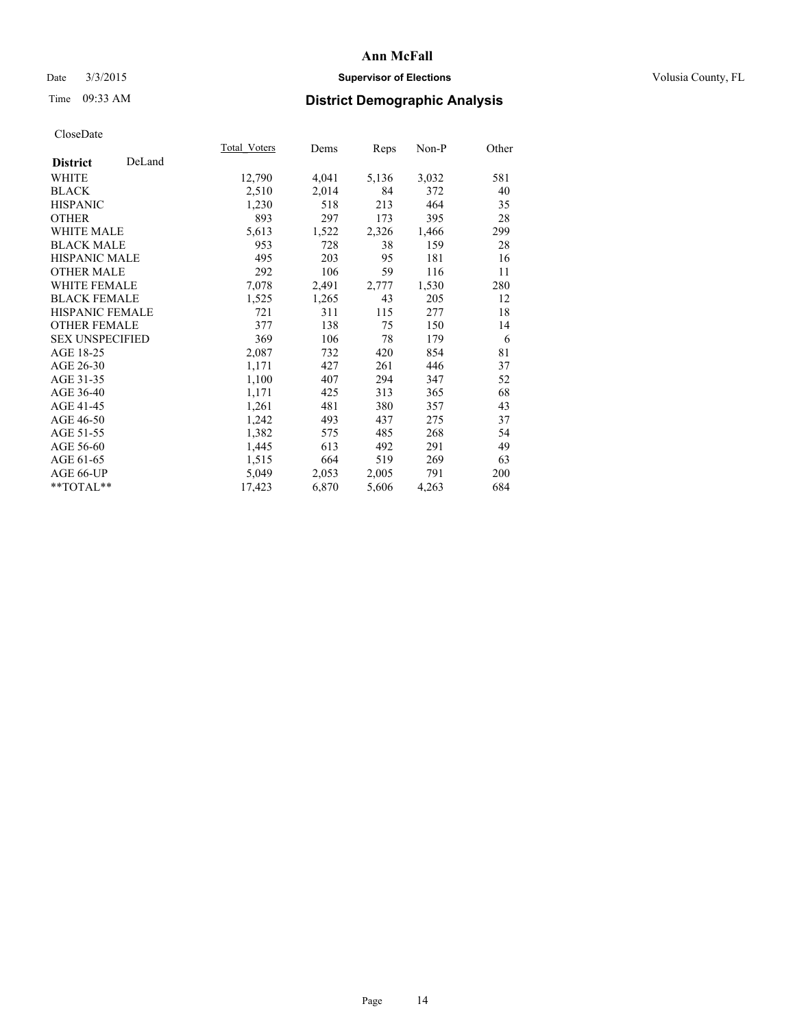# Ann McFall

Date 3/3/2015 **Supervisor of Elections** Volusia County, FL

Time 09:33 AM **District Demographic Analysis**

CloseDate

| **District** DeLand | Total_Voters | Dems | Reps | Non-P | Other |
|---|---|---|---|---|---|
| WHITE | 12,790 | 4,041 | 5,136 | 3,032 | 581 |
| BLACK | 2,510 | 2,014 | 84 | 372 | 40 |
| HISPANIC | 1,230 | 518 | 213 | 464 | 35 |
| OTHER | 893 | 297 | 173 | 395 | 28 |
| WHITE MALE | 5,613 | 1,522 | 2,326 | 1,466 | 299 |
| BLACK MALE | 953 | 728 | 38 | 159 | 28 |
| HISPANIC MALE | 495 | 203 | 95 | 181 | 16 |
| OTHER MALE | 292 | 106 | 59 | 116 | 11 |
| WHITE FEMALE | 7,078 | 2,491 | 2,777 | 1,530 | 280 |
| BLACK FEMALE | 1,525 | 1,265 | 43 | 205 | 12 |
| HISPANIC FEMALE | 721 | 311 | 115 | 277 | 18 |
| OTHER FEMALE | 377 | 138 | 75 | 150 | 14 |
| SEX UNSPECIFIED | 369 | 106 | 78 | 179 | 6 |
| AGE 18-25 | 2,087 | 732 | 420 | 854 | 81 |
| AGE 26-30 | 1,171 | 427 | 261 | 446 | 37 |
| AGE 31-35 | 1,100 | 407 | 294 | 347 | 52 |
| AGE 36-40 | 1,171 | 425 | 313 | 365 | 68 |
| AGE 41-45 | 1,261 | 481 | 380 | 357 | 43 |
| AGE 46-50 | 1,242 | 493 | 437 | 275 | 37 |
| AGE 51-55 | 1,382 | 575 | 485 | 268 | 54 |
| AGE 56-60 | 1,445 | 613 | 492 | 291 | 49 |
| AGE 61-65 | 1,515 | 664 | 519 | 269 | 63 |
| AGE 66-UP | 5,049 | 2,053 | 2,005 | 791 | 200 |
| **TOTAL** | 17,423 | 6,870 | 5,606 | 4,263 | 684 |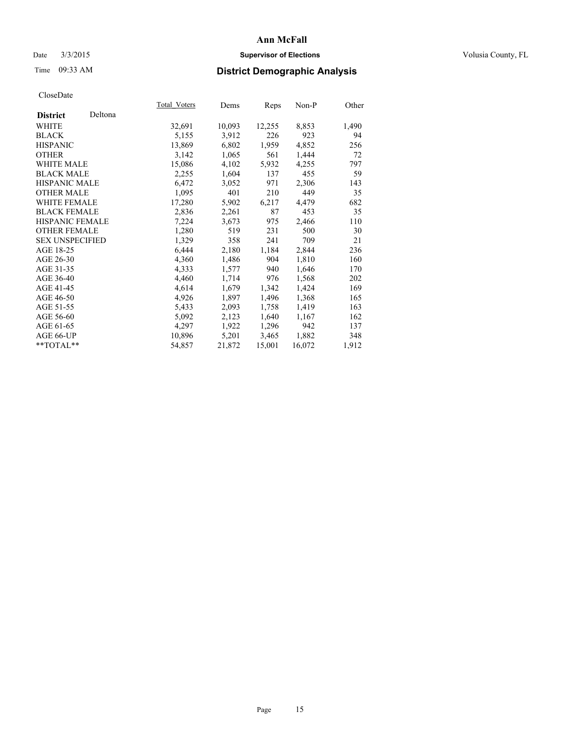# Ann McFall

Date 3/3/2015 **Supervisor of Elections** Volusia County, FL

Time 09:33 AM **District Demographic Analysis**

CloseDate

| | Total_Voters | Dems | Reps | Non-P | Other |
|---|---|---|---|---|---|
| **District** Deltona | | | | | |
| WHITE | 32,691 | 10,093 | 12,255 | 8,853 | 1,490 |
| BLACK | 5,155 | 3,912 | 226 | 923 | 94 |
| HISPANIC | 13,869 | 6,802 | 1,959 | 4,852 | 256 |
| OTHER | 3,142 | 1,065 | 561 | 1,444 | 72 |
| WHITE MALE | 15,086 | 4,102 | 5,932 | 4,255 | 797 |
| BLACK MALE | 2,255 | 1,604 | 137 | 455 | 59 |
| HISPANIC MALE | 6,472 | 3,052 | 971 | 2,306 | 143 |
| OTHER MALE | 1,095 | 401 | 210 | 449 | 35 |
| WHITE FEMALE | 17,280 | 5,902 | 6,217 | 4,479 | 682 |
| BLACK FEMALE | 2,836 | 2,261 | 87 | 453 | 35 |
| HISPANIC FEMALE | 7,224 | 3,673 | 975 | 2,466 | 110 |
| OTHER FEMALE | 1,280 | 519 | 231 | 500 | 30 |
| SEX UNSPECIFIED | 1,329 | 358 | 241 | 709 | 21 |
| AGE 18-25 | 6,444 | 2,180 | 1,184 | 2,844 | 236 |
| AGE 26-30 | 4,360 | 1,486 | 904 | 1,810 | 160 |
| AGE 31-35 | 4,333 | 1,577 | 940 | 1,646 | 170 |
| AGE 36-40 | 4,460 | 1,714 | 976 | 1,568 | 202 |
| AGE 41-45 | 4,614 | 1,679 | 1,342 | 1,424 | 169 |
| AGE 46-50 | 4,926 | 1,897 | 1,496 | 1,368 | 165 |
| AGE 51-55 | 5,433 | 2,093 | 1,758 | 1,419 | 163 |
| AGE 56-60 | 5,092 | 2,123 | 1,640 | 1,167 | 162 |
| AGE 61-65 | 4,297 | 1,922 | 1,296 | 942 | 137 |
| AGE 66-UP | 10,896 | 5,201 | 3,465 | 1,882 | 348 |
| **TOTAL** | 54,857 | 21,872 | 15,001 | 16,072 | 1,912 |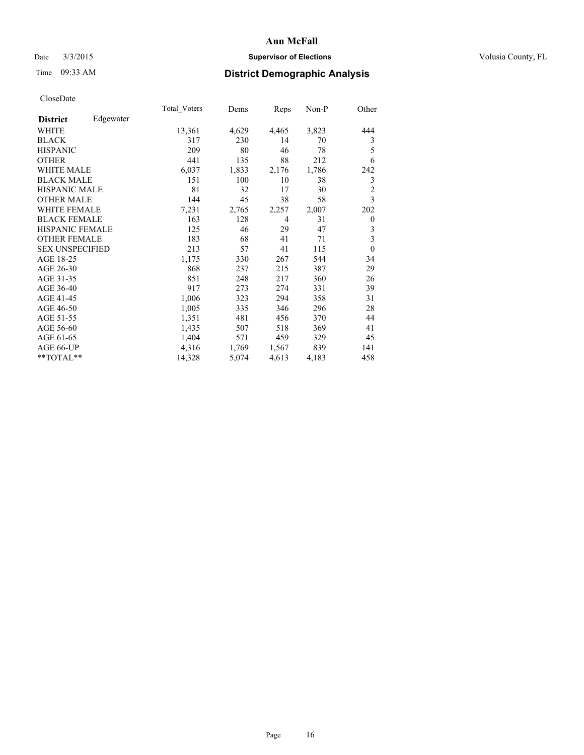Ann McFall

Date 3/3/2015 **Supervisor of Elections** Volusia County, FL

Time 09:33 AM **District Demographic Analysis**

CloseDate

| **District** Edgewater | Total_Voters | Dems | Reps | Non-P | Other |
|---|---|---|---|---|---|
| WHITE | 13,361 | 4,629 | 4,465 | 3,823 | 444 |
| BLACK | 317 | 230 | 14 | 70 | 3 |
| HISPANIC | 209 | 80 | 46 | 78 | 5 |
| OTHER | 441 | 135 | 88 | 212 | 6 |
| WHITE MALE | 6,037 | 1,833 | 2,176 | 1,786 | 242 |
| BLACK MALE | 151 | 100 | 10 | 38 | 3 |
| HISPANIC MALE | 81 | 32 | 17 | 30 | 2 |
| OTHER MALE | 144 | 45 | 38 | 58 | 3 |
| WHITE FEMALE | 7,231 | 2,765 | 2,257 | 2,007 | 202 |
| BLACK FEMALE | 163 | 128 | 4 | 31 | 0 |
| HISPANIC FEMALE | 125 | 46 | 29 | 47 | 3 |
| OTHER FEMALE | 183 | 68 | 41 | 71 | 3 |
| SEX UNSPECIFIED | 213 | 57 | 41 | 115 | 0 |
| AGE 18-25 | 1,175 | 330 | 267 | 544 | 34 |
| AGE 26-30 | 868 | 237 | 215 | 387 | 29 |
| AGE 31-35 | 851 | 248 | 217 | 360 | 26 |
| AGE 36-40 | 917 | 273 | 274 | 331 | 39 |
| AGE 41-45 | 1,006 | 323 | 294 | 358 | 31 |
| AGE 46-50 | 1,005 | 335 | 346 | 296 | 28 |
| AGE 51-55 | 1,351 | 481 | 456 | 370 | 44 |
| AGE 56-60 | 1,435 | 507 | 518 | 369 | 41 |
| AGE 61-65 | 1,404 | 571 | 459 | 329 | 45 |
| AGE 66-UP | 4,316 | 1,769 | 1,567 | 839 | 141 |
| **TOTAL** | 14,328 | 5,074 | 4,613 | 4,183 | 458 |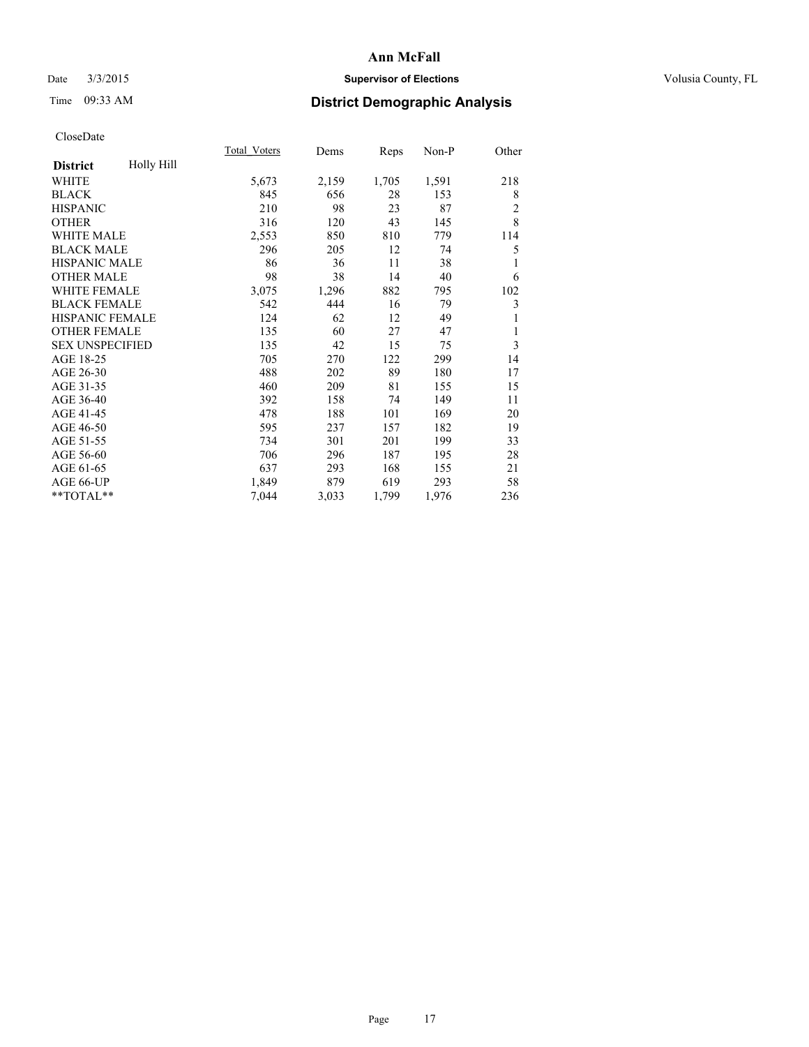# Ann McFall

Date 3/3/2015 **Supervisor of Elections** Volusia County, FL

Time 09:33 AM **District Demographic Analysis**

CloseDate

| **District** Holly Hill | Total_Voters | Dems | Reps | Non-P | Other |
|---|---|---|---|---|---|
| WHITE | 5,673 | 2,159 | 1,705 | 1,591 | 218 |
| BLACK | 845 | 656 | 28 | 153 | 8 |
| HISPANIC | 210 | 98 | 23 | 87 | 2 |
| OTHER | 316 | 120 | 43 | 145 | 8 |
| WHITE MALE | 2,553 | 850 | 810 | 779 | 114 |
| BLACK MALE | 296 | 205 | 12 | 74 | 5 |
| HISPANIC MALE | 86 | 36 | 11 | 38 | 1 |
| OTHER MALE | 98 | 38 | 14 | 40 | 6 |
| WHITE FEMALE | 3,075 | 1,296 | 882 | 795 | 102 |
| BLACK FEMALE | 542 | 444 | 16 | 79 | 3 |
| HISPANIC FEMALE | 124 | 62 | 12 | 49 | 1 |
| OTHER FEMALE | 135 | 60 | 27 | 47 | 1 |
| SEX UNSPECIFIED | 135 | 42 | 15 | 75 | 3 |
| AGE 18-25 | 705 | 270 | 122 | 299 | 14 |
| AGE 26-30 | 488 | 202 | 89 | 180 | 17 |
| AGE 31-35 | 460 | 209 | 81 | 155 | 15 |
| AGE 36-40 | 392 | 158 | 74 | 149 | 11 |
| AGE 41-45 | 478 | 188 | 101 | 169 | 20 |
| AGE 46-50 | 595 | 237 | 157 | 182 | 19 |
| AGE 51-55 | 734 | 301 | 201 | 199 | 33 |
| AGE 56-60 | 706 | 296 | 187 | 195 | 28 |
| AGE 61-65 | 637 | 293 | 168 | 155 | 21 |
| AGE 66-UP | 1,849 | 879 | 619 | 293 | 58 |
| **TOTAL** | 7,044 | 3,033 | 1,799 | 1,976 | 236 |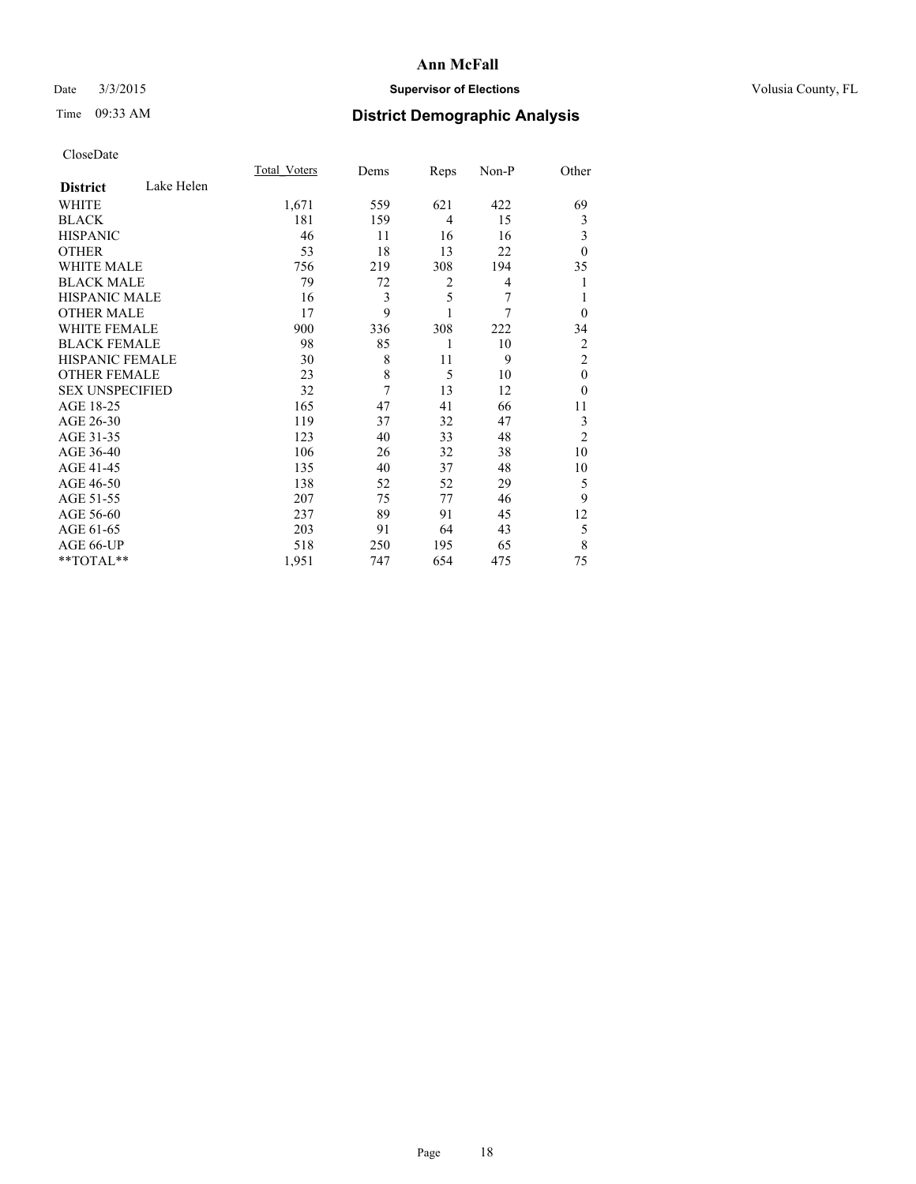CloseDate

| District | Lake Helen | Total_Voters | Dems | Reps | Non-P | Other |
|---|---|---|---|---|---|---|
| WHITE | | 1,671 | 559 | 621 | 422 | 69 |
| BLACK | | 181 | 159 | 4 | 15 | 3 |
| HISPANIC | | 46 | 11 | 16 | 16 | 3 |
| OTHER | | 53 | 18 | 13 | 22 | 0 |
| WHITE MALE | | 756 | 219 | 308 | 194 | 35 |
| BLACK MALE | | 79 | 72 | 2 | 4 | 1 |
| HISPANIC MALE | | 16 | 3 | 5 | 7 | 1 |
| OTHER MALE | | 17 | 9 | 1 | 7 | 0 |
| WHITE FEMALE | | 900 | 336 | 308 | 222 | 34 |
| BLACK FEMALE | | 98 | 85 | 1 | 10 | 2 |
| HISPANIC FEMALE | | 30 | 8 | 11 | 9 | 2 |
| OTHER FEMALE | | 23 | 8 | 5 | 10 | 0 |
| SEX UNSPECIFIED | | 32 | 7 | 13 | 12 | 0 |
| AGE 18-25 | | 165 | 47 | 41 | 66 | 11 |
| AGE 26-30 | | 119 | 37 | 32 | 47 | 3 |
| AGE 31-35 | | 123 | 40 | 33 | 48 | 2 |
| AGE 36-40 | | 106 | 26 | 32 | 38 | 10 |
| AGE 41-45 | | 135 | 40 | 37 | 48 | 10 |
| AGE 46-50 | | 138 | 52 | 52 | 29 | 5 |
| AGE 51-55 | | 207 | 75 | 77 | 46 | 9 |
| AGE 56-60 | | 237 | 89 | 91 | 45 | 12 |
| AGE 61-65 | | 203 | 91 | 64 | 43 | 5 |
| AGE 66-UP | | 518 | 250 | 195 | 65 | 8 |
| **TOTAL** | | 1,951 | 747 | 654 | 475 | 75 |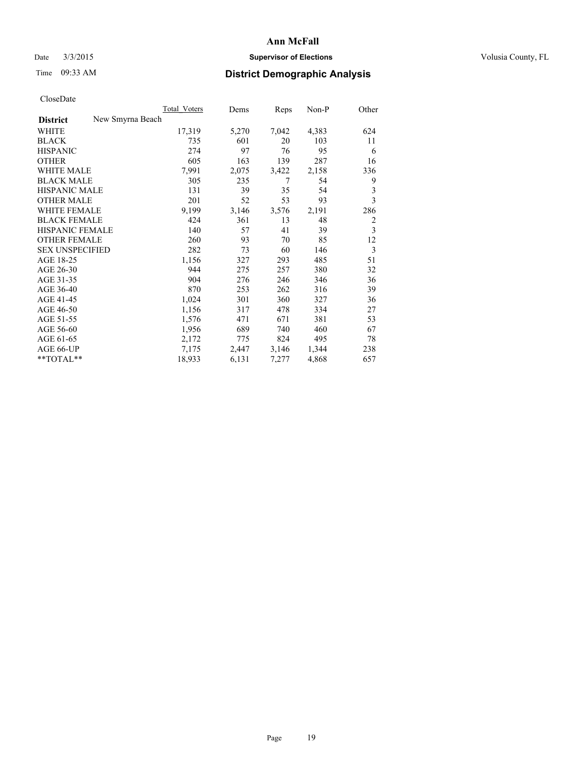# Ann McFall

Date 3/3/2015 **Supervisor of Elections** Volusia County, FL

Time 09:33 AM **District Demographic Analysis**

CloseDate

| | Total_Voters | Dems | Reps | Non-P | Other |
|---|---|---|---|---|---|
| **District** New Smyrna Beach | | | | | |
| WHITE | 17,319 | 5,270 | 7,042 | 4,383 | 624 |
| BLACK | 735 | 601 | 20 | 103 | 11 |
| HISPANIC | 274 | 97 | 76 | 95 | 6 |
| OTHER | 605 | 163 | 139 | 287 | 16 |
| WHITE MALE | 7,991 | 2,075 | 3,422 | 2,158 | 336 |
| BLACK MALE | 305 | 235 | 7 | 54 | 9 |
| HISPANIC MALE | 131 | 39 | 35 | 54 | 3 |
| OTHER MALE | 201 | 52 | 53 | 93 | 3 |
| WHITE FEMALE | 9,199 | 3,146 | 3,576 | 2,191 | 286 |
| BLACK FEMALE | 424 | 361 | 13 | 48 | 2 |
| HISPANIC FEMALE | 140 | 57 | 41 | 39 | 3 |
| OTHER FEMALE | 260 | 93 | 70 | 85 | 12 |
| SEX UNSPECIFIED | 282 | 73 | 60 | 146 | 3 |
| AGE 18-25 | 1,156 | 327 | 293 | 485 | 51 |
| AGE 26-30 | 944 | 275 | 257 | 380 | 32 |
| AGE 31-35 | 904 | 276 | 246 | 346 | 36 |
| AGE 36-40 | 870 | 253 | 262 | 316 | 39 |
| AGE 41-45 | 1,024 | 301 | 360 | 327 | 36 |
| AGE 46-50 | 1,156 | 317 | 478 | 334 | 27 |
| AGE 51-55 | 1,576 | 471 | 671 | 381 | 53 |
| AGE 56-60 | 1,956 | 689 | 740 | 460 | 67 |
| AGE 61-65 | 2,172 | 775 | 824 | 495 | 78 |
| AGE 66-UP | 7,175 | 2,447 | 3,146 | 1,344 | 238 |
| **TOTAL** | 18,933 | 6,131 | 7,277 | 4,868 | 657 |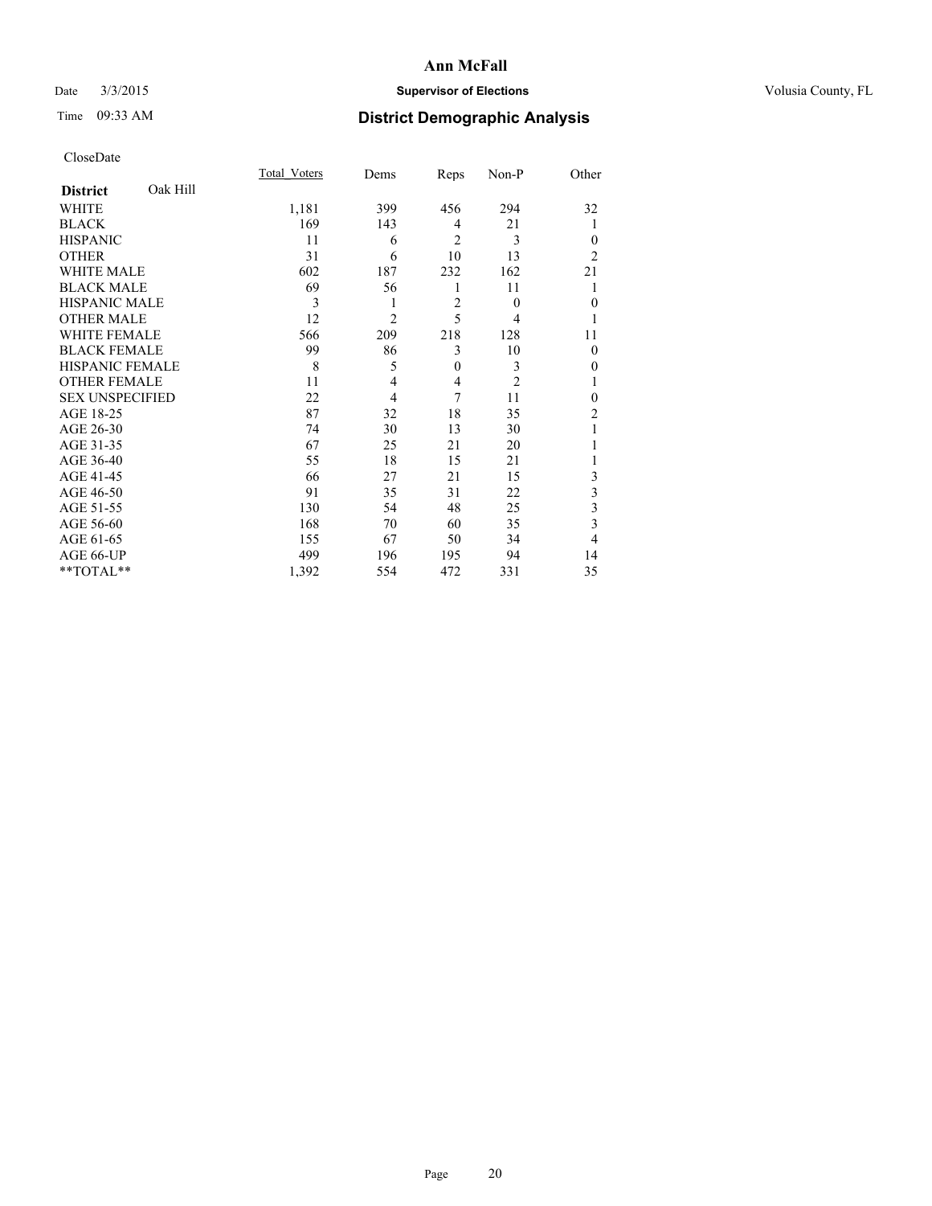# Ann McFall

Date 3/3/2015 **Supervisor of Elections** Volusia County, FL

Time 09:33 AM **District Demographic Analysis**

CloseDate

| **District** Oak Hill | Total_Voters | Dems | Reps | Non-P | Other |
|---|---|---|---|---|---|
| WHITE | 1,181 | 399 | 456 | 294 | 32 |
| BLACK | 169 | 143 | 4 | 21 | 1 |
| HISPANIC | 11 | 6 | 2 | 3 | 0 |
| OTHER | 31 | 6 | 10 | 13 | 2 |
| WHITE MALE | 602 | 187 | 232 | 162 | 21 |
| BLACK MALE | 69 | 56 | 1 | 11 | 1 |
| HISPANIC MALE | 3 | 1 | 2 | 0 | 0 |
| OTHER MALE | 12 | 2 | 5 | 4 | 1 |
| WHITE FEMALE | 566 | 209 | 218 | 128 | 11 |
| BLACK FEMALE | 99 | 86 | 3 | 10 | 0 |
| HISPANIC FEMALE | 8 | 5 | 0 | 3 | 0 |
| OTHER FEMALE | 11 | 4 | 4 | 2 | 1 |
| SEX UNSPECIFIED | 22 | 4 | 7 | 11 | 0 |
| AGE 18-25 | 87 | 32 | 18 | 35 | 2 |
| AGE 26-30 | 74 | 30 | 13 | 30 | 1 |
| AGE 31-35 | 67 | 25 | 21 | 20 | 1 |
| AGE 36-40 | 55 | 18 | 15 | 21 | 1 |
| AGE 41-45 | 66 | 27 | 21 | 15 | 3 |
| AGE 46-50 | 91 | 35 | 31 | 22 | 3 |
| AGE 51-55 | 130 | 54 | 48 | 25 | 3 |
| AGE 56-60 | 168 | 70 | 60 | 35 | 3 |
| AGE 61-65 | 155 | 67 | 50 | 34 | 4 |
| AGE 66-UP | 499 | 196 | 195 | 94 | 14 |
| **TOTAL** | 1,392 | 554 | 472 | 331 | 35 |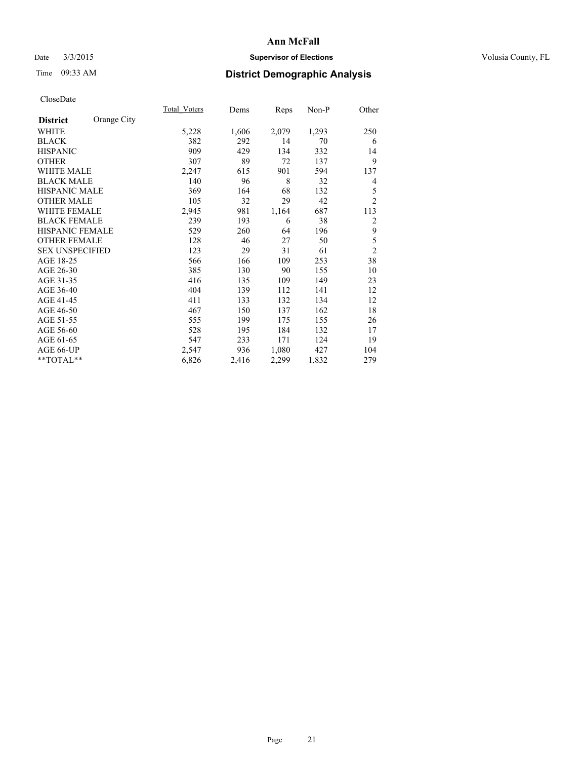# Ann McFall

Date 3/3/2015 **Supervisor of Elections** Volusia County, FL

Time 09:33 AM

## District Demographic Analysis

CloseDate

| District | Orange City | Total_Voters | Dems | Reps | Non-P | Other |
|---|---|---|---|---|---|---|
| WHITE | | 5,228 | 1,606 | 2,079 | 1,293 | 250 |
| BLACK | | 382 | 292 | 14 | 70 | 6 |
| HISPANIC | | 909 | 429 | 134 | 332 | 14 |
| OTHER | | 307 | 89 | 72 | 137 | 9 |
| WHITE MALE | | 2,247 | 615 | 901 | 594 | 137 |
| BLACK MALE | | 140 | 96 | 8 | 32 | 4 |
| HISPANIC MALE | | 369 | 164 | 68 | 132 | 5 |
| OTHER MALE | | 105 | 32 | 29 | 42 | 2 |
| WHITE FEMALE | | 2,945 | 981 | 1,164 | 687 | 113 |
| BLACK FEMALE | | 239 | 193 | 6 | 38 | 2 |
| HISPANIC FEMALE | | 529 | 260 | 64 | 196 | 9 |
| OTHER FEMALE | | 128 | 46 | 27 | 50 | 5 |
| SEX UNSPECIFIED | | 123 | 29 | 31 | 61 | 2 |
| AGE 18-25 | | 566 | 166 | 109 | 253 | 38 |
| AGE 26-30 | | 385 | 130 | 90 | 155 | 10 |
| AGE 31-35 | | 416 | 135 | 109 | 149 | 23 |
| AGE 36-40 | | 404 | 139 | 112 | 141 | 12 |
| AGE 41-45 | | 411 | 133 | 132 | 134 | 12 |
| AGE 46-50 | | 467 | 150 | 137 | 162 | 18 |
| AGE 51-55 | | 555 | 199 | 175 | 155 | 26 |
| AGE 56-60 | | 528 | 195 | 184 | 132 | 17 |
| AGE 61-65 | | 547 | 233 | 171 | 124 | 19 |
| AGE 66-UP | | 2,547 | 936 | 1,080 | 427 | 104 |
| **TOTAL** | | 6,826 | 2,416 | 2,299 | 1,832 | 279 |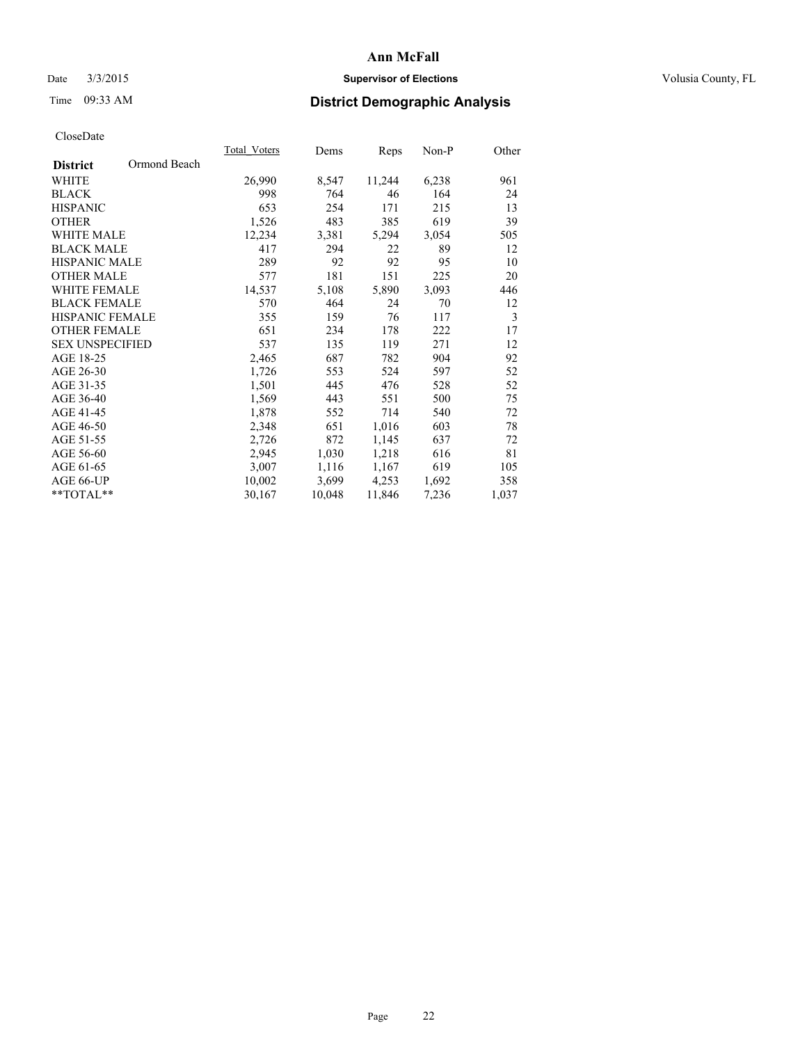# Ann McFall

Date 3/3/2015 **Supervisor of Elections** Volusia County, FL

Time 09:33 AM **District Demographic Analysis**

CloseDate

| District | Ormond Beach | Total_Voters | Dems | Reps | Non-P | Other |
|---|---|---|---|---|---|---|
| WHITE | | 26,990 | 8,547 | 11,244 | 6,238 | 961 |
| BLACK | | 998 | 764 | 46 | 164 | 24 |
| HISPANIC | | 653 | 254 | 171 | 215 | 13 |
| OTHER | | 1,526 | 483 | 385 | 619 | 39 |
| WHITE MALE | | 12,234 | 3,381 | 5,294 | 3,054 | 505 |
| BLACK MALE | | 417 | 294 | 22 | 89 | 12 |
| HISPANIC MALE | | 289 | 92 | 92 | 95 | 10 |
| OTHER MALE | | 577 | 181 | 151 | 225 | 20 |
| WHITE FEMALE | | 14,537 | 5,108 | 5,890 | 3,093 | 446 |
| BLACK FEMALE | | 570 | 464 | 24 | 70 | 12 |
| HISPANIC FEMALE | | 355 | 159 | 76 | 117 | 3 |
| OTHER FEMALE | | 651 | 234 | 178 | 222 | 17 |
| SEX UNSPECIFIED | | 537 | 135 | 119 | 271 | 12 |
| AGE 18-25 | | 2,465 | 687 | 782 | 904 | 92 |
| AGE 26-30 | | 1,726 | 553 | 524 | 597 | 52 |
| AGE 31-35 | | 1,501 | 445 | 476 | 528 | 52 |
| AGE 36-40 | | 1,569 | 443 | 551 | 500 | 75 |
| AGE 41-45 | | 1,878 | 552 | 714 | 540 | 72 |
| AGE 46-50 | | 2,348 | 651 | 1,016 | 603 | 78 |
| AGE 51-55 | | 2,726 | 872 | 1,145 | 637 | 72 |
| AGE 56-60 | | 2,945 | 1,030 | 1,218 | 616 | 81 |
| AGE 61-65 | | 3,007 | 1,116 | 1,167 | 619 | 105 |
| AGE 66-UP | | 10,002 | 3,699 | 4,253 | 1,692 | 358 |
| **TOTAL** | | 30,167 | 10,048 | 11,846 | 7,236 | 1,037 |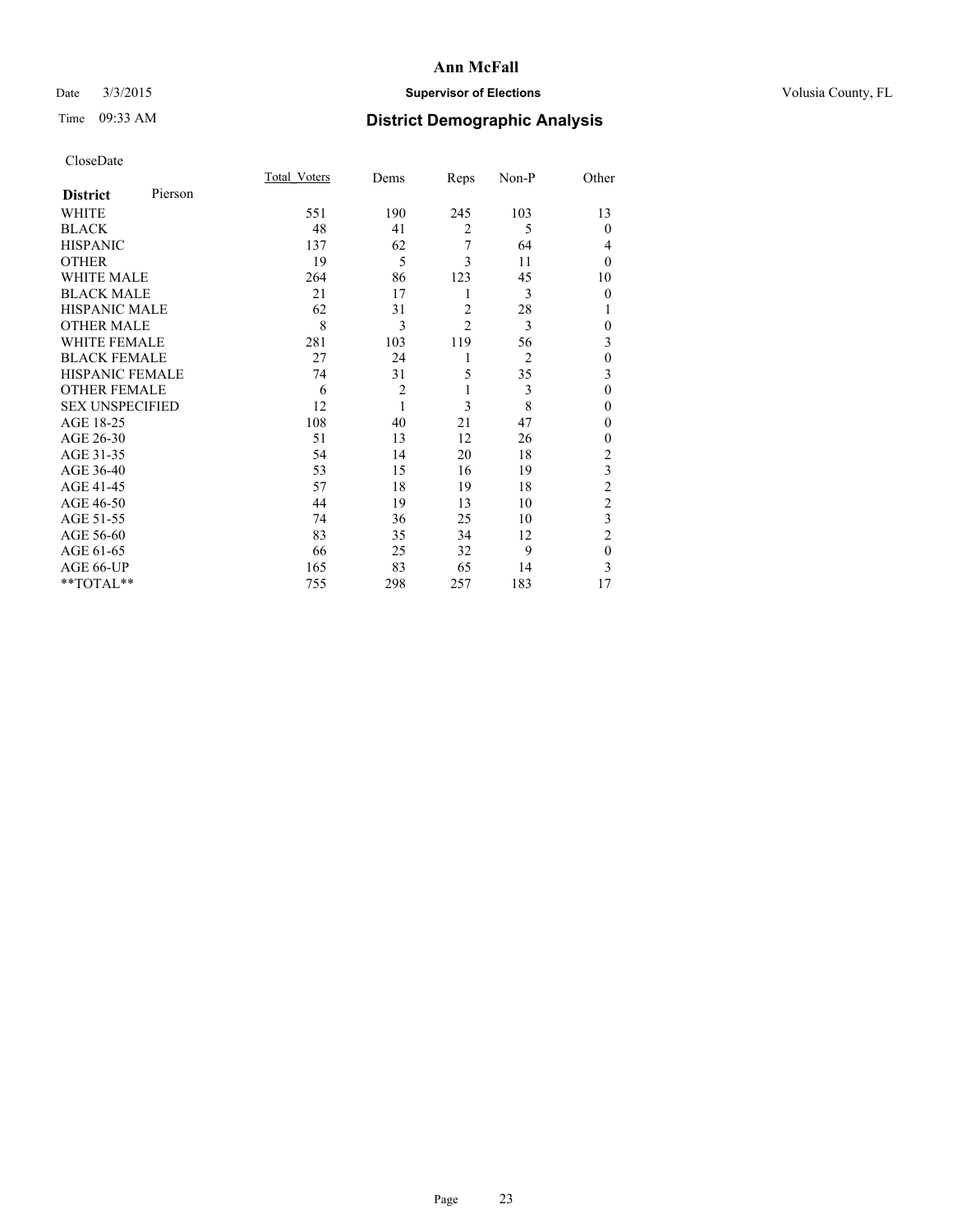**Ann McFall**

Date 3/3/2015 **Supervisor of Elections** Volusia County, FL

Time 09:33 AM **District Demographic Analysis**

CloseDate

| **District** Pierson | Total_Voters | Dems | Reps | Non-P | Other |
|---|---|---|---|---|---|
| WHITE | 551 | 190 | 245 | 103 | 13 |
| BLACK | 48 | 41 | 2 | 5 | 0 |
| HISPANIC | 137 | 62 | 7 | 64 | 4 |
| OTHER | 19 | 5 | 3 | 11 | 0 |
| WHITE MALE | 264 | 86 | 123 | 45 | 10 |
| BLACK MALE | 21 | 17 | 1 | 3 | 0 |
| HISPANIC MALE | 62 | 31 | 2 | 28 | 1 |
| OTHER MALE | 8 | 3 | 2 | 3 | 0 |
| WHITE FEMALE | 281 | 103 | 119 | 56 | 3 |
| BLACK FEMALE | 27 | 24 | 1 | 2 | 0 |
| HISPANIC FEMALE | 74 | 31 | 5 | 35 | 3 |
| OTHER FEMALE | 6 | 2 | 1 | 3 | 0 |
| SEX UNSPECIFIED | 12 | 1 | 3 | 8 | 0 |
| AGE 18-25 | 108 | 40 | 21 | 47 | 0 |
| AGE 26-30 | 51 | 13 | 12 | 26 | 0 |
| AGE 31-35 | 54 | 14 | 20 | 18 | 2 |
| AGE 36-40 | 53 | 15 | 16 | 19 | 3 |
| AGE 41-45 | 57 | 18 | 19 | 18 | 2 |
| AGE 46-50 | 44 | 19 | 13 | 10 | 2 |
| AGE 51-55 | 74 | 36 | 25 | 10 | 3 |
| AGE 56-60 | 83 | 35 | 34 | 12 | 2 |
| AGE 61-65 | 66 | 25 | 32 | 9 | 0 |
| AGE 66-UP | 165 | 83 | 65 | 14 | 3 |
| **TOTAL** | 755 | 298 | 257 | 183 | 17 |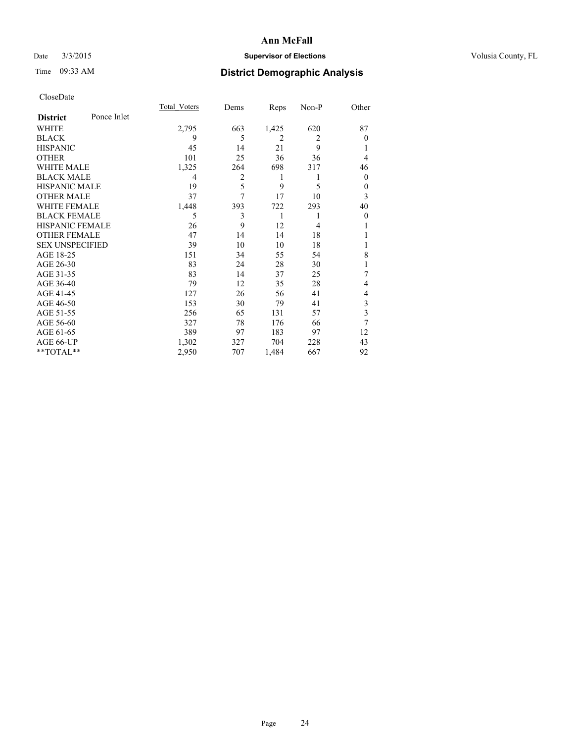# Ann McFall

Date 3/3/2015 **Supervisor of Elections** Volusia County, FL

Time 09:33 AM **District Demographic Analysis**

CloseDate

| **District** Ponce Inlet | Total_Voters | Dems | Reps | Non-P | Other |
|---|---|---|---|---|---|
| WHITE | 2,795 | 663 | 1,425 | 620 | 87 |
| BLACK | 9 | 5 | 2 | 2 | 0 |
| HISPANIC | 45 | 14 | 21 | 9 | 1 |
| OTHER | 101 | 25 | 36 | 36 | 4 |
| WHITE MALE | 1,325 | 264 | 698 | 317 | 46 |
| BLACK MALE | 4 | 2 | 1 | 1 | 0 |
| HISPANIC MALE | 19 | 5 | 9 | 5 | 0 |
| OTHER MALE | 37 | 7 | 17 | 10 | 3 |
| WHITE FEMALE | 1,448 | 393 | 722 | 293 | 40 |
| BLACK FEMALE | 5 | 3 | 1 | 1 | 0 |
| HISPANIC FEMALE | 26 | 9 | 12 | 4 | 1 |
| OTHER FEMALE | 47 | 14 | 14 | 18 | 1 |
| SEX UNSPECIFIED | 39 | 10 | 10 | 18 | 1 |
| AGE 18-25 | 151 | 34 | 55 | 54 | 8 |
| AGE 26-30 | 83 | 24 | 28 | 30 | 1 |
| AGE 31-35 | 83 | 14 | 37 | 25 | 7 |
| AGE 36-40 | 79 | 12 | 35 | 28 | 4 |
| AGE 41-45 | 127 | 26 | 56 | 41 | 4 |
| AGE 46-50 | 153 | 30 | 79 | 41 | 3 |
| AGE 51-55 | 256 | 65 | 131 | 57 | 3 |
| AGE 56-60 | 327 | 78 | 176 | 66 | 7 |
| AGE 61-65 | 389 | 97 | 183 | 97 | 12 |
| AGE 66-UP | 1,302 | 327 | 704 | 228 | 43 |
| **TOTAL** | 2,950 | 707 | 1,484 | 667 | 92 |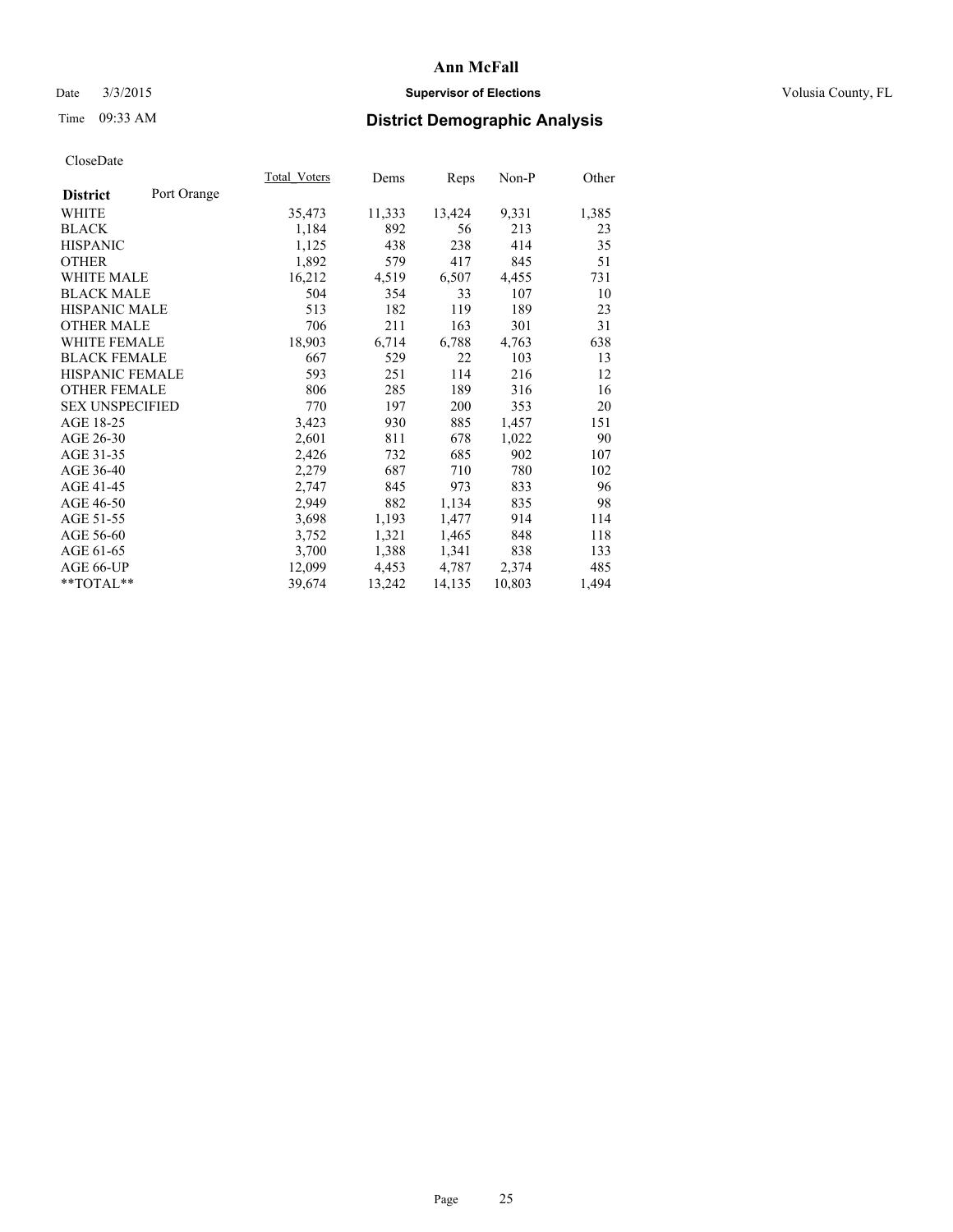Ann McFall

Date 3/3/2015 **Supervisor of Elections** Volusia County, FL

Time 09:33 AM **District Demographic Analysis**

CloseDate

| **District** Port Orange | Total_Voters | Dems | Reps | Non-P | Other |
|---|---|---|---|---|---|
| WHITE | 35,473 | 11,333 | 13,424 | 9,331 | 1,385 |
| BLACK | 1,184 | 892 | 56 | 213 | 23 |
| HISPANIC | 1,125 | 438 | 238 | 414 | 35 |
| OTHER | 1,892 | 579 | 417 | 845 | 51 |
| WHITE MALE | 16,212 | 4,519 | 6,507 | 4,455 | 731 |
| BLACK MALE | 504 | 354 | 33 | 107 | 10 |
| HISPANIC MALE | 513 | 182 | 119 | 189 | 23 |
| OTHER MALE | 706 | 211 | 163 | 301 | 31 |
| WHITE FEMALE | 18,903 | 6,714 | 6,788 | 4,763 | 638 |
| BLACK FEMALE | 667 | 529 | 22 | 103 | 13 |
| HISPANIC FEMALE | 593 | 251 | 114 | 216 | 12 |
| OTHER FEMALE | 806 | 285 | 189 | 316 | 16 |
| SEX UNSPECIFIED | 770 | 197 | 200 | 353 | 20 |
| AGE 18-25 | 3,423 | 930 | 885 | 1,457 | 151 |
| AGE 26-30 | 2,601 | 811 | 678 | 1,022 | 90 |
| AGE 31-35 | 2,426 | 732 | 685 | 902 | 107 |
| AGE 36-40 | 2,279 | 687 | 710 | 780 | 102 |
| AGE 41-45 | 2,747 | 845 | 973 | 833 | 96 |
| AGE 46-50 | 2,949 | 882 | 1,134 | 835 | 98 |
| AGE 51-55 | 3,698 | 1,193 | 1,477 | 914 | 114 |
| AGE 56-60 | 3,752 | 1,321 | 1,465 | 848 | 118 |
| AGE 61-65 | 3,700 | 1,388 | 1,341 | 838 | 133 |
| AGE 66-UP | 12,099 | 4,453 | 4,787 | 2,374 | 485 |
| **TOTAL** | 39,674 | 13,242 | 14,135 | 10,803 | 1,494 |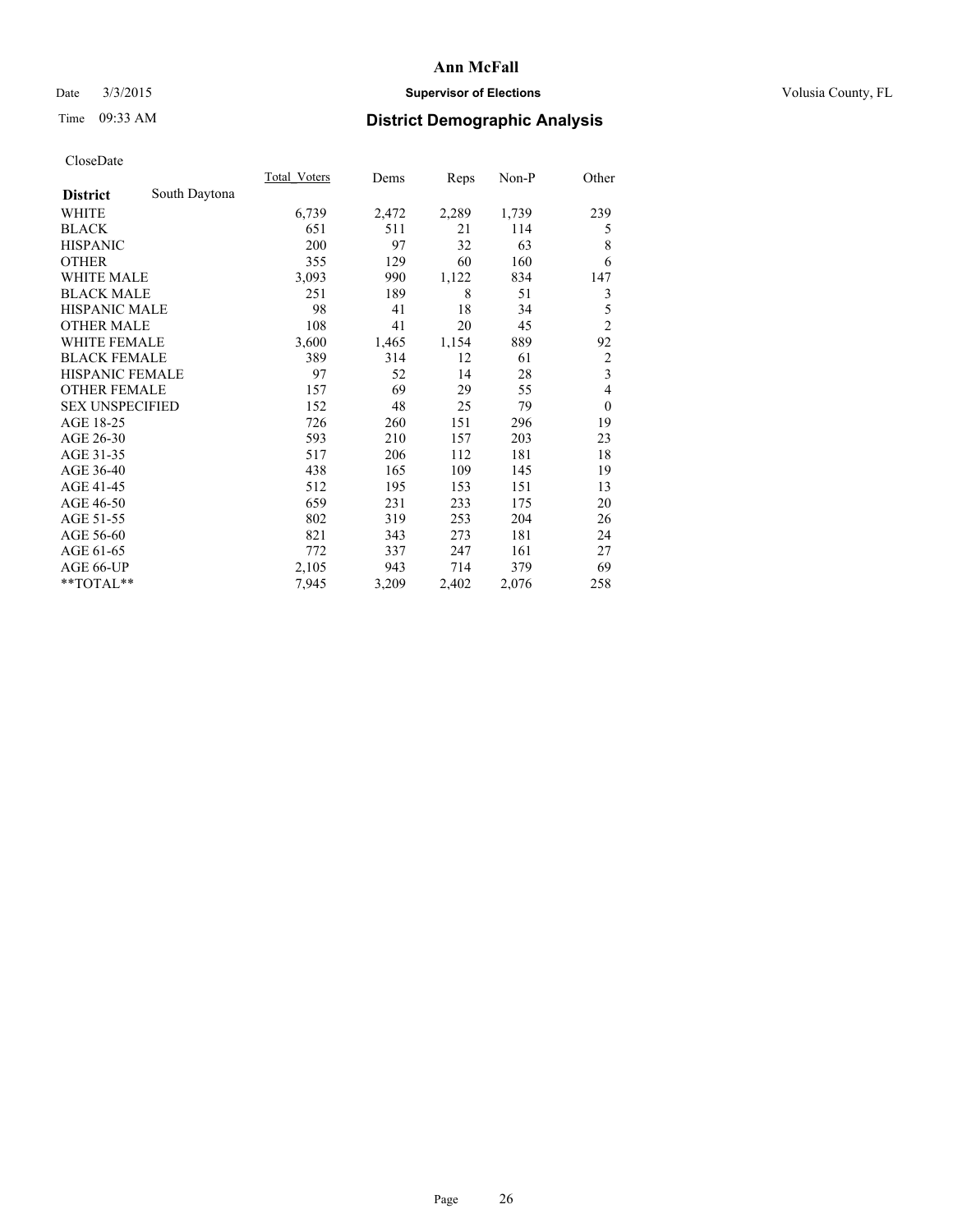# Ann McFall

Date 3/3/2015 **Supervisor of Elections** Volusia County, FL

Time 09:33 AM **District Demographic Analysis**

CloseDate

| **District** South Daytona | Total_Voters | Dems | Reps | Non-P | Other |
|---|---|---|---|---|---|
| WHITE | 6,739 | 2,472 | 2,289 | 1,739 | 239 |
| BLACK | 651 | 511 | 21 | 114 | 5 |
| HISPANIC | 200 | 97 | 32 | 63 | 8 |
| OTHER | 355 | 129 | 60 | 160 | 6 |
| WHITE MALE | 3,093 | 990 | 1,122 | 834 | 147 |
| BLACK MALE | 251 | 189 | 8 | 51 | 3 |
| HISPANIC MALE | 98 | 41 | 18 | 34 | 5 |
| OTHER MALE | 108 | 41 | 20 | 45 | 2 |
| WHITE FEMALE | 3,600 | 1,465 | 1,154 | 889 | 92 |
| BLACK FEMALE | 389 | 314 | 12 | 61 | 2 |
| HISPANIC FEMALE | 97 | 52 | 14 | 28 | 3 |
| OTHER FEMALE | 157 | 69 | 29 | 55 | 4 |
| SEX UNSPECIFIED | 152 | 48 | 25 | 79 | 0 |
| AGE 18-25 | 726 | 260 | 151 | 296 | 19 |
| AGE 26-30 | 593 | 210 | 157 | 203 | 23 |
| AGE 31-35 | 517 | 206 | 112 | 181 | 18 |
| AGE 36-40 | 438 | 165 | 109 | 145 | 19 |
| AGE 41-45 | 512 | 195 | 153 | 151 | 13 |
| AGE 46-50 | 659 | 231 | 233 | 175 | 20 |
| AGE 51-55 | 802 | 319 | 253 | 204 | 26 |
| AGE 56-60 | 821 | 343 | 273 | 181 | 24 |
| AGE 61-65 | 772 | 337 | 247 | 161 | 27 |
| AGE 66-UP | 2,105 | 943 | 714 | 379 | 69 |
| **TOTAL** | 7,945 | 3,209 | 2,402 | 2,076 | 258 |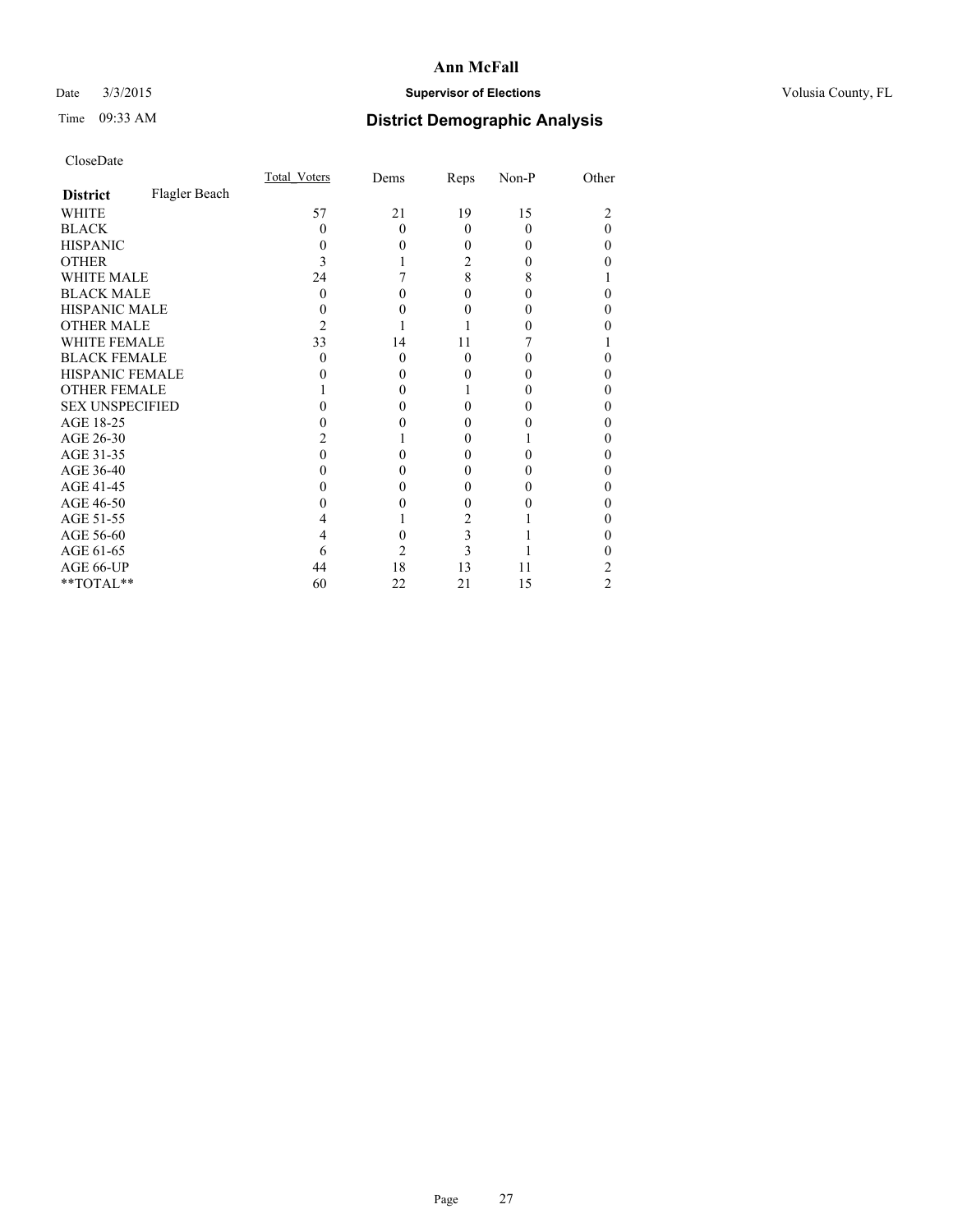# Ann McFall

Date 3/3/2015 **Supervisor of Elections** Volusia County, FL

Time 09:33 AM **District Demographic Analysis**

CloseDate

| **District** Flagler Beach | Total_Voters | Dems | Reps | Non-P | Other |
|---|---|---|---|---|---|
| WHITE | 57 | 21 | 19 | 15 | 2 |
| BLACK | 0 | 0 | 0 | 0 | 0 |
| HISPANIC | 0 | 0 | 0 | 0 | 0 |
| OTHER | 3 | 1 | 2 | 0 | 0 |
| WHITE MALE | 24 | 7 | 8 | 8 | 1 |
| BLACK MALE | 0 | 0 | 0 | 0 | 0 |
| HISPANIC MALE | 0 | 0 | 0 | 0 | 0 |
| OTHER MALE | 2 | 1 | 1 | 0 | 0 |
| WHITE FEMALE | 33 | 14 | 11 | 7 | 1 |
| BLACK FEMALE | 0 | 0 | 0 | 0 | 0 |
| HISPANIC FEMALE | 0 | 0 | 0 | 0 | 0 |
| OTHER FEMALE | 1 | 0 | 1 | 0 | 0 |
| SEX UNSPECIFIED | 0 | 0 | 0 | 0 | 0 |
| AGE 18-25 | 0 | 0 | 0 | 0 | 0 |
| AGE 26-30 | 2 | 1 | 0 | 1 | 0 |
| AGE 31-35 | 0 | 0 | 0 | 0 | 0 |
| AGE 36-40 | 0 | 0 | 0 | 0 | 0 |
| AGE 41-45 | 0 | 0 | 0 | 0 | 0 |
| AGE 46-50 | 0 | 0 | 0 | 0 | 0 |
| AGE 51-55 | 4 | 1 | 2 | 1 | 0 |
| AGE 56-60 | 4 | 0 | 3 | 1 | 0 |
| AGE 61-65 | 6 | 2 | 3 | 1 | 0 |
| AGE 66-UP | 44 | 18 | 13 | 11 | 2 |
| **TOTAL** | 60 | 22 | 21 | 15 | 2 |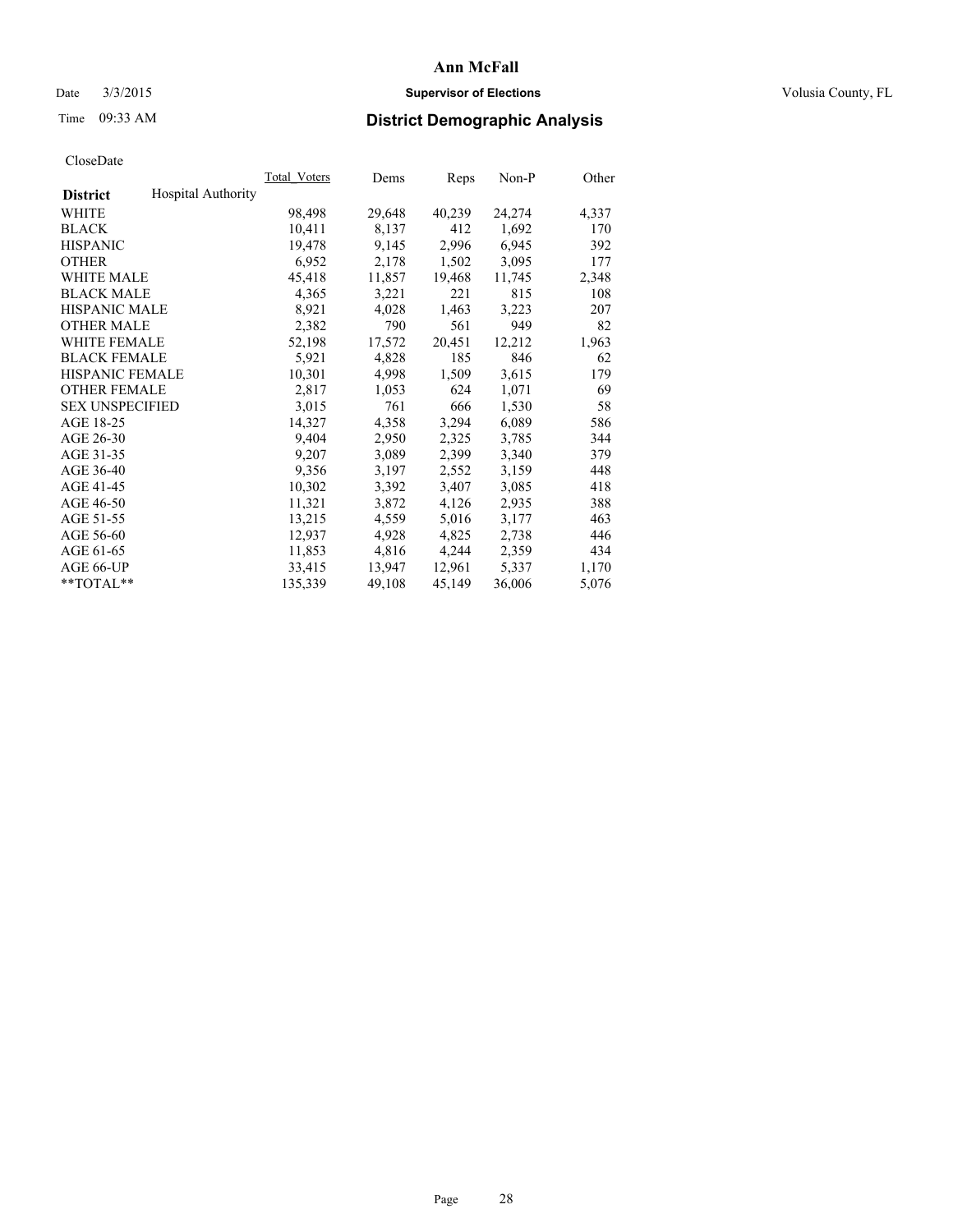# Ann McFall

Date 3/3/2015 **Supervisor of Elections** Volusia County, FL

Time 09:33 AM **District Demographic Analysis**

CloseDate

| District | Hospital Authority | Total_Voters | Dems | Reps | Non-P | Other |
|---|---|---|---|---|---|---|
| WHITE | | 98,498 | 29,648 | 40,239 | 24,274 | 4,337 |
| BLACK | | 10,411 | 8,137 | 412 | 1,692 | 170 |
| HISPANIC | | 19,478 | 9,145 | 2,996 | 6,945 | 392 |
| OTHER | | 6,952 | 2,178 | 1,502 | 3,095 | 177 |
| WHITE MALE | | 45,418 | 11,857 | 19,468 | 11,745 | 2,348 |
| BLACK MALE | | 4,365 | 3,221 | 221 | 815 | 108 |
| HISPANIC MALE | | 8,921 | 4,028 | 1,463 | 3,223 | 207 |
| OTHER MALE | | 2,382 | 790 | 561 | 949 | 82 |
| WHITE FEMALE | | 52,198 | 17,572 | 20,451 | 12,212 | 1,963 |
| BLACK FEMALE | | 5,921 | 4,828 | 185 | 846 | 62 |
| HISPANIC FEMALE | | 10,301 | 4,998 | 1,509 | 3,615 | 179 |
| OTHER FEMALE | | 2,817 | 1,053 | 624 | 1,071 | 69 |
| SEX UNSPECIFIED | | 3,015 | 761 | 666 | 1,530 | 58 |
| AGE 18-25 | | 14,327 | 4,358 | 3,294 | 6,089 | 586 |
| AGE 26-30 | | 9,404 | 2,950 | 2,325 | 3,785 | 344 |
| AGE 31-35 | | 9,207 | 3,089 | 2,399 | 3,340 | 379 |
| AGE 36-40 | | 9,356 | 3,197 | 2,552 | 3,159 | 448 |
| AGE 41-45 | | 10,302 | 3,392 | 3,407 | 3,085 | 418 |
| AGE 46-50 | | 11,321 | 3,872 | 4,126 | 2,935 | 388 |
| AGE 51-55 | | 13,215 | 4,559 | 5,016 | 3,177 | 463 |
| AGE 56-60 | | 12,937 | 4,928 | 4,825 | 2,738 | 446 |
| AGE 61-65 | | 11,853 | 4,816 | 4,244 | 2,359 | 434 |
| AGE 66-UP | | 33,415 | 13,947 | 12,961 | 5,337 | 1,170 |
| **TOTAL** | | 135,339 | 49,108 | 45,149 | 36,006 | 5,076 |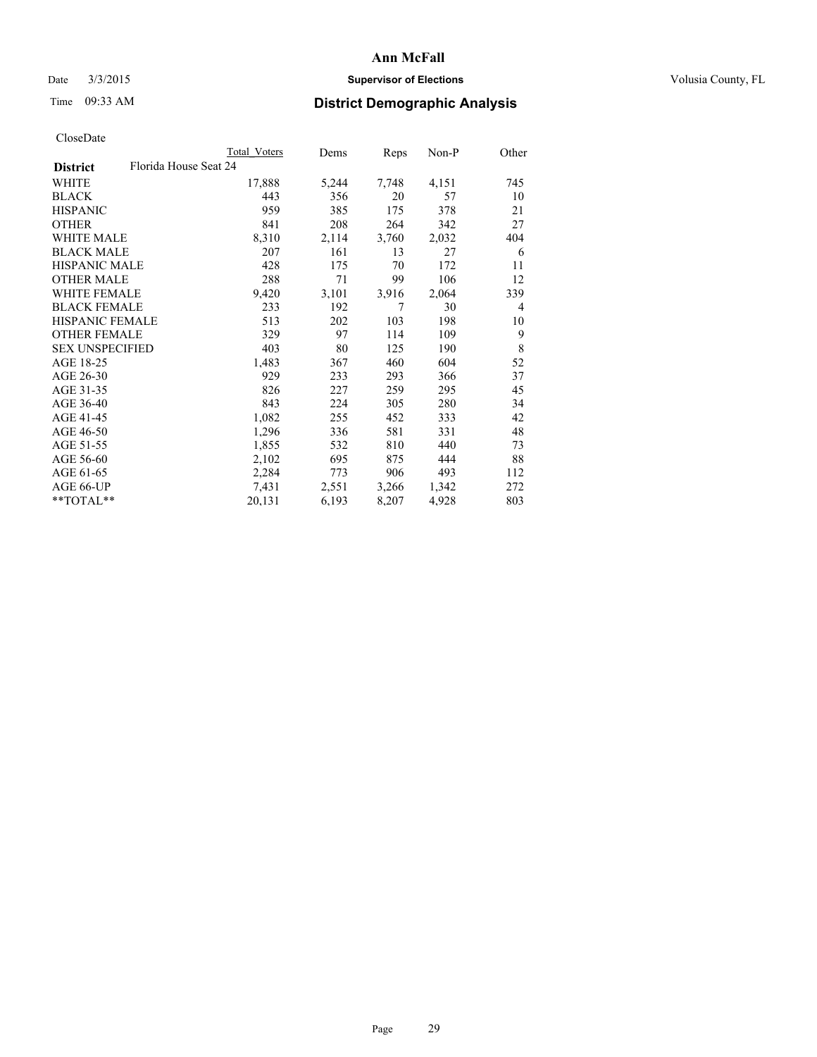CloseDate

| District | Florida House Seat 24 | Total Voters | Dems | Reps | Non-P | Other |
|---|---|---|---|---|---|---|
| WHITE | | 17,888 | 5,244 | 7,748 | 4,151 | 745 |
| BLACK | | 443 | 356 | 20 | 57 | 10 |
| HISPANIC | | 959 | 385 | 175 | 378 | 21 |
| OTHER | | 841 | 208 | 264 | 342 | 27 |
| WHITE MALE | | 8,310 | 2,114 | 3,760 | 2,032 | 404 |
| BLACK MALE | | 207 | 161 | 13 | 27 | 6 |
| HISPANIC MALE | | 428 | 175 | 70 | 172 | 11 |
| OTHER MALE | | 288 | 71 | 99 | 106 | 12 |
| WHITE FEMALE | | 9,420 | 3,101 | 3,916 | 2,064 | 339 |
| BLACK FEMALE | | 233 | 192 | 7 | 30 | 4 |
| HISPANIC FEMALE | | 513 | 202 | 103 | 198 | 10 |
| OTHER FEMALE | | 329 | 97 | 114 | 109 | 9 |
| SEX UNSPECIFIED | | 403 | 80 | 125 | 190 | 8 |
| AGE 18-25 | | 1,483 | 367 | 460 | 604 | 52 |
| AGE 26-30 | | 929 | 233 | 293 | 366 | 37 |
| AGE 31-35 | | 826 | 227 | 259 | 295 | 45 |
| AGE 36-40 | | 843 | 224 | 305 | 280 | 34 |
| AGE 41-45 | | 1,082 | 255 | 452 | 333 | 42 |
| AGE 46-50 | | 1,296 | 336 | 581 | 331 | 48 |
| AGE 51-55 | | 1,855 | 532 | 810 | 440 | 73 |
| AGE 56-60 | | 2,102 | 695 | 875 | 444 | 88 |
| AGE 61-65 | | 2,284 | 773 | 906 | 493 | 112 |
| AGE 66-UP | | 7,431 | 2,551 | 3,266 | 1,342 | 272 |
| **TOTAL** | | 20,131 | 6,193 | 8,207 | 4,928 | 803 |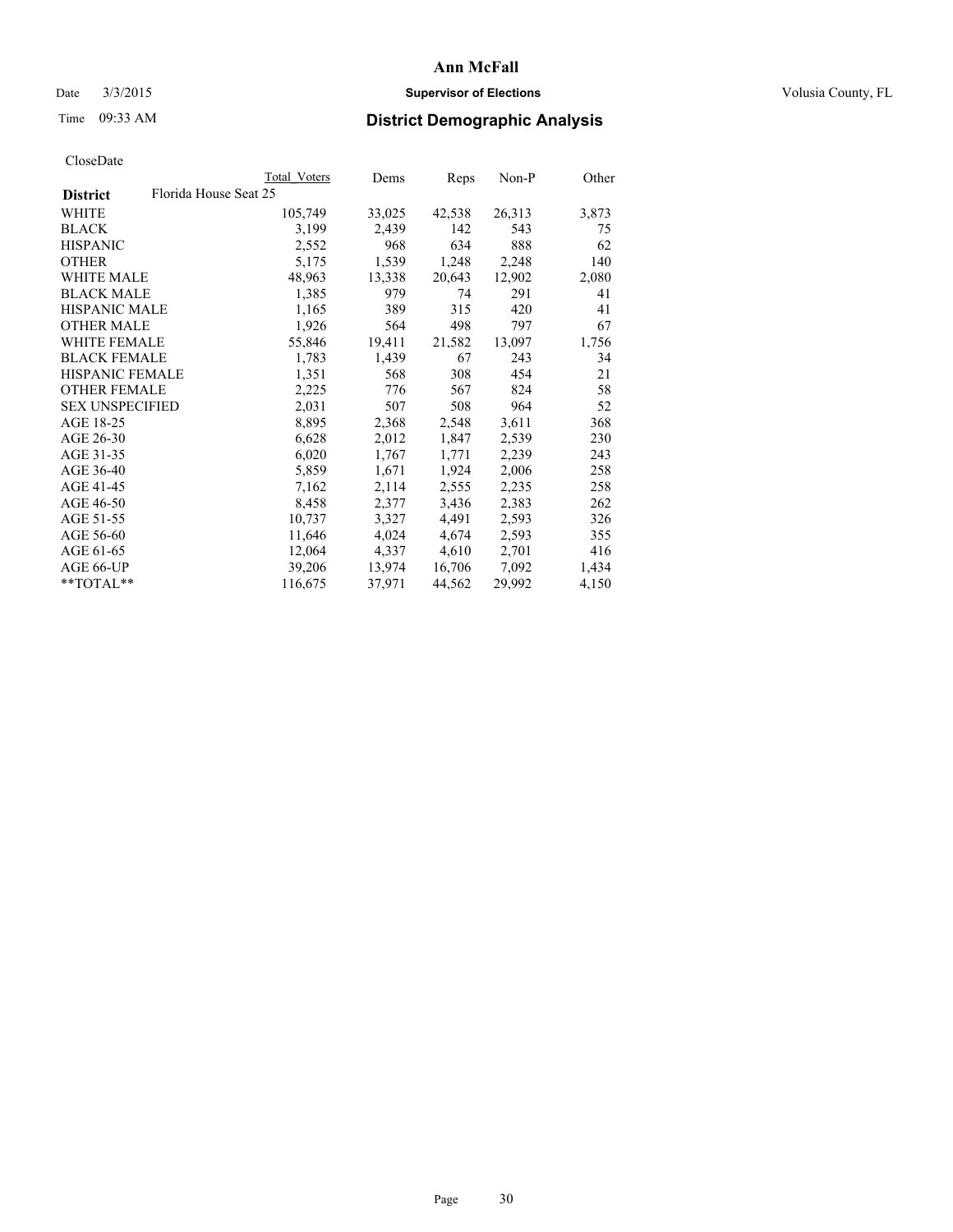**Ann McFall**

Date 3/3/2015 **Supervisor of Elections** Volusia County, FL

Time 09:33 AM **District Demographic Analysis**

CloseDate

| | Total Voters | Dems | Reps | Non-P | Other |
|---|---|---|---|---|---|
| **District** Florida House Seat 25 | | | | | |
| WHITE | 105,749 | 33,025 | 42,538 | 26,313 | 3,873 |
| BLACK | 3,199 | 2,439 | 142 | 543 | 75 |
| HISPANIC | 2,552 | 968 | 634 | 888 | 62 |
| OTHER | 5,175 | 1,539 | 1,248 | 2,248 | 140 |
| WHITE MALE | 48,963 | 13,338 | 20,643 | 12,902 | 2,080 |
| BLACK MALE | 1,385 | 979 | 74 | 291 | 41 |
| HISPANIC MALE | 1,165 | 389 | 315 | 420 | 41 |
| OTHER MALE | 1,926 | 564 | 498 | 797 | 67 |
| WHITE FEMALE | 55,846 | 19,411 | 21,582 | 13,097 | 1,756 |
| BLACK FEMALE | 1,783 | 1,439 | 67 | 243 | 34 |
| HISPANIC FEMALE | 1,351 | 568 | 308 | 454 | 21 |
| OTHER FEMALE | 2,225 | 776 | 567 | 824 | 58 |
| SEX UNSPECIFIED | 2,031 | 507 | 508 | 964 | 52 |
| AGE 18-25 | 8,895 | 2,368 | 2,548 | 3,611 | 368 |
| AGE 26-30 | 6,628 | 2,012 | 1,847 | 2,539 | 230 |
| AGE 31-35 | 6,020 | 1,767 | 1,771 | 2,239 | 243 |
| AGE 36-40 | 5,859 | 1,671 | 1,924 | 2,006 | 258 |
| AGE 41-45 | 7,162 | 2,114 | 2,555 | 2,235 | 258 |
| AGE 46-50 | 8,458 | 2,377 | 3,436 | 2,383 | 262 |
| AGE 51-55 | 10,737 | 3,327 | 4,491 | 2,593 | 326 |
| AGE 56-60 | 11,646 | 4,024 | 4,674 | 2,593 | 355 |
| AGE 61-65 | 12,064 | 4,337 | 4,610 | 2,701 | 416 |
| AGE 66-UP | 39,206 | 13,974 | 16,706 | 7,092 | 1,434 |
| **TOTAL** | 116,675 | 37,971 | 44,562 | 29,992 | 4,150 |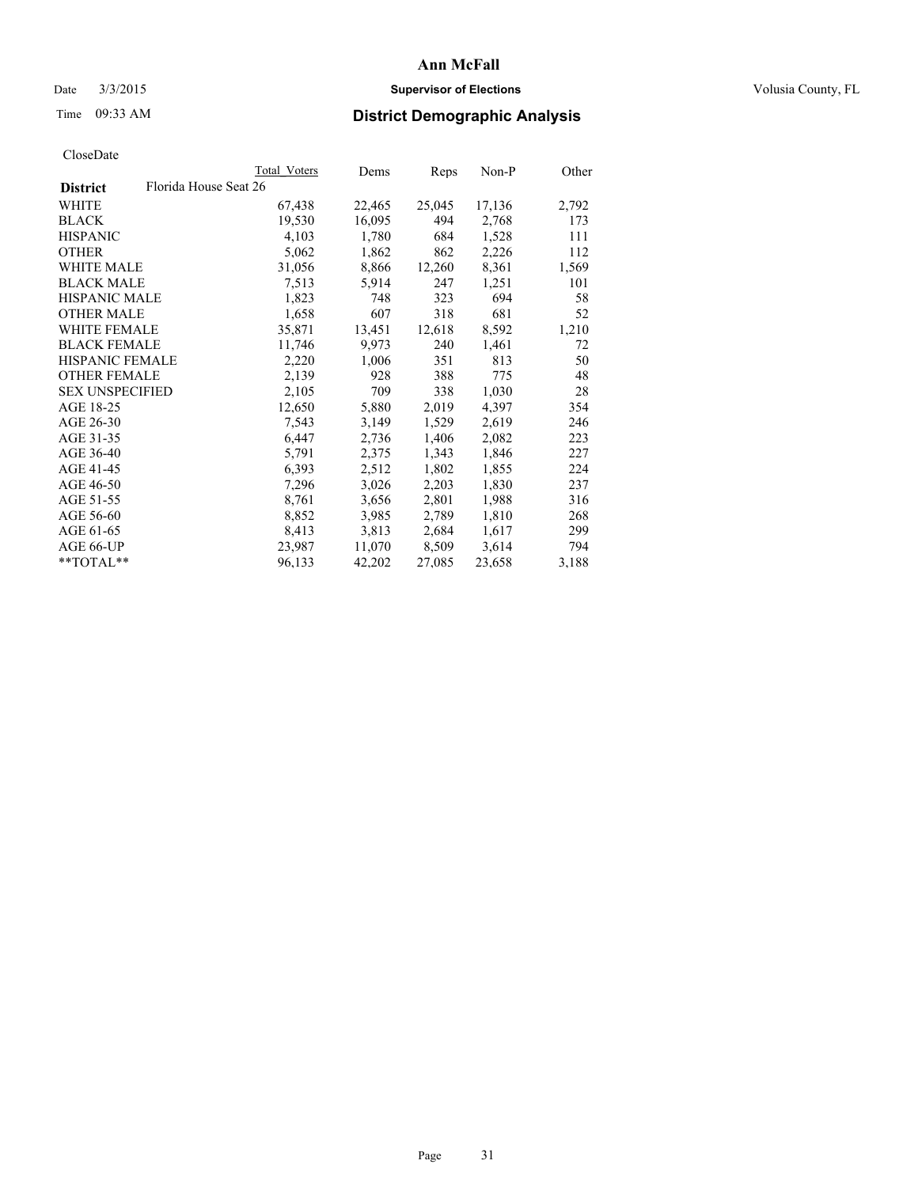# Ann McFall

Date 3/3/2015 **Supervisor of Elections** Volusia County, FL

Time 09:33 AM **District Demographic Analysis**

CloseDate

| | Total Voters | Dems | Reps | Non-P | Other |
|---|---|---|---|---|---|
| **District** Florida House Seat 26 | | | | | |
| WHITE | 67,438 | 22,465 | 25,045 | 17,136 | 2,792 |
| BLACK | 19,530 | 16,095 | 494 | 2,768 | 173 |
| HISPANIC | 4,103 | 1,780 | 684 | 1,528 | 111 |
| OTHER | 5,062 | 1,862 | 862 | 2,226 | 112 |
| WHITE MALE | 31,056 | 8,866 | 12,260 | 8,361 | 1,569 |
| BLACK MALE | 7,513 | 5,914 | 247 | 1,251 | 101 |
| HISPANIC MALE | 1,823 | 748 | 323 | 694 | 58 |
| OTHER MALE | 1,658 | 607 | 318 | 681 | 52 |
| WHITE FEMALE | 35,871 | 13,451 | 12,618 | 8,592 | 1,210 |
| BLACK FEMALE | 11,746 | 9,973 | 240 | 1,461 | 72 |
| HISPANIC FEMALE | 2,220 | 1,006 | 351 | 813 | 50 |
| OTHER FEMALE | 2,139 | 928 | 388 | 775 | 48 |
| SEX UNSPECIFIED | 2,105 | 709 | 338 | 1,030 | 28 |
| AGE 18-25 | 12,650 | 5,880 | 2,019 | 4,397 | 354 |
| AGE 26-30 | 7,543 | 3,149 | 1,529 | 2,619 | 246 |
| AGE 31-35 | 6,447 | 2,736 | 1,406 | 2,082 | 223 |
| AGE 36-40 | 5,791 | 2,375 | 1,343 | 1,846 | 227 |
| AGE 41-45 | 6,393 | 2,512 | 1,802 | 1,855 | 224 |
| AGE 46-50 | 7,296 | 3,026 | 2,203 | 1,830 | 237 |
| AGE 51-55 | 8,761 | 3,656 | 2,801 | 1,988 | 316 |
| AGE 56-60 | 8,852 | 3,985 | 2,789 | 1,810 | 268 |
| AGE 61-65 | 8,413 | 3,813 | 2,684 | 1,617 | 299 |
| AGE 66-UP | 23,987 | 11,070 | 8,509 | 3,614 | 794 |
| **TOTAL** | 96,133 | 42,202 | 27,085 | 23,658 | 3,188 |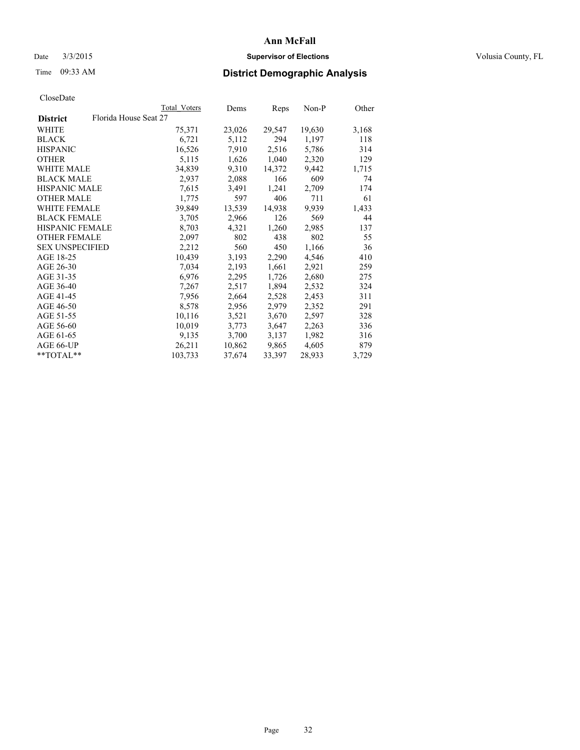# Ann McFall

Date 3/3/2015 **Supervisor of Elections** Volusia County, FL

Time 09:33 AM **District Demographic Analysis**

CloseDate

| | Total Voters | Dems | Reps | Non-P | Other |
|---|---|---|---|---|---|
| **District** Florida House Seat 27 | | | | | |
| WHITE | 75,371 | 23,026 | 29,547 | 19,630 | 3,168 |
| BLACK | 6,721 | 5,112 | 294 | 1,197 | 118 |
| HISPANIC | 16,526 | 7,910 | 2,516 | 5,786 | 314 |
| OTHER | 5,115 | 1,626 | 1,040 | 2,320 | 129 |
| WHITE MALE | 34,839 | 9,310 | 14,372 | 9,442 | 1,715 |
| BLACK MALE | 2,937 | 2,088 | 166 | 609 | 74 |
| HISPANIC MALE | 7,615 | 3,491 | 1,241 | 2,709 | 174 |
| OTHER MALE | 1,775 | 597 | 406 | 711 | 61 |
| WHITE FEMALE | 39,849 | 13,539 | 14,938 | 9,939 | 1,433 |
| BLACK FEMALE | 3,705 | 2,966 | 126 | 569 | 44 |
| HISPANIC FEMALE | 8,703 | 4,321 | 1,260 | 2,985 | 137 |
| OTHER FEMALE | 2,097 | 802 | 438 | 802 | 55 |
| SEX UNSPECIFIED | 2,212 | 560 | 450 | 1,166 | 36 |
| AGE 18-25 | 10,439 | 3,193 | 2,290 | 4,546 | 410 |
| AGE 26-30 | 7,034 | 2,193 | 1,661 | 2,921 | 259 |
| AGE 31-35 | 6,976 | 2,295 | 1,726 | 2,680 | 275 |
| AGE 36-40 | 7,267 | 2,517 | 1,894 | 2,532 | 324 |
| AGE 41-45 | 7,956 | 2,664 | 2,528 | 2,453 | 311 |
| AGE 46-50 | 8,578 | 2,956 | 2,979 | 2,352 | 291 |
| AGE 51-55 | 10,116 | 3,521 | 3,670 | 2,597 | 328 |
| AGE 56-60 | 10,019 | 3,773 | 3,647 | 2,263 | 336 |
| AGE 61-65 | 9,135 | 3,700 | 3,137 | 1,982 | 316 |
| AGE 66-UP | 26,211 | 10,862 | 9,865 | 4,605 | 879 |
| **TOTAL** | 103,733 | 37,674 | 33,397 | 28,933 | 3,729 |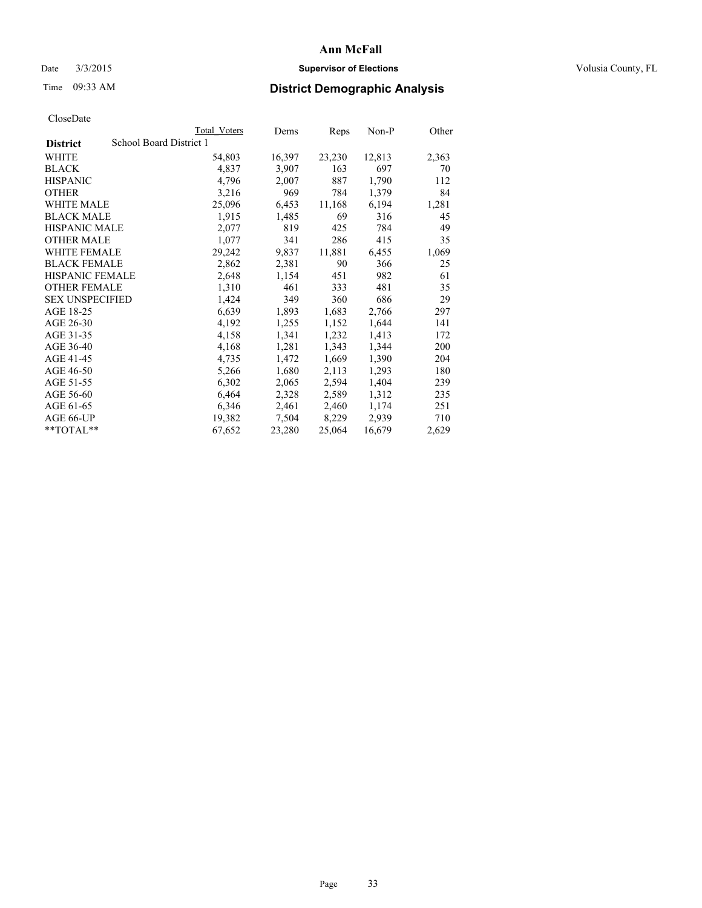CloseDate

| | Total Voters | Dems | Reps | Non-P | Other |
|---|---|---|---|---|---|
| **District** School Board District 1 | | | | | |
| WHITE | 54,803 | 16,397 | 23,230 | 12,813 | 2,363 |
| BLACK | 4,837 | 3,907 | 163 | 697 | 70 |
| HISPANIC | 4,796 | 2,007 | 887 | 1,790 | 112 |
| OTHER | 3,216 | 969 | 784 | 1,379 | 84 |
| WHITE MALE | 25,096 | 6,453 | 11,168 | 6,194 | 1,281 |
| BLACK MALE | 1,915 | 1,485 | 69 | 316 | 45 |
| HISPANIC MALE | 2,077 | 819 | 425 | 784 | 49 |
| OTHER MALE | 1,077 | 341 | 286 | 415 | 35 |
| WHITE FEMALE | 29,242 | 9,837 | 11,881 | 6,455 | 1,069 |
| BLACK FEMALE | 2,862 | 2,381 | 90 | 366 | 25 |
| HISPANIC FEMALE | 2,648 | 1,154 | 451 | 982 | 61 |
| OTHER FEMALE | 1,310 | 461 | 333 | 481 | 35 |
| SEX UNSPECIFIED | 1,424 | 349 | 360 | 686 | 29 |
| AGE 18-25 | 6,639 | 1,893 | 1,683 | 2,766 | 297 |
| AGE 26-30 | 4,192 | 1,255 | 1,152 | 1,644 | 141 |
| AGE 31-35 | 4,158 | 1,341 | 1,232 | 1,413 | 172 |
| AGE 36-40 | 4,168 | 1,281 | 1,343 | 1,344 | 200 |
| AGE 41-45 | 4,735 | 1,472 | 1,669 | 1,390 | 204 |
| AGE 46-50 | 5,266 | 1,680 | 2,113 | 1,293 | 180 |
| AGE 51-55 | 6,302 | 2,065 | 2,594 | 1,404 | 239 |
| AGE 56-60 | 6,464 | 2,328 | 2,589 | 1,312 | 235 |
| AGE 61-65 | 6,346 | 2,461 | 2,460 | 1,174 | 251 |
| AGE 66-UP | 19,382 | 7,504 | 8,229 | 2,939 | 710 |
| **TOTAL** | 67,652 | 23,280 | 25,064 | 16,679 | 2,629 |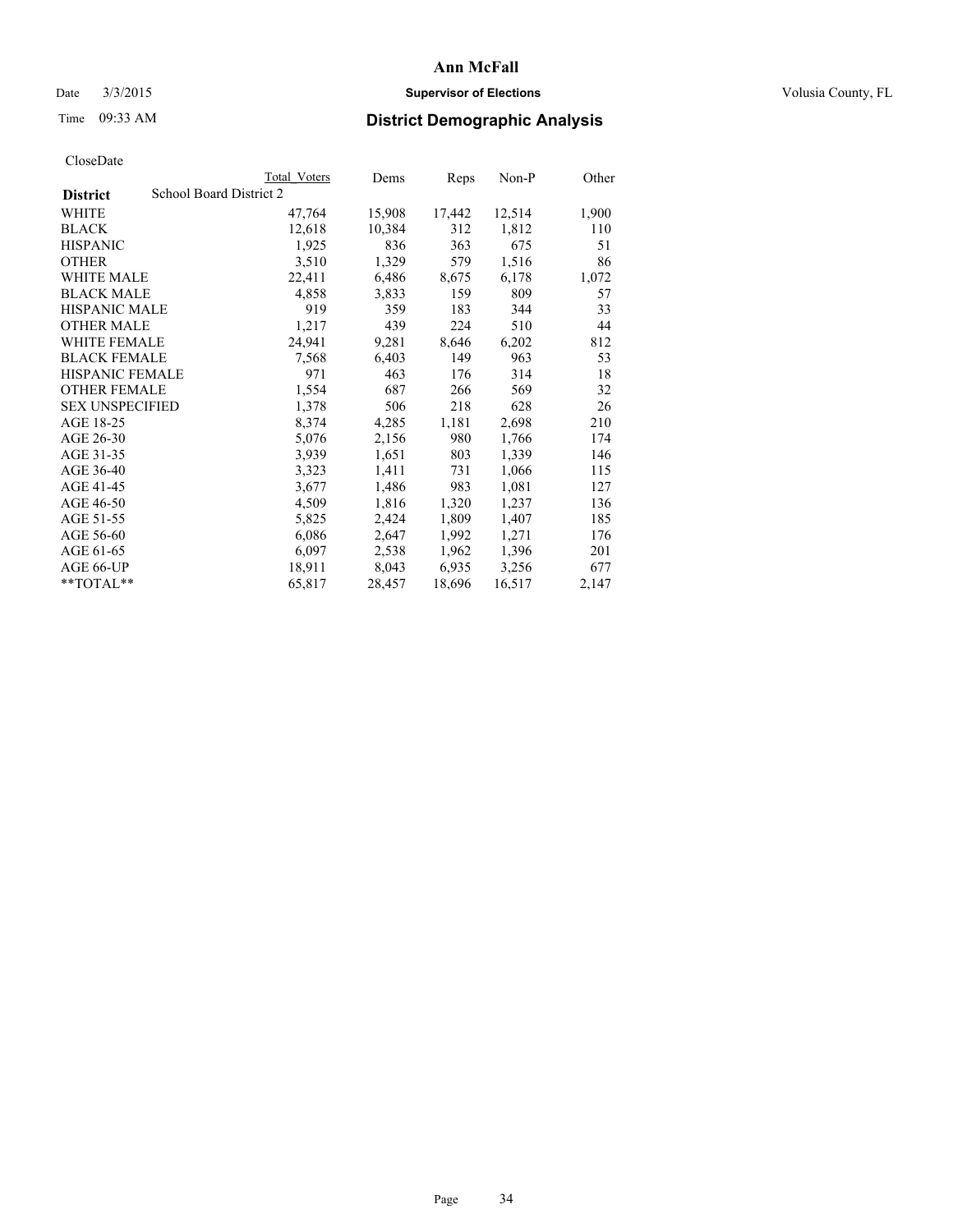# Ann McFall

Date 3/3/2015 **Supervisor of Elections** Volusia County, FL

Time 09:33 AM **District Demographic Analysis**

CloseDate

| District | School Board District 2 Total Voters | Dems | Reps | Non-P | Other |
|---|---|---|---|---|---|
| WHITE | 47,764 | 15,908 | 17,442 | 12,514 | 1,900 |
| BLACK | 12,618 | 10,384 | 312 | 1,812 | 110 |
| HISPANIC | 1,925 | 836 | 363 | 675 | 51 |
| OTHER | 3,510 | 1,329 | 579 | 1,516 | 86 |
| WHITE MALE | 22,411 | 6,486 | 8,675 | 6,178 | 1,072 |
| BLACK MALE | 4,858 | 3,833 | 159 | 809 | 57 |
| HISPANIC MALE | 919 | 359 | 183 | 344 | 33 |
| OTHER MALE | 1,217 | 439 | 224 | 510 | 44 |
| WHITE FEMALE | 24,941 | 9,281 | 8,646 | 6,202 | 812 |
| BLACK FEMALE | 7,568 | 6,403 | 149 | 963 | 53 |
| HISPANIC FEMALE | 971 | 463 | 176 | 314 | 18 |
| OTHER FEMALE | 1,554 | 687 | 266 | 569 | 32 |
| SEX UNSPECIFIED | 1,378 | 506 | 218 | 628 | 26 |
| AGE 18-25 | 8,374 | 4,285 | 1,181 | 2,698 | 210 |
| AGE 26-30 | 5,076 | 2,156 | 980 | 1,766 | 174 |
| AGE 31-35 | 3,939 | 1,651 | 803 | 1,339 | 146 |
| AGE 36-40 | 3,323 | 1,411 | 731 | 1,066 | 115 |
| AGE 41-45 | 3,677 | 1,486 | 983 | 1,081 | 127 |
| AGE 46-50 | 4,509 | 1,816 | 1,320 | 1,237 | 136 |
| AGE 51-55 | 5,825 | 2,424 | 1,809 | 1,407 | 185 |
| AGE 56-60 | 6,086 | 2,647 | 1,992 | 1,271 | 176 |
| AGE 61-65 | 6,097 | 2,538 | 1,962 | 1,396 | 201 |
| AGE 66-UP | 18,911 | 8,043 | 6,935 | 3,256 | 677 |
| **TOTAL** | 65,817 | 28,457 | 18,696 | 16,517 | 2,147 |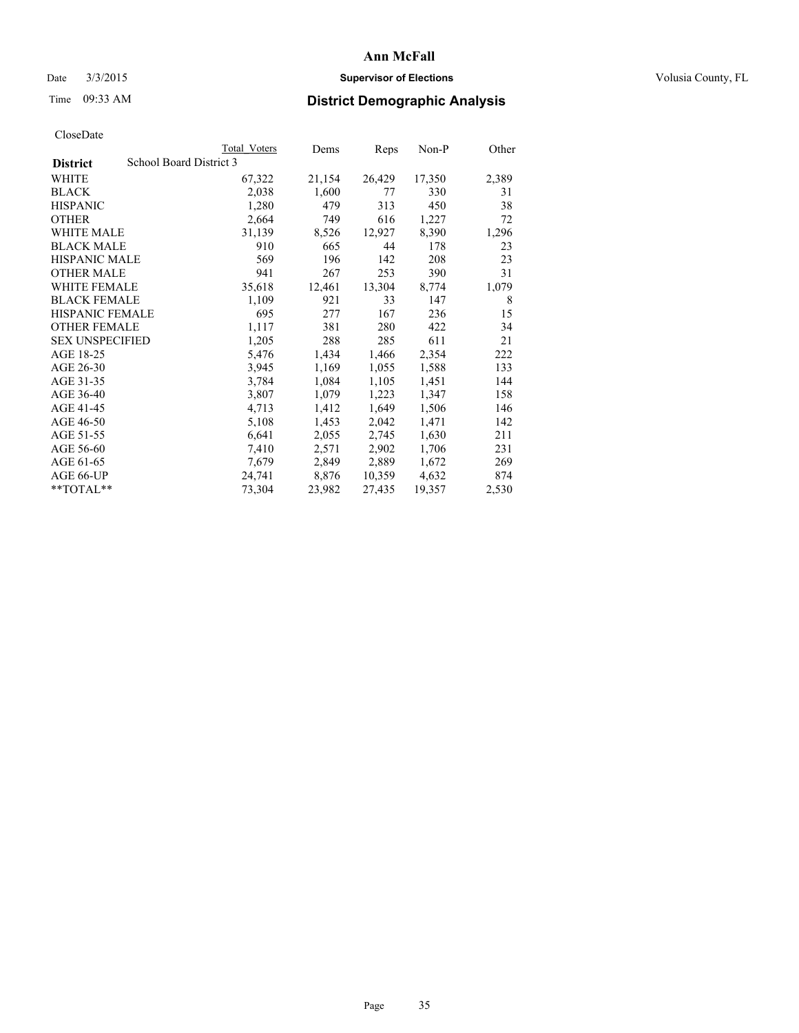# Ann McFall

Date 3/3/2015 **Supervisor of Elections** Volusia County, FL

Time 09:33 AM **District Demographic Analysis**

CloseDate

| **District** | School Board District 3 | Total Voters | Dems | Reps | Non-P | Other |
|---|---|---|---|---|---|---|
| WHITE | | 67,322 | 21,154 | 26,429 | 17,350 | 2,389 |
| BLACK | | 2,038 | 1,600 | 77 | 330 | 31 |
| HISPANIC | | 1,280 | 479 | 313 | 450 | 38 |
| OTHER | | 2,664 | 749 | 616 | 1,227 | 72 |
| WHITE MALE | | 31,139 | 8,526 | 12,927 | 8,390 | 1,296 |
| BLACK MALE | | 910 | 665 | 44 | 178 | 23 |
| HISPANIC MALE | | 569 | 196 | 142 | 208 | 23 |
| OTHER MALE | | 941 | 267 | 253 | 390 | 31 |
| WHITE FEMALE | | 35,618 | 12,461 | 13,304 | 8,774 | 1,079 |
| BLACK FEMALE | | 1,109 | 921 | 33 | 147 | 8 |
| HISPANIC FEMALE | | 695 | 277 | 167 | 236 | 15 |
| OTHER FEMALE | | 1,117 | 381 | 280 | 422 | 34 |
| SEX UNSPECIFIED | | 1,205 | 288 | 285 | 611 | 21 |
| AGE 18-25 | | 5,476 | 1,434 | 1,466 | 2,354 | 222 |
| AGE 26-30 | | 3,945 | 1,169 | 1,055 | 1,588 | 133 |
| AGE 31-35 | | 3,784 | 1,084 | 1,105 | 1,451 | 144 |
| AGE 36-40 | | 3,807 | 1,079 | 1,223 | 1,347 | 158 |
| AGE 41-45 | | 4,713 | 1,412 | 1,649 | 1,506 | 146 |
| AGE 46-50 | | 5,108 | 1,453 | 2,042 | 1,471 | 142 |
| AGE 51-55 | | 6,641 | 2,055 | 2,745 | 1,630 | 211 |
| AGE 56-60 | | 7,410 | 2,571 | 2,902 | 1,706 | 231 |
| AGE 61-65 | | 7,679 | 2,849 | 2,889 | 1,672 | 269 |
| AGE 66-UP | | 24,741 | 8,876 | 10,359 | 4,632 | 874 |
| **TOTAL** | | 73,304 | 23,982 | 27,435 | 19,357 | 2,530 |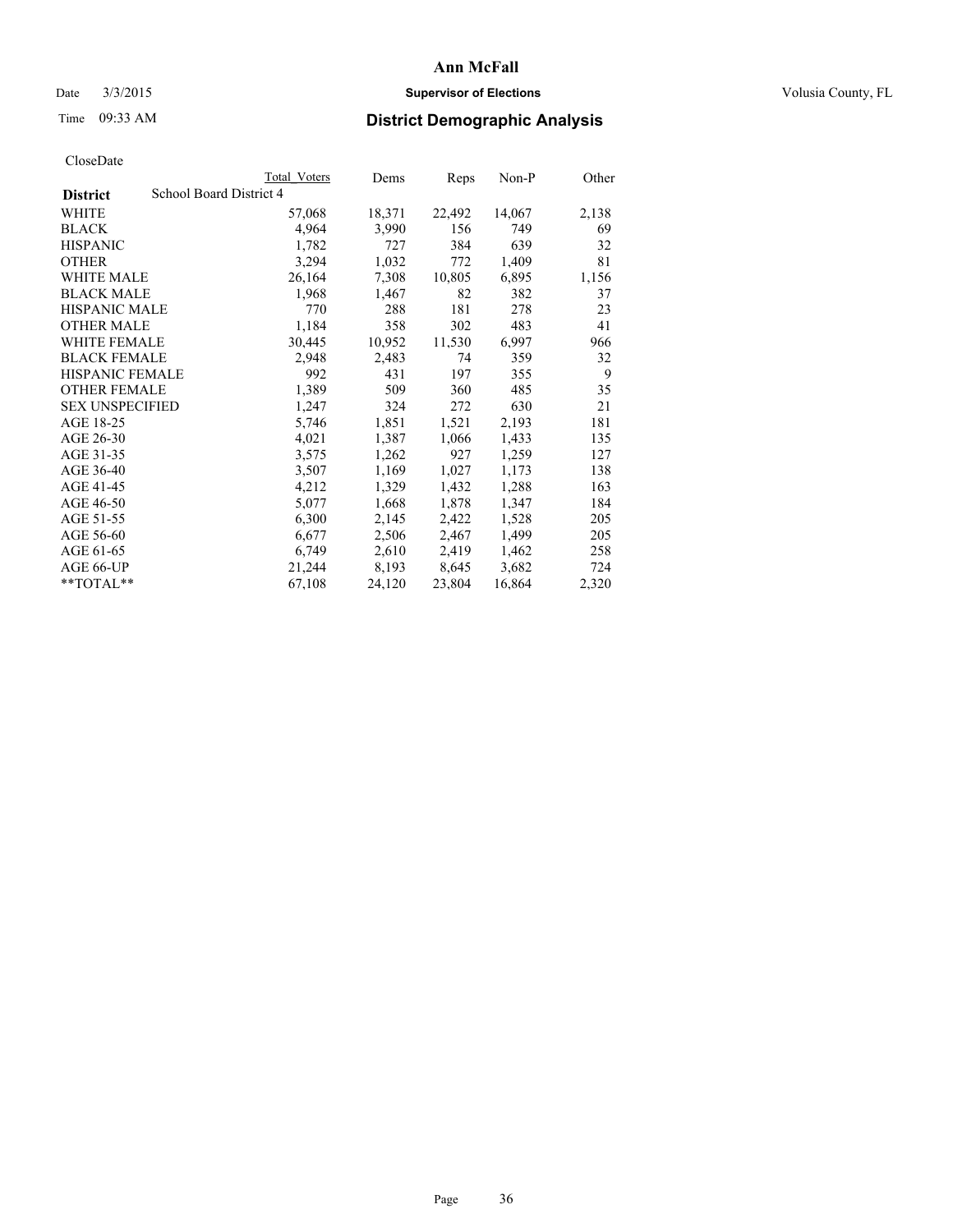# Ann McFall

Date 3/3/2015 **Supervisor of Elections** Volusia County, FL

Time 09:33 AM **District Demographic Analysis**

CloseDate

| District | School Board District 4 | Total Voters | Dems | Reps | Non-P | Other |
|---|---|---|---|---|---|---|
| WHITE | | 57,068 | 18,371 | 22,492 | 14,067 | 2,138 |
| BLACK | | 4,964 | 3,990 | 156 | 749 | 69 |
| HISPANIC | | 1,782 | 727 | 384 | 639 | 32 |
| OTHER | | 3,294 | 1,032 | 772 | 1,409 | 81 |
| WHITE MALE | | 26,164 | 7,308 | 10,805 | 6,895 | 1,156 |
| BLACK MALE | | 1,968 | 1,467 | 82 | 382 | 37 |
| HISPANIC MALE | | 770 | 288 | 181 | 278 | 23 |
| OTHER MALE | | 1,184 | 358 | 302 | 483 | 41 |
| WHITE FEMALE | | 30,445 | 10,952 | 11,530 | 6,997 | 966 |
| BLACK FEMALE | | 2,948 | 2,483 | 74 | 359 | 32 |
| HISPANIC FEMALE | | 992 | 431 | 197 | 355 | 9 |
| OTHER FEMALE | | 1,389 | 509 | 360 | 485 | 35 |
| SEX UNSPECIFIED | | 1,247 | 324 | 272 | 630 | 21 |
| AGE 18-25 | | 5,746 | 1,851 | 1,521 | 2,193 | 181 |
| AGE 26-30 | | 4,021 | 1,387 | 1,066 | 1,433 | 135 |
| AGE 31-35 | | 3,575 | 1,262 | 927 | 1,259 | 127 |
| AGE 36-40 | | 3,507 | 1,169 | 1,027 | 1,173 | 138 |
| AGE 41-45 | | 4,212 | 1,329 | 1,432 | 1,288 | 163 |
| AGE 46-50 | | 5,077 | 1,668 | 1,878 | 1,347 | 184 |
| AGE 51-55 | | 6,300 | 2,145 | 2,422 | 1,528 | 205 |
| AGE 56-60 | | 6,677 | 2,506 | 2,467 | 1,499 | 205 |
| AGE 61-65 | | 6,749 | 2,610 | 2,419 | 1,462 | 258 |
| AGE 66-UP | | 21,244 | 8,193 | 8,645 | 3,682 | 724 |
| **TOTAL** | | 67,108 | 24,120 | 23,804 | 16,864 | 2,320 |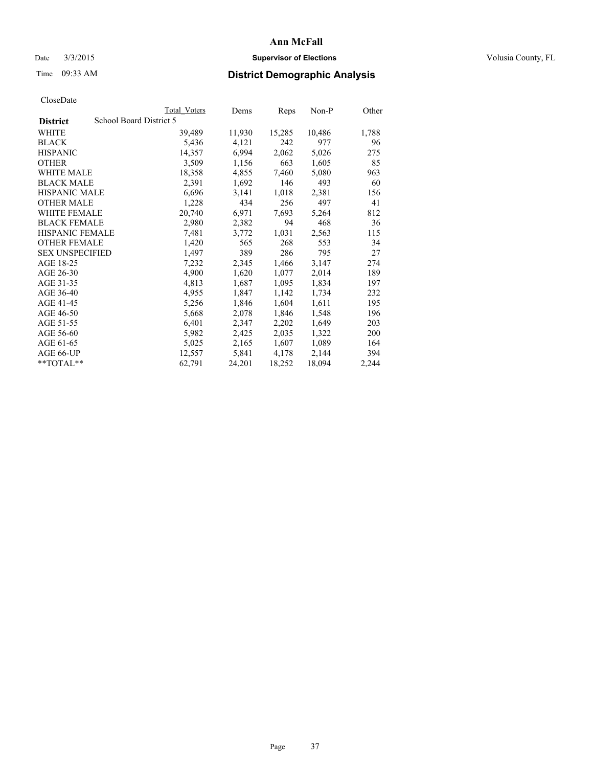# Ann McFall

Date 3/3/2015 **Supervisor of Elections** Volusia County, FL

Time 09:33 AM **District Demographic Analysis**

CloseDate

| | Total Voters | Dems | Reps | Non-P | Other |
|---|---|---|---|---|---|
| **District** School Board District 5 | | | | | |
| WHITE | 39,489 | 11,930 | 15,285 | 10,486 | 1,788 |
| BLACK | 5,436 | 4,121 | 242 | 977 | 96 |
| HISPANIC | 14,357 | 6,994 | 2,062 | 5,026 | 275 |
| OTHER | 3,509 | 1,156 | 663 | 1,605 | 85 |
| WHITE MALE | 18,358 | 4,855 | 7,460 | 5,080 | 963 |
| BLACK MALE | 2,391 | 1,692 | 146 | 493 | 60 |
| HISPANIC MALE | 6,696 | 3,141 | 1,018 | 2,381 | 156 |
| OTHER MALE | 1,228 | 434 | 256 | 497 | 41 |
| WHITE FEMALE | 20,740 | 6,971 | 7,693 | 5,264 | 812 |
| BLACK FEMALE | 2,980 | 2,382 | 94 | 468 | 36 |
| HISPANIC FEMALE | 7,481 | 3,772 | 1,031 | 2,563 | 115 |
| OTHER FEMALE | 1,420 | 565 | 268 | 553 | 34 |
| SEX UNSPECIFIED | 1,497 | 389 | 286 | 795 | 27 |
| AGE 18-25 | 7,232 | 2,345 | 1,466 | 3,147 | 274 |
| AGE 26-30 | 4,900 | 1,620 | 1,077 | 2,014 | 189 |
| AGE 31-35 | 4,813 | 1,687 | 1,095 | 1,834 | 197 |
| AGE 36-40 | 4,955 | 1,847 | 1,142 | 1,734 | 232 |
| AGE 41-45 | 5,256 | 1,846 | 1,604 | 1,611 | 195 |
| AGE 46-50 | 5,668 | 2,078 | 1,846 | 1,548 | 196 |
| AGE 51-55 | 6,401 | 2,347 | 2,202 | 1,649 | 203 |
| AGE 56-60 | 5,982 | 2,425 | 2,035 | 1,322 | 200 |
| AGE 61-65 | 5,025 | 2,165 | 1,607 | 1,089 | 164 |
| AGE 66-UP | 12,557 | 5,841 | 4,178 | 2,144 | 394 |
| **TOTAL** | 62,791 | 24,201 | 18,252 | 18,094 | 2,244 |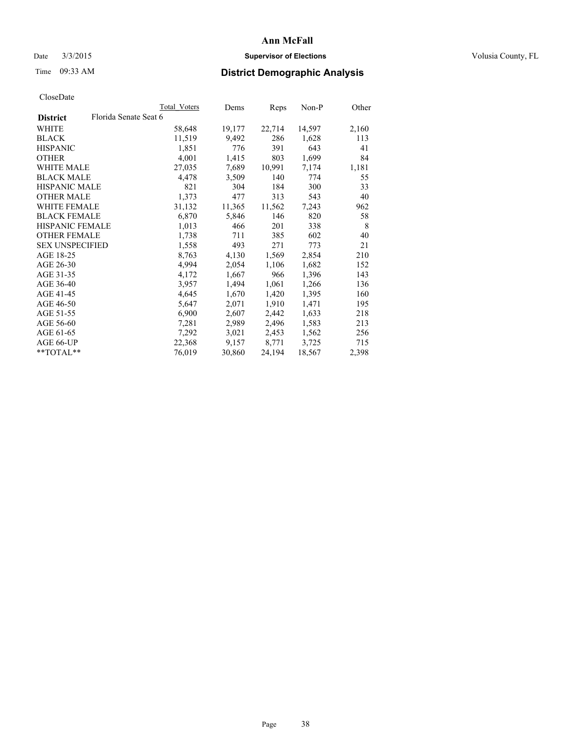**Ann McFall**

Date 3/3/2015 **Supervisor of Elections** Volusia County, FL

Time 09:33 AM **District Demographic Analysis**

CloseDate

| District | Florida Senate Seat 6 | Total Voters | Dems | Reps | Non-P | Other |
|---|---|---|---|---|---|---|
| WHITE | | 58,648 | 19,177 | 22,714 | 14,597 | 2,160 |
| BLACK | | 11,519 | 9,492 | 286 | 1,628 | 113 |
| HISPANIC | | 1,851 | 776 | 391 | 643 | 41 |
| OTHER | | 4,001 | 1,415 | 803 | 1,699 | 84 |
| WHITE MALE | | 27,035 | 7,689 | 10,991 | 7,174 | 1,181 |
| BLACK MALE | | 4,478 | 3,509 | 140 | 774 | 55 |
| HISPANIC MALE | | 821 | 304 | 184 | 300 | 33 |
| OTHER MALE | | 1,373 | 477 | 313 | 543 | 40 |
| WHITE FEMALE | | 31,132 | 11,365 | 11,562 | 7,243 | 962 |
| BLACK FEMALE | | 6,870 | 5,846 | 146 | 820 | 58 |
| HISPANIC FEMALE | | 1,013 | 466 | 201 | 338 | 8 |
| OTHER FEMALE | | 1,738 | 711 | 385 | 602 | 40 |
| SEX UNSPECIFIED | | 1,558 | 493 | 271 | 773 | 21 |
| AGE 18-25 | | 8,763 | 4,130 | 1,569 | 2,854 | 210 |
| AGE 26-30 | | 4,994 | 2,054 | 1,106 | 1,682 | 152 |
| AGE 31-35 | | 4,172 | 1,667 | 966 | 1,396 | 143 |
| AGE 36-40 | | 3,957 | 1,494 | 1,061 | 1,266 | 136 |
| AGE 41-45 | | 4,645 | 1,670 | 1,420 | 1,395 | 160 |
| AGE 46-50 | | 5,647 | 2,071 | 1,910 | 1,471 | 195 |
| AGE 51-55 | | 6,900 | 2,607 | 2,442 | 1,633 | 218 |
| AGE 56-60 | | 7,281 | 2,989 | 2,496 | 1,583 | 213 |
| AGE 61-65 | | 7,292 | 3,021 | 2,453 | 1,562 | 256 |
| AGE 66-UP | | 22,368 | 9,157 | 8,771 | 3,725 | 715 |
| **TOTAL** | | 76,019 | 30,860 | 24,194 | 18,567 | 2,398 |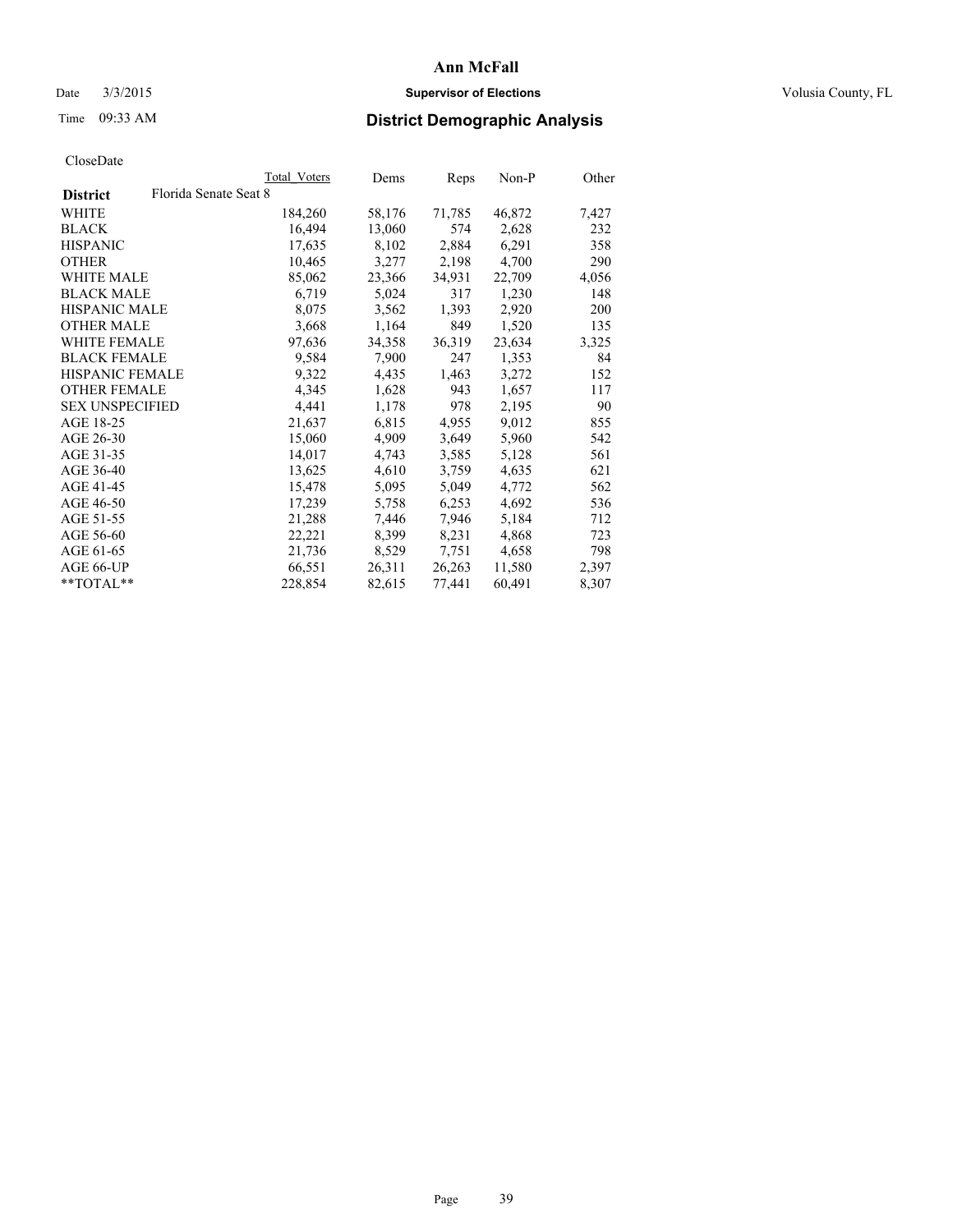# Ann McFall

Date 3/3/2015 **Supervisor of Elections** Volusia County, FL

Time 09:33 AM **District Demographic Analysis**

CloseDate

| District | Florida Senate Seat 8 | Total Voters | Dems | Reps | Non-P | Other |
|---|---|---|---|---|---|---|
| WHITE | | 184,260 | 58,176 | 71,785 | 46,872 | 7,427 |
| BLACK | | 16,494 | 13,060 | 574 | 2,628 | 232 |
| HISPANIC | | 17,635 | 8,102 | 2,884 | 6,291 | 358 |
| OTHER | | 10,465 | 3,277 | 2,198 | 4,700 | 290 |
| WHITE MALE | | 85,062 | 23,366 | 34,931 | 22,709 | 4,056 |
| BLACK MALE | | 6,719 | 5,024 | 317 | 1,230 | 148 |
| HISPANIC MALE | | 8,075 | 3,562 | 1,393 | 2,920 | 200 |
| OTHER MALE | | 3,668 | 1,164 | 849 | 1,520 | 135 |
| WHITE FEMALE | | 97,636 | 34,358 | 36,319 | 23,634 | 3,325 |
| BLACK FEMALE | | 9,584 | 7,900 | 247 | 1,353 | 84 |
| HISPANIC FEMALE | | 9,322 | 4,435 | 1,463 | 3,272 | 152 |
| OTHER FEMALE | | 4,345 | 1,628 | 943 | 1,657 | 117 |
| SEX UNSPECIFIED | | 4,441 | 1,178 | 978 | 2,195 | 90 |
| AGE 18-25 | | 21,637 | 6,815 | 4,955 | 9,012 | 855 |
| AGE 26-30 | | 15,060 | 4,909 | 3,649 | 5,960 | 542 |
| AGE 31-35 | | 14,017 | 4,743 | 3,585 | 5,128 | 561 |
| AGE 36-40 | | 13,625 | 4,610 | 3,759 | 4,635 | 621 |
| AGE 41-45 | | 15,478 | 5,095 | 5,049 | 4,772 | 562 |
| AGE 46-50 | | 17,239 | 5,758 | 6,253 | 4,692 | 536 |
| AGE 51-55 | | 21,288 | 7,446 | 7,946 | 5,184 | 712 |
| AGE 56-60 | | 22,221 | 8,399 | 8,231 | 4,868 | 723 |
| AGE 61-65 | | 21,736 | 8,529 | 7,751 | 4,658 | 798 |
| AGE 66-UP | | 66,551 | 26,311 | 26,263 | 11,580 | 2,397 |
| **TOTAL** | | 228,854 | 82,615 | 77,441 | 60,491 | 8,307 |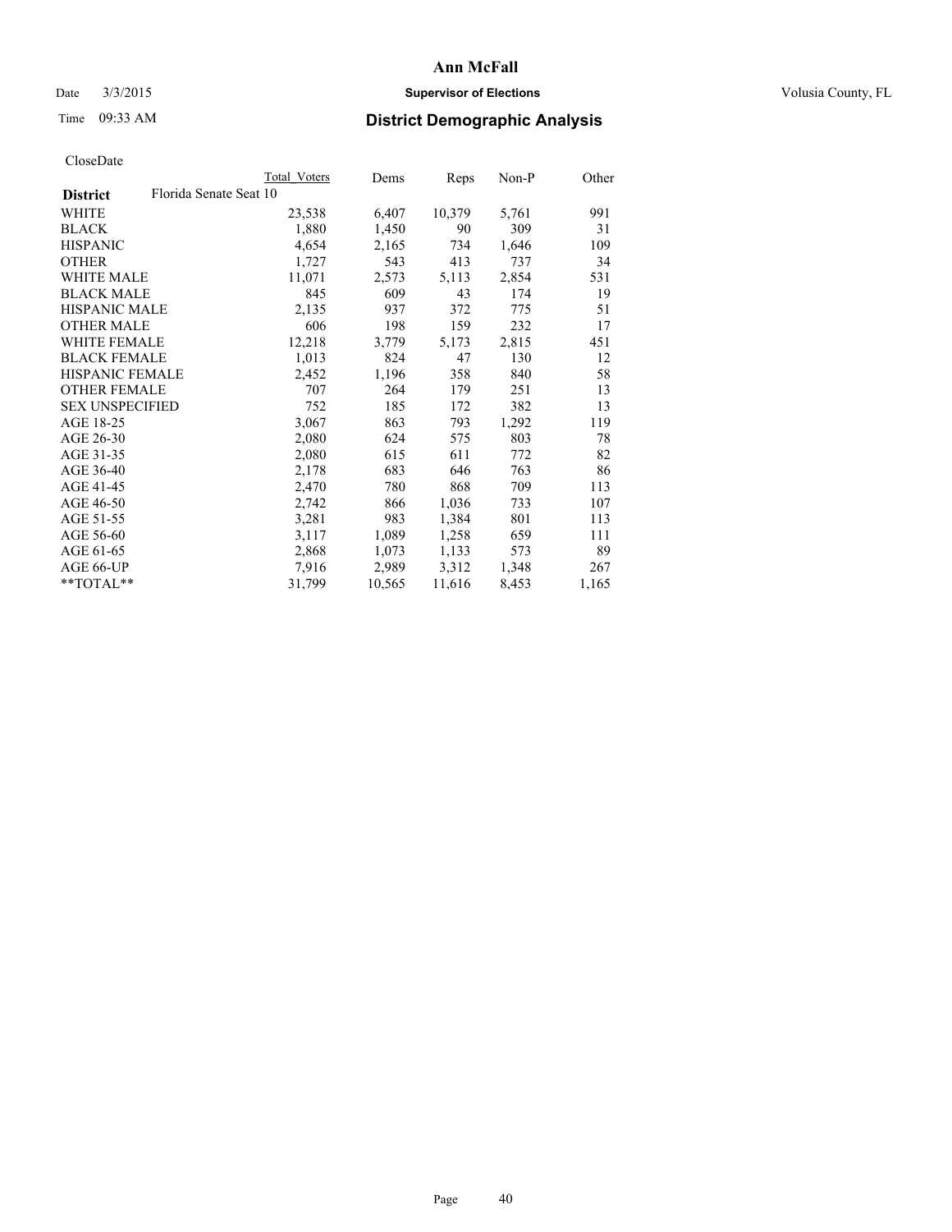# Ann McFall

Date 3/3/2015 **Supervisor of Elections** Volusia County, FL

Time 09:33 AM **District Demographic Analysis**

CloseDate

| District | Florida Senate Seat 10 | Total Voters | Dems | Reps | Non-P | Other |
|---|---|---|---|---|---|---|
| WHITE | | 23,538 | 6,407 | 10,379 | 5,761 | 991 |
| BLACK | | 1,880 | 1,450 | 90 | 309 | 31 |
| HISPANIC | | 4,654 | 2,165 | 734 | 1,646 | 109 |
| OTHER | | 1,727 | 543 | 413 | 737 | 34 |
| WHITE MALE | | 11,071 | 2,573 | 5,113 | 2,854 | 531 |
| BLACK MALE | | 845 | 609 | 43 | 174 | 19 |
| HISPANIC MALE | | 2,135 | 937 | 372 | 775 | 51 |
| OTHER MALE | | 606 | 198 | 159 | 232 | 17 |
| WHITE FEMALE | | 12,218 | 3,779 | 5,173 | 2,815 | 451 |
| BLACK FEMALE | | 1,013 | 824 | 47 | 130 | 12 |
| HISPANIC FEMALE | | 2,452 | 1,196 | 358 | 840 | 58 |
| OTHER FEMALE | | 707 | 264 | 179 | 251 | 13 |
| SEX UNSPECIFIED | | 752 | 185 | 172 | 382 | 13 |
| AGE 18-25 | | 3,067 | 863 | 793 | 1,292 | 119 |
| AGE 26-30 | | 2,080 | 624 | 575 | 803 | 78 |
| AGE 31-35 | | 2,080 | 615 | 611 | 772 | 82 |
| AGE 36-40 | | 2,178 | 683 | 646 | 763 | 86 |
| AGE 41-45 | | 2,470 | 780 | 868 | 709 | 113 |
| AGE 46-50 | | 2,742 | 866 | 1,036 | 733 | 107 |
| AGE 51-55 | | 3,281 | 983 | 1,384 | 801 | 113 |
| AGE 56-60 | | 3,117 | 1,089 | 1,258 | 659 | 111 |
| AGE 61-65 | | 2,868 | 1,073 | 1,133 | 573 | 89 |
| AGE 66-UP | | 7,916 | 2,989 | 3,312 | 1,348 | 267 |
| **TOTAL** | | 31,799 | 10,565 | 11,616 | 8,453 | 1,165 |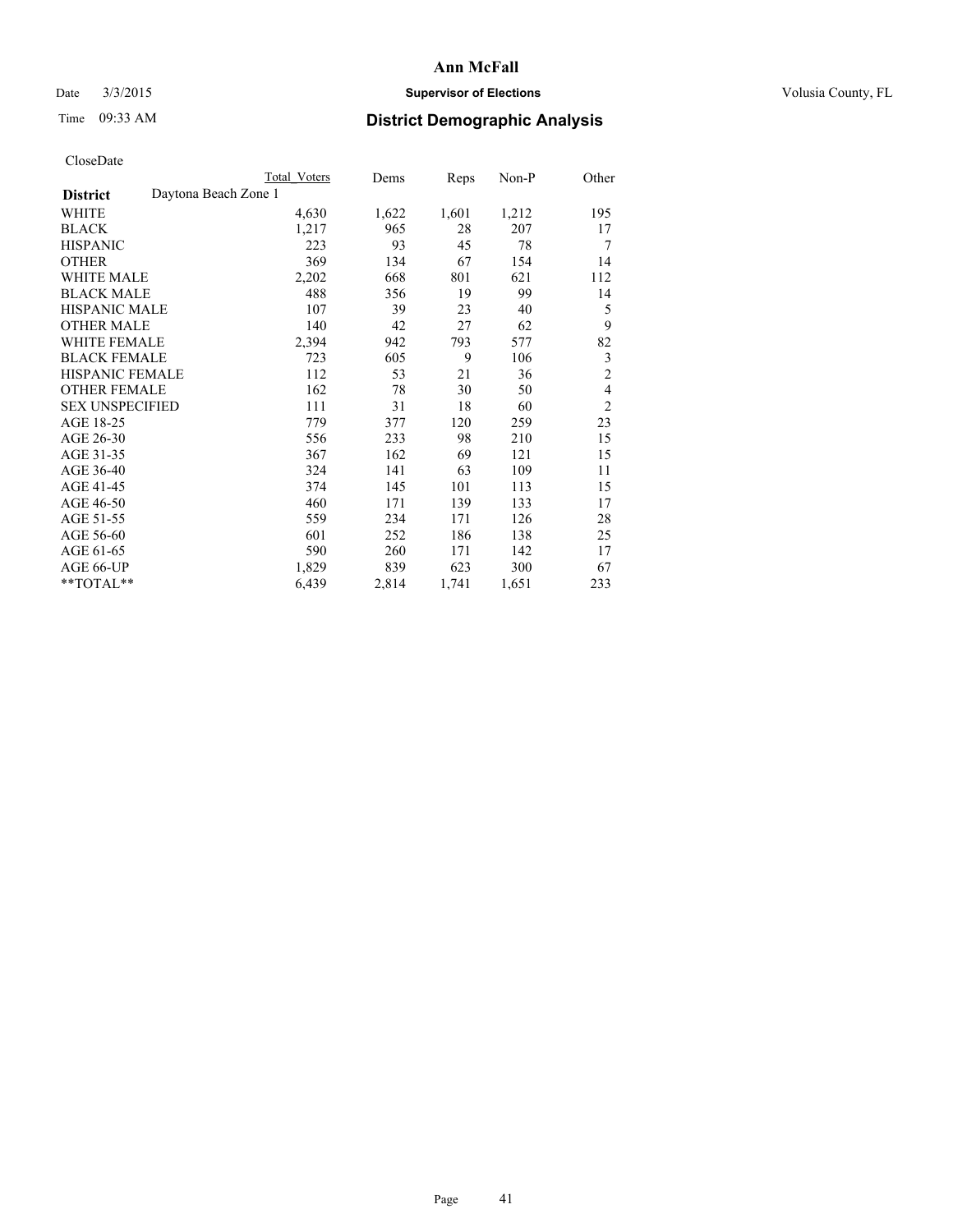# Ann McFall

Date 3/3/2015 **Supervisor of Elections** Volusia County, FL

Time 09:33 AM **District Demographic Analysis**

CloseDate

| | Total Voters | Dems | Reps | Non-P | Other |
|---|---|---|---|---|---|
| **District** Daytona Beach Zone 1 | | | | | |
| WHITE | 4,630 | 1,622 | 1,601 | 1,212 | 195 |
| BLACK | 1,217 | 965 | 28 | 207 | 17 |
| HISPANIC | 223 | 93 | 45 | 78 | 7 |
| OTHER | 369 | 134 | 67 | 154 | 14 |
| WHITE MALE | 2,202 | 668 | 801 | 621 | 112 |
| BLACK MALE | 488 | 356 | 19 | 99 | 14 |
| HISPANIC MALE | 107 | 39 | 23 | 40 | 5 |
| OTHER MALE | 140 | 42 | 27 | 62 | 9 |
| WHITE FEMALE | 2,394 | 942 | 793 | 577 | 82 |
| BLACK FEMALE | 723 | 605 | 9 | 106 | 3 |
| HISPANIC FEMALE | 112 | 53 | 21 | 36 | 2 |
| OTHER FEMALE | 162 | 78 | 30 | 50 | 4 |
| SEX UNSPECIFIED | 111 | 31 | 18 | 60 | 2 |
| AGE 18-25 | 779 | 377 | 120 | 259 | 23 |
| AGE 26-30 | 556 | 233 | 98 | 210 | 15 |
| AGE 31-35 | 367 | 162 | 69 | 121 | 15 |
| AGE 36-40 | 324 | 141 | 63 | 109 | 11 |
| AGE 41-45 | 374 | 145 | 101 | 113 | 15 |
| AGE 46-50 | 460 | 171 | 139 | 133 | 17 |
| AGE 51-55 | 559 | 234 | 171 | 126 | 28 |
| AGE 56-60 | 601 | 252 | 186 | 138 | 25 |
| AGE 61-65 | 590 | 260 | 171 | 142 | 17 |
| AGE 66-UP | 1,829 | 839 | 623 | 300 | 67 |
| **TOTAL** | 6,439 | 2,814 | 1,741 | 1,651 | 233 |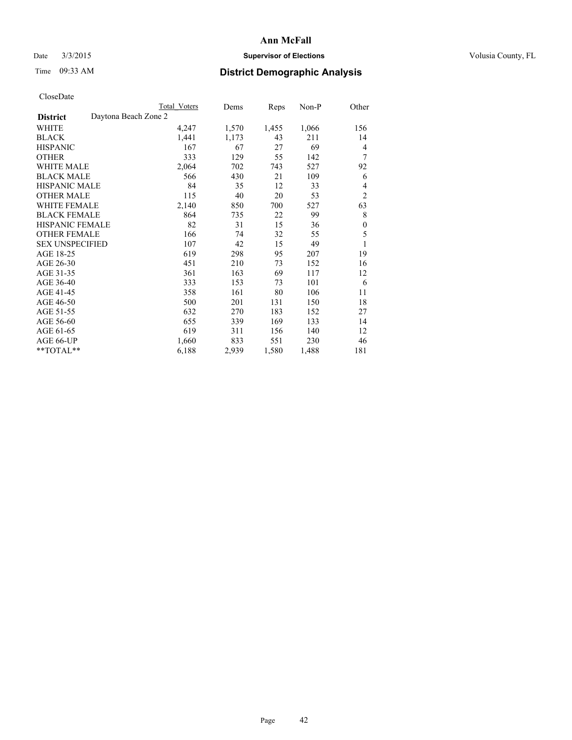# Ann McFall

Date 3/3/2015 **Supervisor of Elections** Volusia County, FL

Time 09:33 AM **District Demographic Analysis**

CloseDate

| **District** | Daytona Beach Zone 2 | Total Voters | Dems | Reps | Non-P | Other |
|---|---|---|---|---|---|---|
| WHITE | | 4,247 | 1,570 | 1,455 | 1,066 | 156 |
| BLACK | | 1,441 | 1,173 | 43 | 211 | 14 |
| HISPANIC | | 167 | 67 | 27 | 69 | 4 |
| OTHER | | 333 | 129 | 55 | 142 | 7 |
| WHITE MALE | | 2,064 | 702 | 743 | 527 | 92 |
| BLACK MALE | | 566 | 430 | 21 | 109 | 6 |
| HISPANIC MALE | | 84 | 35 | 12 | 33 | 4 |
| OTHER MALE | | 115 | 40 | 20 | 53 | 2 |
| WHITE FEMALE | | 2,140 | 850 | 700 | 527 | 63 |
| BLACK FEMALE | | 864 | 735 | 22 | 99 | 8 |
| HISPANIC FEMALE | | 82 | 31 | 15 | 36 | 0 |
| OTHER FEMALE | | 166 | 74 | 32 | 55 | 5 |
| SEX UNSPECIFIED | | 107 | 42 | 15 | 49 | 1 |
| AGE 18-25 | | 619 | 298 | 95 | 207 | 19 |
| AGE 26-30 | | 451 | 210 | 73 | 152 | 16 |
| AGE 31-35 | | 361 | 163 | 69 | 117 | 12 |
| AGE 36-40 | | 333 | 153 | 73 | 101 | 6 |
| AGE 41-45 | | 358 | 161 | 80 | 106 | 11 |
| AGE 46-50 | | 500 | 201 | 131 | 150 | 18 |
| AGE 51-55 | | 632 | 270 | 183 | 152 | 27 |
| AGE 56-60 | | 655 | 339 | 169 | 133 | 14 |
| AGE 61-65 | | 619 | 311 | 156 | 140 | 12 |
| AGE 66-UP | | 1,660 | 833 | 551 | 230 | 46 |
| **TOTAL** | | 6,188 | 2,939 | 1,580 | 1,488 | 181 |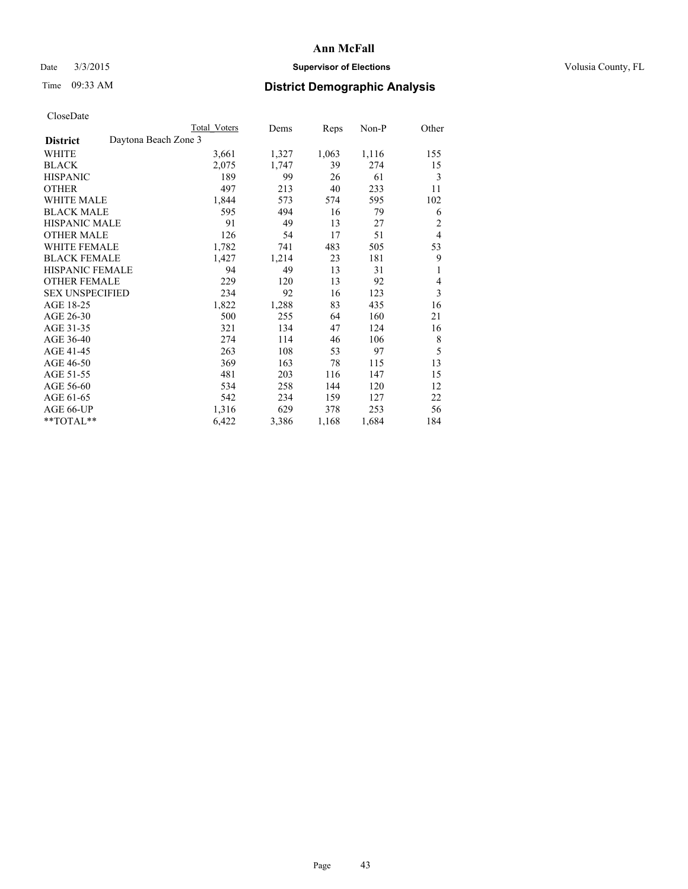CloseDate

| | Total Voters | Dems | Reps | Non-P | Other |
|---|---|---|---|---|---|
| **District** Daytona Beach Zone 3 | | | | | |
| WHITE | 3,661 | 1,327 | 1,063 | 1,116 | 155 |
| BLACK | 2,075 | 1,747 | 39 | 274 | 15 |
| HISPANIC | 189 | 99 | 26 | 61 | 3 |
| OTHER | 497 | 213 | 40 | 233 | 11 |
| WHITE MALE | 1,844 | 573 | 574 | 595 | 102 |
| BLACK MALE | 595 | 494 | 16 | 79 | 6 |
| HISPANIC MALE | 91 | 49 | 13 | 27 | 2 |
| OTHER MALE | 126 | 54 | 17 | 51 | 4 |
| WHITE FEMALE | 1,782 | 741 | 483 | 505 | 53 |
| BLACK FEMALE | 1,427 | 1,214 | 23 | 181 | 9 |
| HISPANIC FEMALE | 94 | 49 | 13 | 31 | 1 |
| OTHER FEMALE | 229 | 120 | 13 | 92 | 4 |
| SEX UNSPECIFIED | 234 | 92 | 16 | 123 | 3 |
| AGE 18-25 | 1,822 | 1,288 | 83 | 435 | 16 |
| AGE 26-30 | 500 | 255 | 64 | 160 | 21 |
| AGE 31-35 | 321 | 134 | 47 | 124 | 16 |
| AGE 36-40 | 274 | 114 | 46 | 106 | 8 |
| AGE 41-45 | 263 | 108 | 53 | 97 | 5 |
| AGE 46-50 | 369 | 163 | 78 | 115 | 13 |
| AGE 51-55 | 481 | 203 | 116 | 147 | 15 |
| AGE 56-60 | 534 | 258 | 144 | 120 | 12 |
| AGE 61-65 | 542 | 234 | 159 | 127 | 22 |
| AGE 66-UP | 1,316 | 629 | 378 | 253 | 56 |
| **TOTAL** | 6,422 | 3,386 | 1,168 | 1,684 | 184 |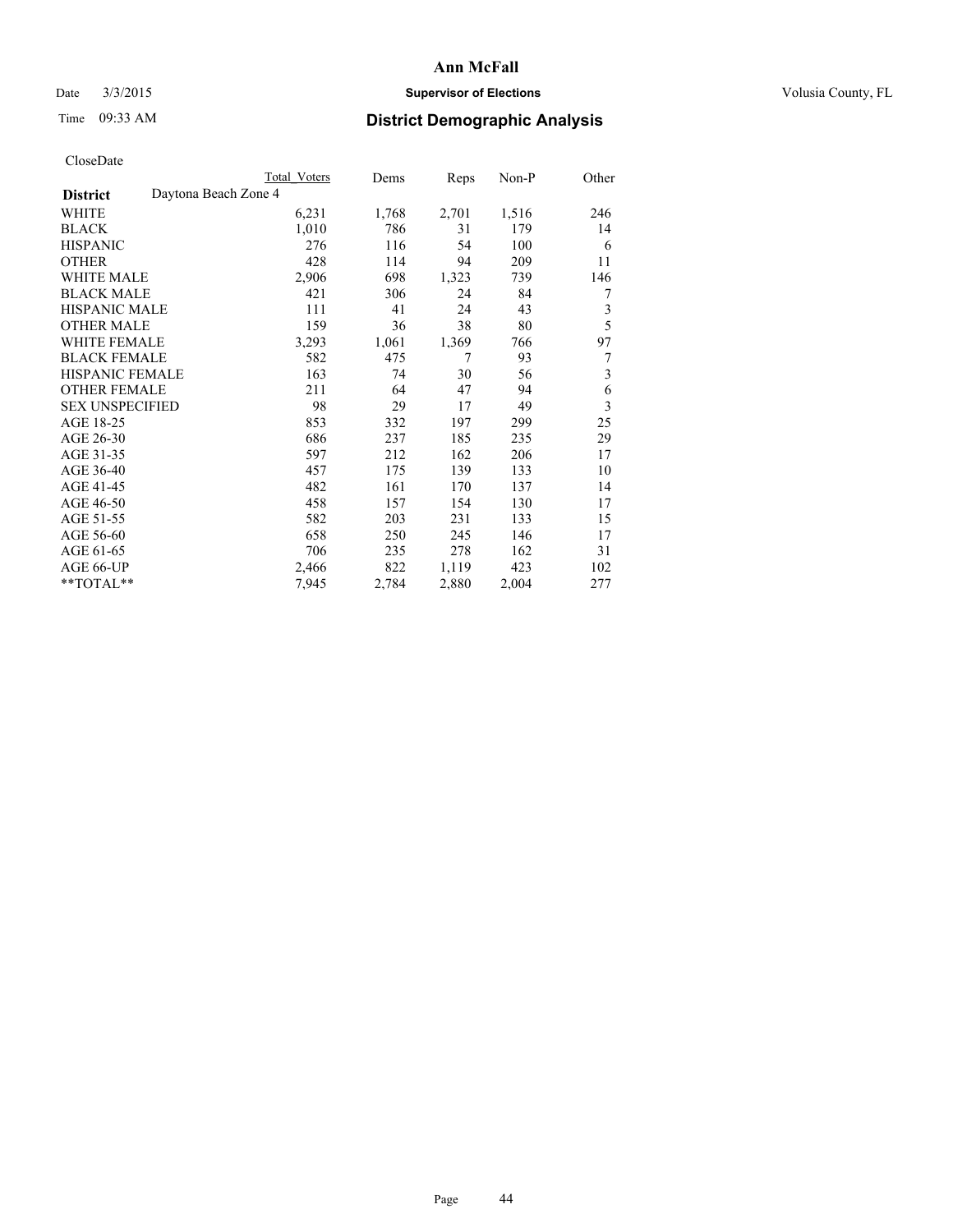# Ann McFall

Date 3/3/2015 **Supervisor of Elections** Volusia County, FL

Time 09:33 AM **District Demographic Analysis**

CloseDate

| **District** | Daytona Beach Zone 4 | Total Voters | Dems | Reps | Non-P | Other |
|---|---|---|---|---|---|---|
| WHITE | | 6,231 | 1,768 | 2,701 | 1,516 | 246 |
| BLACK | | 1,010 | 786 | 31 | 179 | 14 |
| HISPANIC | | 276 | 116 | 54 | 100 | 6 |
| OTHER | | 428 | 114 | 94 | 209 | 11 |
| WHITE MALE | | 2,906 | 698 | 1,323 | 739 | 146 |
| BLACK MALE | | 421 | 306 | 24 | 84 | 7 |
| HISPANIC MALE | | 111 | 41 | 24 | 43 | 3 |
| OTHER MALE | | 159 | 36 | 38 | 80 | 5 |
| WHITE FEMALE | | 3,293 | 1,061 | 1,369 | 766 | 97 |
| BLACK FEMALE | | 582 | 475 | 7 | 93 | 7 |
| HISPANIC FEMALE | | 163 | 74 | 30 | 56 | 3 |
| OTHER FEMALE | | 211 | 64 | 47 | 94 | 6 |
| SEX UNSPECIFIED | | 98 | 29 | 17 | 49 | 3 |
| AGE 18-25 | | 853 | 332 | 197 | 299 | 25 |
| AGE 26-30 | | 686 | 237 | 185 | 235 | 29 |
| AGE 31-35 | | 597 | 212 | 162 | 206 | 17 |
| AGE 36-40 | | 457 | 175 | 139 | 133 | 10 |
| AGE 41-45 | | 482 | 161 | 170 | 137 | 14 |
| AGE 46-50 | | 458 | 157 | 154 | 130 | 17 |
| AGE 51-55 | | 582 | 203 | 231 | 133 | 15 |
| AGE 56-60 | | 658 | 250 | 245 | 146 | 17 |
| AGE 61-65 | | 706 | 235 | 278 | 162 | 31 |
| AGE 66-UP | | 2,466 | 822 | 1,119 | 423 | 102 |
| **TOTAL** | | 7,945 | 2,784 | 2,880 | 2,004 | 277 |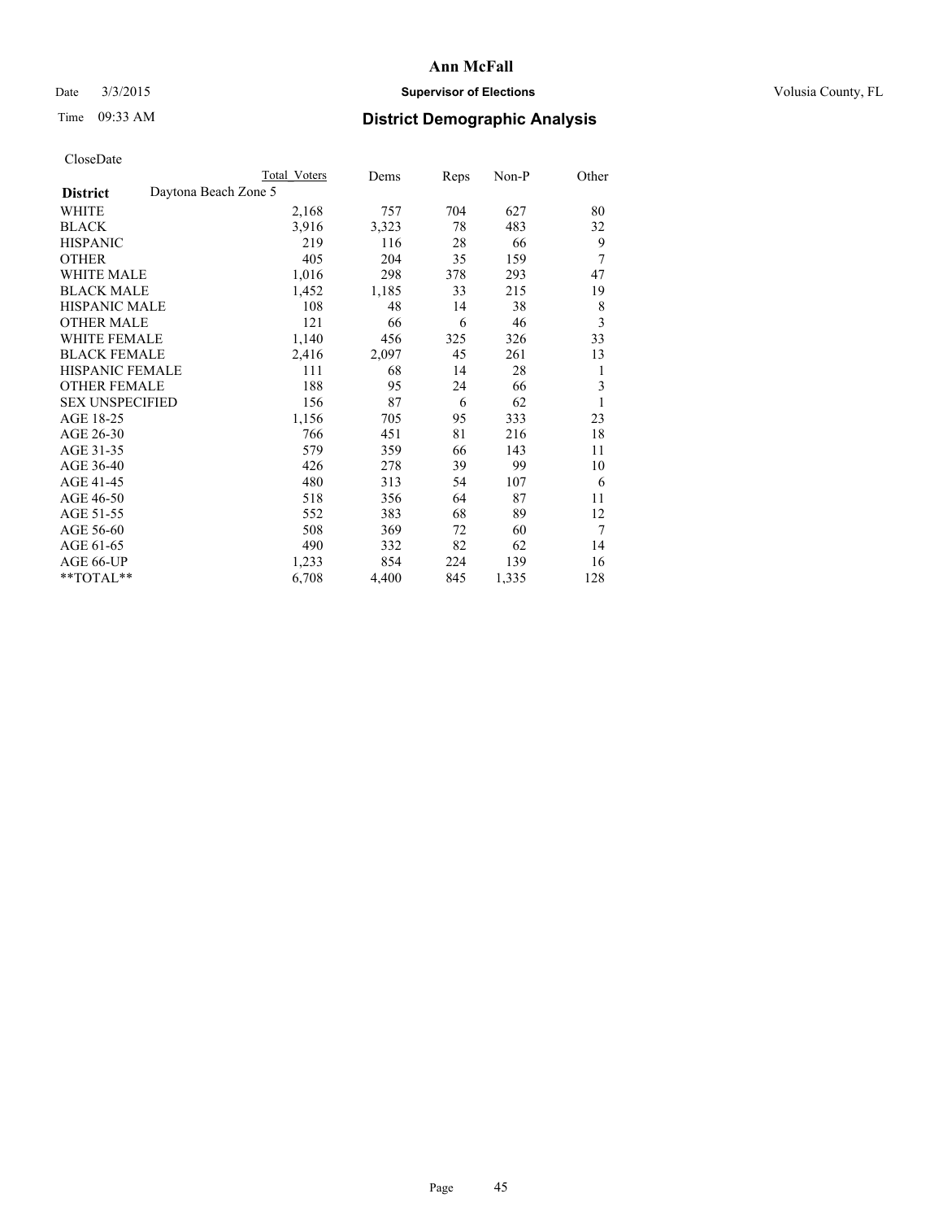# Ann McFall

Date 3/3/2015

**Supervisor of Elections**

Volusia County, FL

Time 09:33 AM

## District Demographic Analysis

CloseDate

| | Total Voters | Dems | Reps | Non-P | Other |
|---|---|---|---|---|---|
| **District** Daytona Beach Zone 5 | | | | | |
| WHITE | 2,168 | 757 | 704 | 627 | 80 |
| BLACK | 3,916 | 3,323 | 78 | 483 | 32 |
| HISPANIC | 219 | 116 | 28 | 66 | 9 |
| OTHER | 405 | 204 | 35 | 159 | 7 |
| WHITE MALE | 1,016 | 298 | 378 | 293 | 47 |
| BLACK MALE | 1,452 | 1,185 | 33 | 215 | 19 |
| HISPANIC MALE | 108 | 48 | 14 | 38 | 8 |
| OTHER MALE | 121 | 66 | 6 | 46 | 3 |
| WHITE FEMALE | 1,140 | 456 | 325 | 326 | 33 |
| BLACK FEMALE | 2,416 | 2,097 | 45 | 261 | 13 |
| HISPANIC FEMALE | 111 | 68 | 14 | 28 | 1 |
| OTHER FEMALE | 188 | 95 | 24 | 66 | 3 |
| SEX UNSPECIFIED | 156 | 87 | 6 | 62 | 1 |
| AGE 18-25 | 1,156 | 705 | 95 | 333 | 23 |
| AGE 26-30 | 766 | 451 | 81 | 216 | 18 |
| AGE 31-35 | 579 | 359 | 66 | 143 | 11 |
| AGE 36-40 | 426 | 278 | 39 | 99 | 10 |
| AGE 41-45 | 480 | 313 | 54 | 107 | 6 |
| AGE 46-50 | 518 | 356 | 64 | 87 | 11 |
| AGE 51-55 | 552 | 383 | 68 | 89 | 12 |
| AGE 56-60 | 508 | 369 | 72 | 60 | 7 |
| AGE 61-65 | 490 | 332 | 82 | 62 | 14 |
| AGE 66-UP | 1,233 | 854 | 224 | 139 | 16 |
| **TOTAL** | 6,708 | 4,400 | 845 | 1,335 | 128 |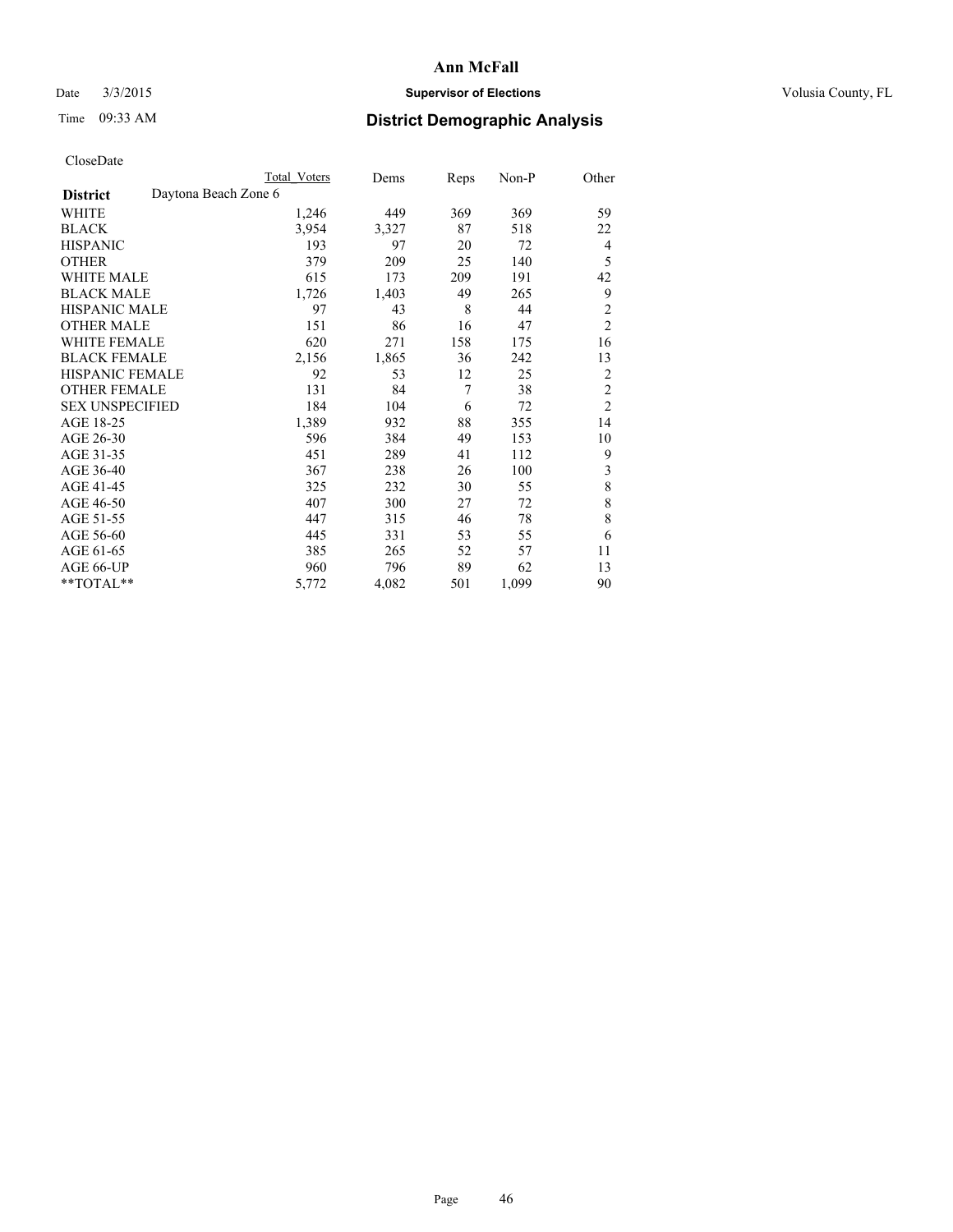# Ann McFall

Date 3/3/2015 **Supervisor of Elections** Volusia County, FL

Time 09:33 AM

## District Demographic Analysis

CloseDate

| District | Daytona Beach Zone 6 | Total Voters | Dems | Reps | Non-P | Other |
|---|---|---|---|---|---|---|
| WHITE | | 1,246 | 449 | 369 | 369 | 59 |
| BLACK | | 3,954 | 3,327 | 87 | 518 | 22 |
| HISPANIC | | 193 | 97 | 20 | 72 | 4 |
| OTHER | | 379 | 209 | 25 | 140 | 5 |
| WHITE MALE | | 615 | 173 | 209 | 191 | 42 |
| BLACK MALE | | 1,726 | 1,403 | 49 | 265 | 9 |
| HISPANIC MALE | | 97 | 43 | 8 | 44 | 2 |
| OTHER MALE | | 151 | 86 | 16 | 47 | 2 |
| WHITE FEMALE | | 620 | 271 | 158 | 175 | 16 |
| BLACK FEMALE | | 2,156 | 1,865 | 36 | 242 | 13 |
| HISPANIC FEMALE | | 92 | 53 | 12 | 25 | 2 |
| OTHER FEMALE | | 131 | 84 | 7 | 38 | 2 |
| SEX UNSPECIFIED | | 184 | 104 | 6 | 72 | 2 |
| AGE 18-25 | | 1,389 | 932 | 88 | 355 | 14 |
| AGE 26-30 | | 596 | 384 | 49 | 153 | 10 |
| AGE 31-35 | | 451 | 289 | 41 | 112 | 9 |
| AGE 36-40 | | 367 | 238 | 26 | 100 | 3 |
| AGE 41-45 | | 325 | 232 | 30 | 55 | 8 |
| AGE 46-50 | | 407 | 300 | 27 | 72 | 8 |
| AGE 51-55 | | 447 | 315 | 46 | 78 | 8 |
| AGE 56-60 | | 445 | 331 | 53 | 55 | 6 |
| AGE 61-65 | | 385 | 265 | 52 | 57 | 11 |
| AGE 66-UP | | 960 | 796 | 89 | 62 | 13 |
| **TOTAL** | | 5,772 | 4,082 | 501 | 1,099 | 90 |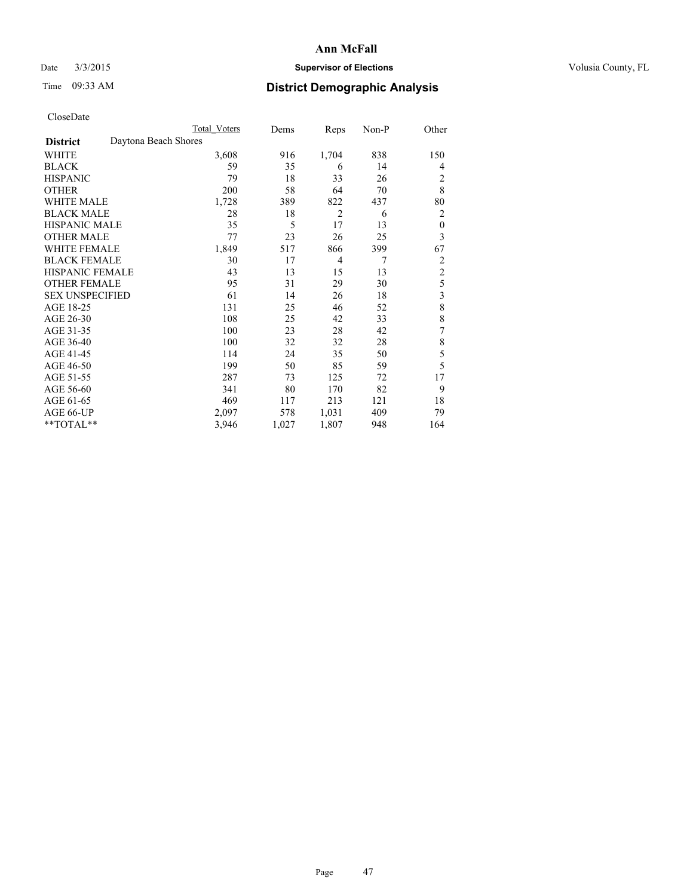# Ann McFall

Date 3/3/2015 **Supervisor of Elections** Volusia County, FL

Time 09:33 AM **District Demographic Analysis**

CloseDate

| **District** | Daytona Beach Shores | Total Voters | Dems | Reps | Non-P | Other |
|---|---|---|---|---|---|---|
| WHITE | | 3,608 | 916 | 1,704 | 838 | 150 |
| BLACK | | 59 | 35 | 6 | 14 | 4 |
| HISPANIC | | 79 | 18 | 33 | 26 | 2 |
| OTHER | | 200 | 58 | 64 | 70 | 8 |
| WHITE MALE | | 1,728 | 389 | 822 | 437 | 80 |
| BLACK MALE | | 28 | 18 | 2 | 6 | 2 |
| HISPANIC MALE | | 35 | 5 | 17 | 13 | 0 |
| OTHER MALE | | 77 | 23 | 26 | 25 | 3 |
| WHITE FEMALE | | 1,849 | 517 | 866 | 399 | 67 |
| BLACK FEMALE | | 30 | 17 | 4 | 7 | 2 |
| HISPANIC FEMALE | | 43 | 13 | 15 | 13 | 2 |
| OTHER FEMALE | | 95 | 31 | 29 | 30 | 5 |
| SEX UNSPECIFIED | | 61 | 14 | 26 | 18 | 3 |
| AGE 18-25 | | 131 | 25 | 46 | 52 | 8 |
| AGE 26-30 | | 108 | 25 | 42 | 33 | 8 |
| AGE 31-35 | | 100 | 23 | 28 | 42 | 7 |
| AGE 36-40 | | 100 | 32 | 32 | 28 | 8 |
| AGE 41-45 | | 114 | 24 | 35 | 50 | 5 |
| AGE 46-50 | | 199 | 50 | 85 | 59 | 5 |
| AGE 51-55 | | 287 | 73 | 125 | 72 | 17 |
| AGE 56-60 | | 341 | 80 | 170 | 82 | 9 |
| AGE 61-65 | | 469 | 117 | 213 | 121 | 18 |
| AGE 66-UP | | 2,097 | 578 | 1,031 | 409 | 79 |
| **TOTAL** | | 3,946 | 1,027 | 1,807 | 948 | 164 |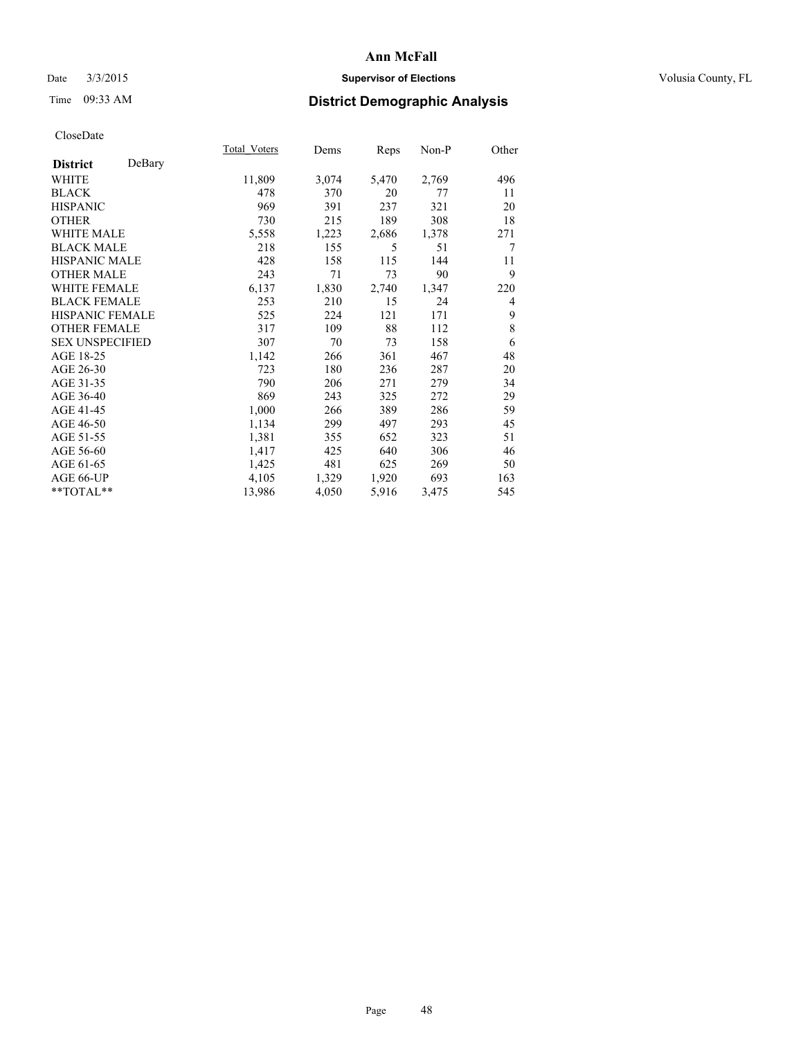# Ann McFall

Date 3/3/2015 **Supervisor of Elections** Volusia County, FL

Time 09:33 AM **District Demographic Analysis**

CloseDate

| **District** DeBary | Total_Voters | Dems | Reps | Non-P | Other |
|---|---|---|---|---|---|
| WHITE | 11,809 | 3,074 | 5,470 | 2,769 | 496 |
| BLACK | 478 | 370 | 20 | 77 | 11 |
| HISPANIC | 969 | 391 | 237 | 321 | 20 |
| OTHER | 730 | 215 | 189 | 308 | 18 |
| WHITE MALE | 5,558 | 1,223 | 2,686 | 1,378 | 271 |
| BLACK MALE | 218 | 155 | 5 | 51 | 7 |
| HISPANIC MALE | 428 | 158 | 115 | 144 | 11 |
| OTHER MALE | 243 | 71 | 73 | 90 | 9 |
| WHITE FEMALE | 6,137 | 1,830 | 2,740 | 1,347 | 220 |
| BLACK FEMALE | 253 | 210 | 15 | 24 | 4 |
| HISPANIC FEMALE | 525 | 224 | 121 | 171 | 9 |
| OTHER FEMALE | 317 | 109 | 88 | 112 | 8 |
| SEX UNSPECIFIED | 307 | 70 | 73 | 158 | 6 |
| AGE 18-25 | 1,142 | 266 | 361 | 467 | 48 |
| AGE 26-30 | 723 | 180 | 236 | 287 | 20 |
| AGE 31-35 | 790 | 206 | 271 | 279 | 34 |
| AGE 36-40 | 869 | 243 | 325 | 272 | 29 |
| AGE 41-45 | 1,000 | 266 | 389 | 286 | 59 |
| AGE 46-50 | 1,134 | 299 | 497 | 293 | 45 |
| AGE 51-55 | 1,381 | 355 | 652 | 323 | 51 |
| AGE 56-60 | 1,417 | 425 | 640 | 306 | 46 |
| AGE 61-65 | 1,425 | 481 | 625 | 269 | 50 |
| AGE 66-UP | 4,105 | 1,329 | 1,920 | 693 | 163 |
| **TOTAL** | 13,986 | 4,050 | 5,916 | 3,475 | 545 |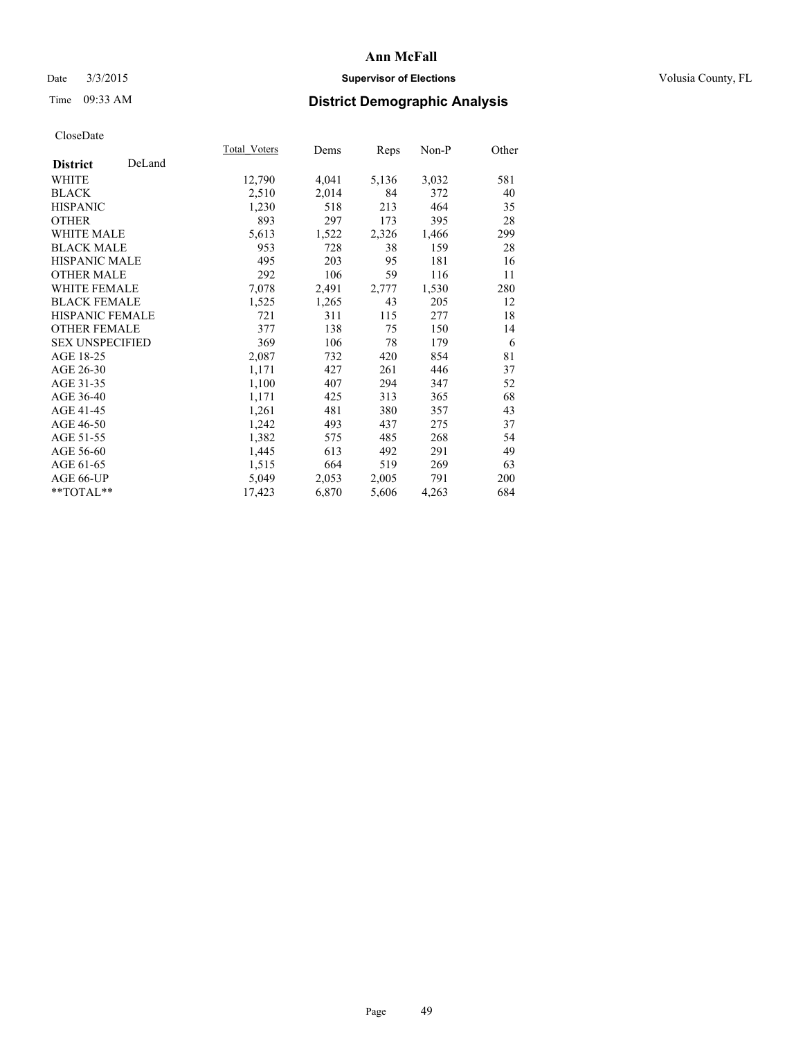# Ann McFall

Date 3/3/2015 **Supervisor of Elections** Volusia County, FL

Time 09:33 AM **District Demographic Analysis**

CloseDate

| | Total_Voters | Dems | Reps | Non-P | Other |
|---|---|---|---|---|---|
| **District** DeLand | | | | | |
| WHITE | 12,790 | 4,041 | 5,136 | 3,032 | 581 |
| BLACK | 2,510 | 2,014 | 84 | 372 | 40 |
| HISPANIC | 1,230 | 518 | 213 | 464 | 35 |
| OTHER | 893 | 297 | 173 | 395 | 28 |
| WHITE MALE | 5,613 | 1,522 | 2,326 | 1,466 | 299 |
| BLACK MALE | 953 | 728 | 38 | 159 | 28 |
| HISPANIC MALE | 495 | 203 | 95 | 181 | 16 |
| OTHER MALE | 292 | 106 | 59 | 116 | 11 |
| WHITE FEMALE | 7,078 | 2,491 | 2,777 | 1,530 | 280 |
| BLACK FEMALE | 1,525 | 1,265 | 43 | 205 | 12 |
| HISPANIC FEMALE | 721 | 311 | 115 | 277 | 18 |
| OTHER FEMALE | 377 | 138 | 75 | 150 | 14 |
| SEX UNSPECIFIED | 369 | 106 | 78 | 179 | 6 |
| AGE 18-25 | 2,087 | 732 | 420 | 854 | 81 |
| AGE 26-30 | 1,171 | 427 | 261 | 446 | 37 |
| AGE 31-35 | 1,100 | 407 | 294 | 347 | 52 |
| AGE 36-40 | 1,171 | 425 | 313 | 365 | 68 |
| AGE 41-45 | 1,261 | 481 | 380 | 357 | 43 |
| AGE 46-50 | 1,242 | 493 | 437 | 275 | 37 |
| AGE 51-55 | 1,382 | 575 | 485 | 268 | 54 |
| AGE 56-60 | 1,445 | 613 | 492 | 291 | 49 |
| AGE 61-65 | 1,515 | 664 | 519 | 269 | 63 |
| AGE 66-UP | 5,049 | 2,053 | 2,005 | 791 | 200 |
| **TOTAL** | 17,423 | 6,870 | 5,606 | 4,263 | 684 |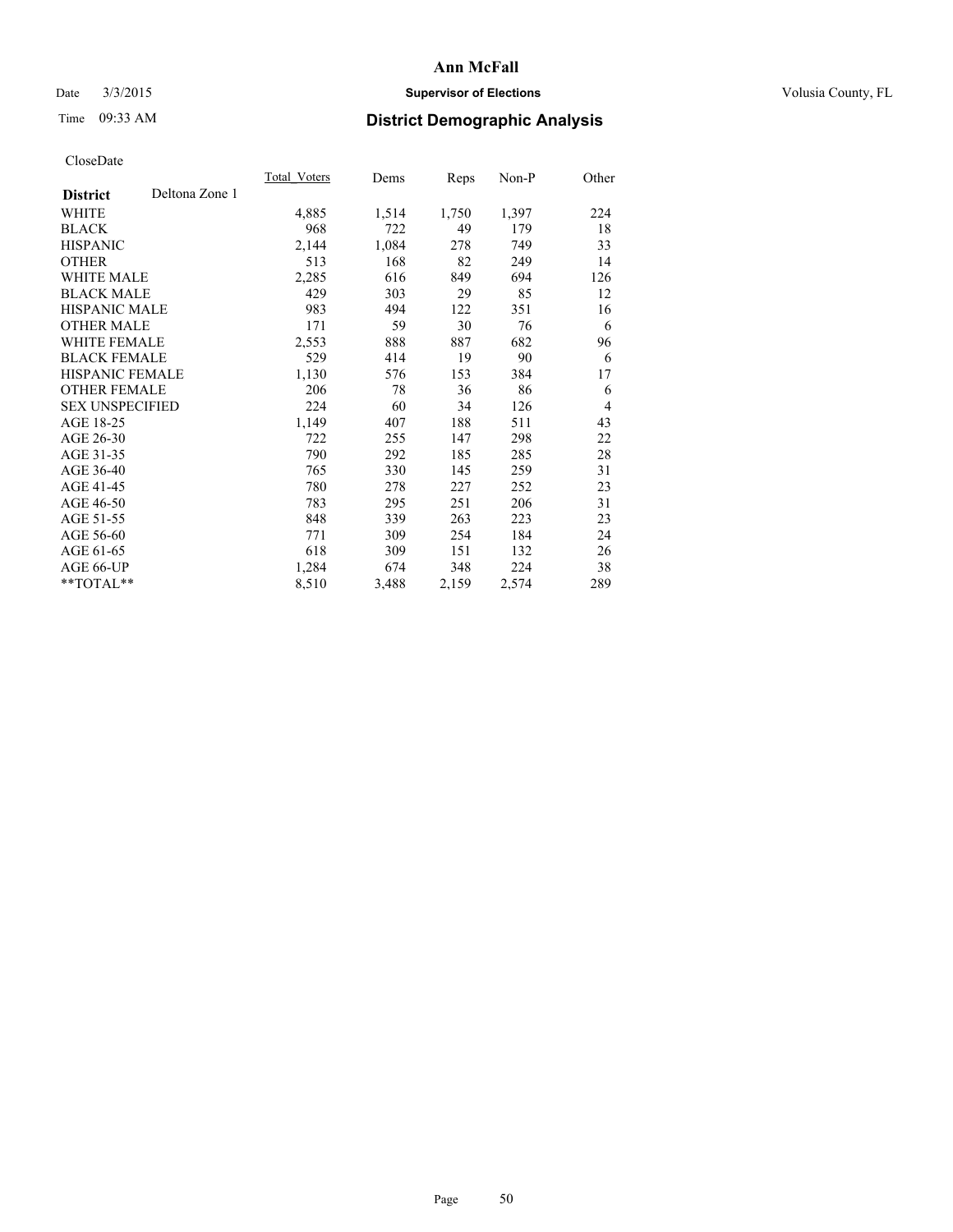CloseDate

| District | Deltona Zone 1 | Total_Voters | Dems | Reps | Non-P | Other |
|---|---|---|---|---|---|---|
| WHITE | | 4,885 | 1,514 | 1,750 | 1,397 | 224 |
| BLACK | | 968 | 722 | 49 | 179 | 18 |
| HISPANIC | | 2,144 | 1,084 | 278 | 749 | 33 |
| OTHER | | 513 | 168 | 82 | 249 | 14 |
| WHITE MALE | | 2,285 | 616 | 849 | 694 | 126 |
| BLACK MALE | | 429 | 303 | 29 | 85 | 12 |
| HISPANIC MALE | | 983 | 494 | 122 | 351 | 16 |
| OTHER MALE | | 171 | 59 | 30 | 76 | 6 |
| WHITE FEMALE | | 2,553 | 888 | 887 | 682 | 96 |
| BLACK FEMALE | | 529 | 414 | 19 | 90 | 6 |
| HISPANIC FEMALE | | 1,130 | 576 | 153 | 384 | 17 |
| OTHER FEMALE | | 206 | 78 | 36 | 86 | 6 |
| SEX UNSPECIFIED | | 224 | 60 | 34 | 126 | 4 |
| AGE 18-25 | | 1,149 | 407 | 188 | 511 | 43 |
| AGE 26-30 | | 722 | 255 | 147 | 298 | 22 |
| AGE 31-35 | | 790 | 292 | 185 | 285 | 28 |
| AGE 36-40 | | 765 | 330 | 145 | 259 | 31 |
| AGE 41-45 | | 780 | 278 | 227 | 252 | 23 |
| AGE 46-50 | | 783 | 295 | 251 | 206 | 31 |
| AGE 51-55 | | 848 | 339 | 263 | 223 | 23 |
| AGE 56-60 | | 771 | 309 | 254 | 184 | 24 |
| AGE 61-65 | | 618 | 309 | 151 | 132 | 26 |
| AGE 66-UP | | 1,284 | 674 | 348 | 224 | 38 |
| **TOTAL** | | 8,510 | 3,488 | 2,159 | 2,574 | 289 |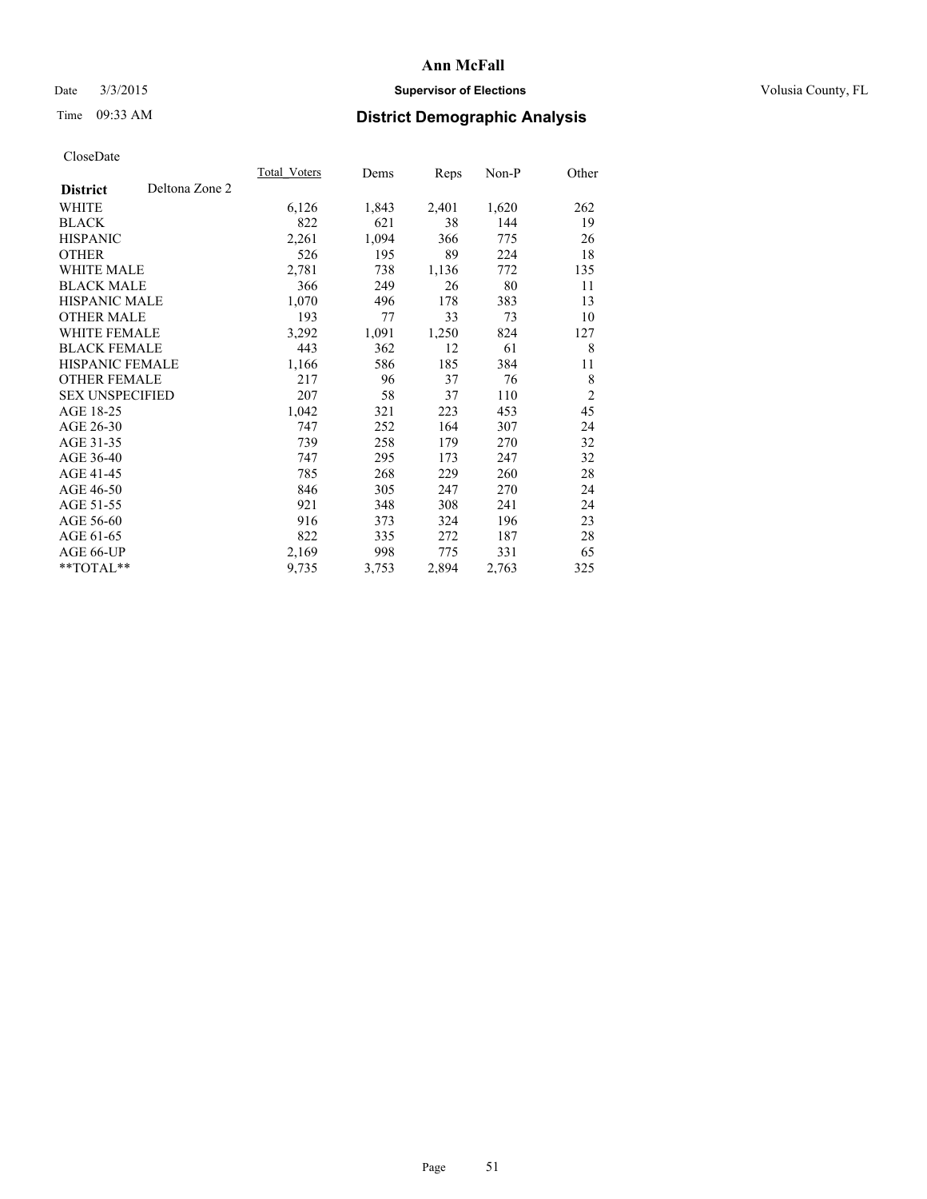# Ann McFall

Date 3/3/2015 **Supervisor of Elections** Volusia County, FL

Time 09:33 AM **District Demographic Analysis**

CloseDate

| District | Deltona Zone 2 | Total_Voters | Dems | Reps | Non-P | Other |
|---|---|---|---|---|---|---|
| WHITE | | 6,126 | 1,843 | 2,401 | 1,620 | 262 |
| BLACK | | 822 | 621 | 38 | 144 | 19 |
| HISPANIC | | 2,261 | 1,094 | 366 | 775 | 26 |
| OTHER | | 526 | 195 | 89 | 224 | 18 |
| WHITE MALE | | 2,781 | 738 | 1,136 | 772 | 135 |
| BLACK MALE | | 366 | 249 | 26 | 80 | 11 |
| HISPANIC MALE | | 1,070 | 496 | 178 | 383 | 13 |
| OTHER MALE | | 193 | 77 | 33 | 73 | 10 |
| WHITE FEMALE | | 3,292 | 1,091 | 1,250 | 824 | 127 |
| BLACK FEMALE | | 443 | 362 | 12 | 61 | 8 |
| HISPANIC FEMALE | | 1,166 | 586 | 185 | 384 | 11 |
| OTHER FEMALE | | 217 | 96 | 37 | 76 | 8 |
| SEX UNSPECIFIED | | 207 | 58 | 37 | 110 | 2 |
| AGE 18-25 | | 1,042 | 321 | 223 | 453 | 45 |
| AGE 26-30 | | 747 | 252 | 164 | 307 | 24 |
| AGE 31-35 | | 739 | 258 | 179 | 270 | 32 |
| AGE 36-40 | | 747 | 295 | 173 | 247 | 32 |
| AGE 41-45 | | 785 | 268 | 229 | 260 | 28 |
| AGE 46-50 | | 846 | 305 | 247 | 270 | 24 |
| AGE 51-55 | | 921 | 348 | 308 | 241 | 24 |
| AGE 56-60 | | 916 | 373 | 324 | 196 | 23 |
| AGE 61-65 | | 822 | 335 | 272 | 187 | 28 |
| AGE 66-UP | | 2,169 | 998 | 775 | 331 | 65 |
| **TOTAL** | | 9,735 | 3,753 | 2,894 | 2,763 | 325 |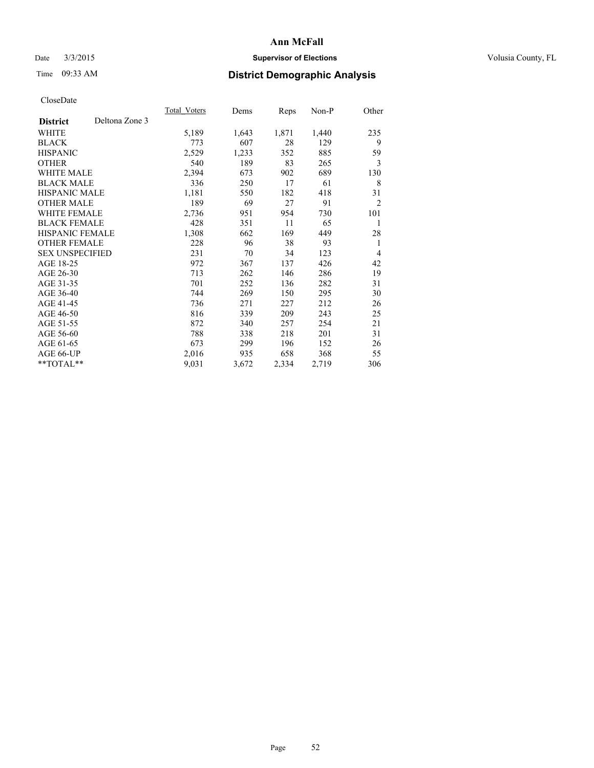CloseDate

| District | Deltona Zone 3 | Total_Voters | Dems | Reps | Non-P | Other |
|---|---|---|---|---|---|---|
| WHITE | | 5,189 | 1,643 | 1,871 | 1,440 | 235 |
| BLACK | | 773 | 607 | 28 | 129 | 9 |
| HISPANIC | | 2,529 | 1,233 | 352 | 885 | 59 |
| OTHER | | 540 | 189 | 83 | 265 | 3 |
| WHITE MALE | | 2,394 | 673 | 902 | 689 | 130 |
| BLACK MALE | | 336 | 250 | 17 | 61 | 8 |
| HISPANIC MALE | | 1,181 | 550 | 182 | 418 | 31 |
| OTHER MALE | | 189 | 69 | 27 | 91 | 2 |
| WHITE FEMALE | | 2,736 | 951 | 954 | 730 | 101 |
| BLACK FEMALE | | 428 | 351 | 11 | 65 | 1 |
| HISPANIC FEMALE | | 1,308 | 662 | 169 | 449 | 28 |
| OTHER FEMALE | | 228 | 96 | 38 | 93 | 1 |
| SEX UNSPECIFIED | | 231 | 70 | 34 | 123 | 4 |
| AGE 18-25 | | 972 | 367 | 137 | 426 | 42 |
| AGE 26-30 | | 713 | 262 | 146 | 286 | 19 |
| AGE 31-35 | | 701 | 252 | 136 | 282 | 31 |
| AGE 36-40 | | 744 | 269 | 150 | 295 | 30 |
| AGE 41-45 | | 736 | 271 | 227 | 212 | 26 |
| AGE 46-50 | | 816 | 339 | 209 | 243 | 25 |
| AGE 51-55 | | 872 | 340 | 257 | 254 | 21 |
| AGE 56-60 | | 788 | 338 | 218 | 201 | 31 |
| AGE 61-65 | | 673 | 299 | 196 | 152 | 26 |
| AGE 66-UP | | 2,016 | 935 | 658 | 368 | 55 |
| **TOTAL** | | 9,031 | 3,672 | 2,334 | 2,719 | 306 |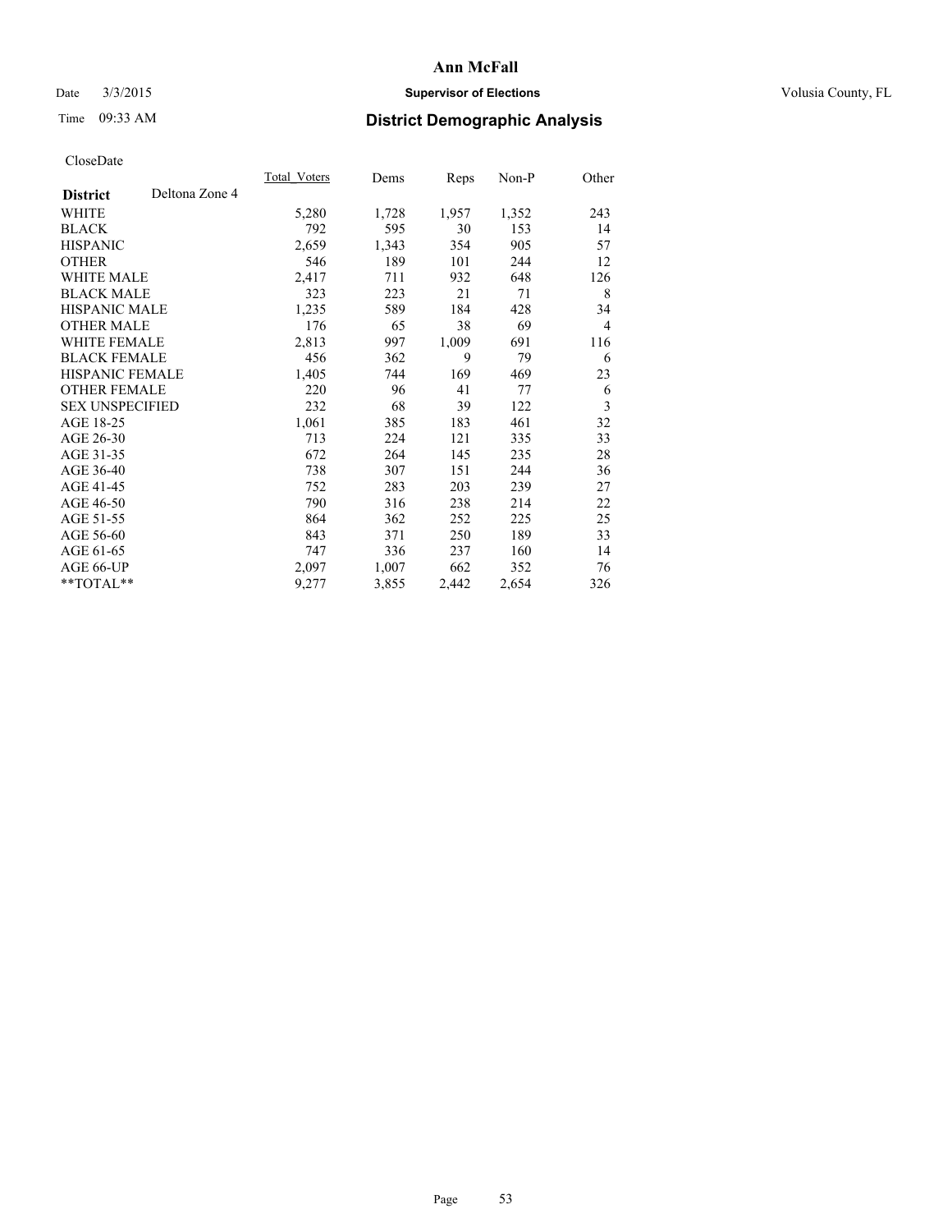CloseDate

| District | Deltona Zone 4 | Total_Voters | Dems | Reps | Non-P | Other |
|---|---|---|---|---|---|---|
| WHITE | | 5,280 | 1,728 | 1,957 | 1,352 | 243 |
| BLACK | | 792 | 595 | 30 | 153 | 14 |
| HISPANIC | | 2,659 | 1,343 | 354 | 905 | 57 |
| OTHER | | 546 | 189 | 101 | 244 | 12 |
| WHITE MALE | | 2,417 | 711 | 932 | 648 | 126 |
| BLACK MALE | | 323 | 223 | 21 | 71 | 8 |
| HISPANIC MALE | | 1,235 | 589 | 184 | 428 | 34 |
| OTHER MALE | | 176 | 65 | 38 | 69 | 4 |
| WHITE FEMALE | | 2,813 | 997 | 1,009 | 691 | 116 |
| BLACK FEMALE | | 456 | 362 | 9 | 79 | 6 |
| HISPANIC FEMALE | | 1,405 | 744 | 169 | 469 | 23 |
| OTHER FEMALE | | 220 | 96 | 41 | 77 | 6 |
| SEX UNSPECIFIED | | 232 | 68 | 39 | 122 | 3 |
| AGE 18-25 | | 1,061 | 385 | 183 | 461 | 32 |
| AGE 26-30 | | 713 | 224 | 121 | 335 | 33 |
| AGE 31-35 | | 672 | 264 | 145 | 235 | 28 |
| AGE 36-40 | | 738 | 307 | 151 | 244 | 36 |
| AGE 41-45 | | 752 | 283 | 203 | 239 | 27 |
| AGE 46-50 | | 790 | 316 | 238 | 214 | 22 |
| AGE 51-55 | | 864 | 362 | 252 | 225 | 25 |
| AGE 56-60 | | 843 | 371 | 250 | 189 | 33 |
| AGE 61-65 | | 747 | 336 | 237 | 160 | 14 |
| AGE 66-UP | | 2,097 | 1,007 | 662 | 352 | 76 |
| **TOTAL** | | 9,277 | 3,855 | 2,442 | 2,654 | 326 |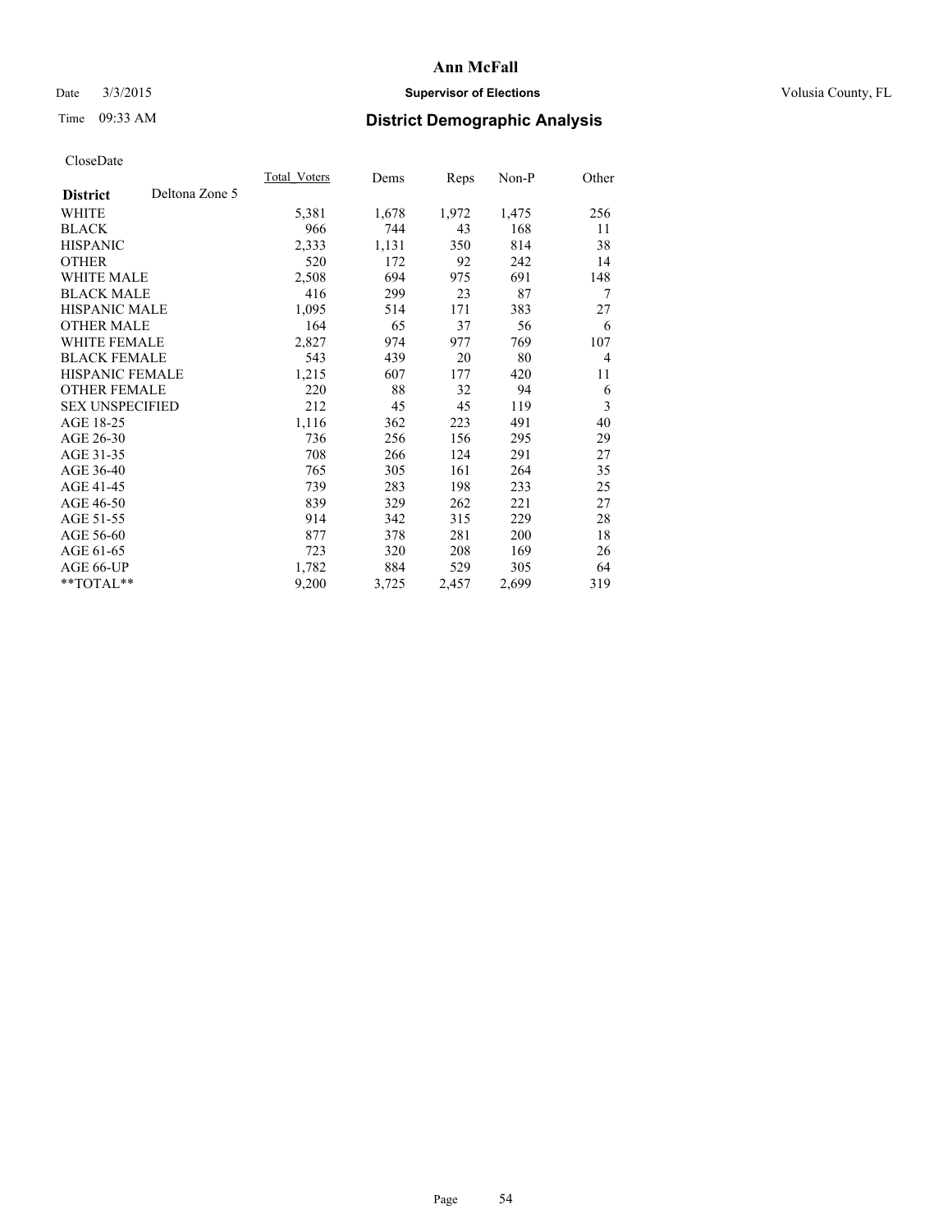# Ann McFall

Date 3/3/2015 **Supervisor of Elections** Volusia County, FL

Time 09:33 AM **District Demographic Analysis**

CloseDate

| | Total_Voters | Dems | Reps | Non-P | Other |
|---|---|---|---|---|---|
| **District** Deltona Zone 5 | | | | | |
| WHITE | 5,381 | 1,678 | 1,972 | 1,475 | 256 |
| BLACK | 966 | 744 | 43 | 168 | 11 |
| HISPANIC | 2,333 | 1,131 | 350 | 814 | 38 |
| OTHER | 520 | 172 | 92 | 242 | 14 |
| WHITE MALE | 2,508 | 694 | 975 | 691 | 148 |
| BLACK MALE | 416 | 299 | 23 | 87 | 7 |
| HISPANIC MALE | 1,095 | 514 | 171 | 383 | 27 |
| OTHER MALE | 164 | 65 | 37 | 56 | 6 |
| WHITE FEMALE | 2,827 | 974 | 977 | 769 | 107 |
| BLACK FEMALE | 543 | 439 | 20 | 80 | 4 |
| HISPANIC FEMALE | 1,215 | 607 | 177 | 420 | 11 |
| OTHER FEMALE | 220 | 88 | 32 | 94 | 6 |
| SEX UNSPECIFIED | 212 | 45 | 45 | 119 | 3 |
| AGE 18-25 | 1,116 | 362 | 223 | 491 | 40 |
| AGE 26-30 | 736 | 256 | 156 | 295 | 29 |
| AGE 31-35 | 708 | 266 | 124 | 291 | 27 |
| AGE 36-40 | 765 | 305 | 161 | 264 | 35 |
| AGE 41-45 | 739 | 283 | 198 | 233 | 25 |
| AGE 46-50 | 839 | 329 | 262 | 221 | 27 |
| AGE 51-55 | 914 | 342 | 315 | 229 | 28 |
| AGE 56-60 | 877 | 378 | 281 | 200 | 18 |
| AGE 61-65 | 723 | 320 | 208 | 169 | 26 |
| AGE 66-UP | 1,782 | 884 | 529 | 305 | 64 |
| **TOTAL** | 9,200 | 3,725 | 2,457 | 2,699 | 319 |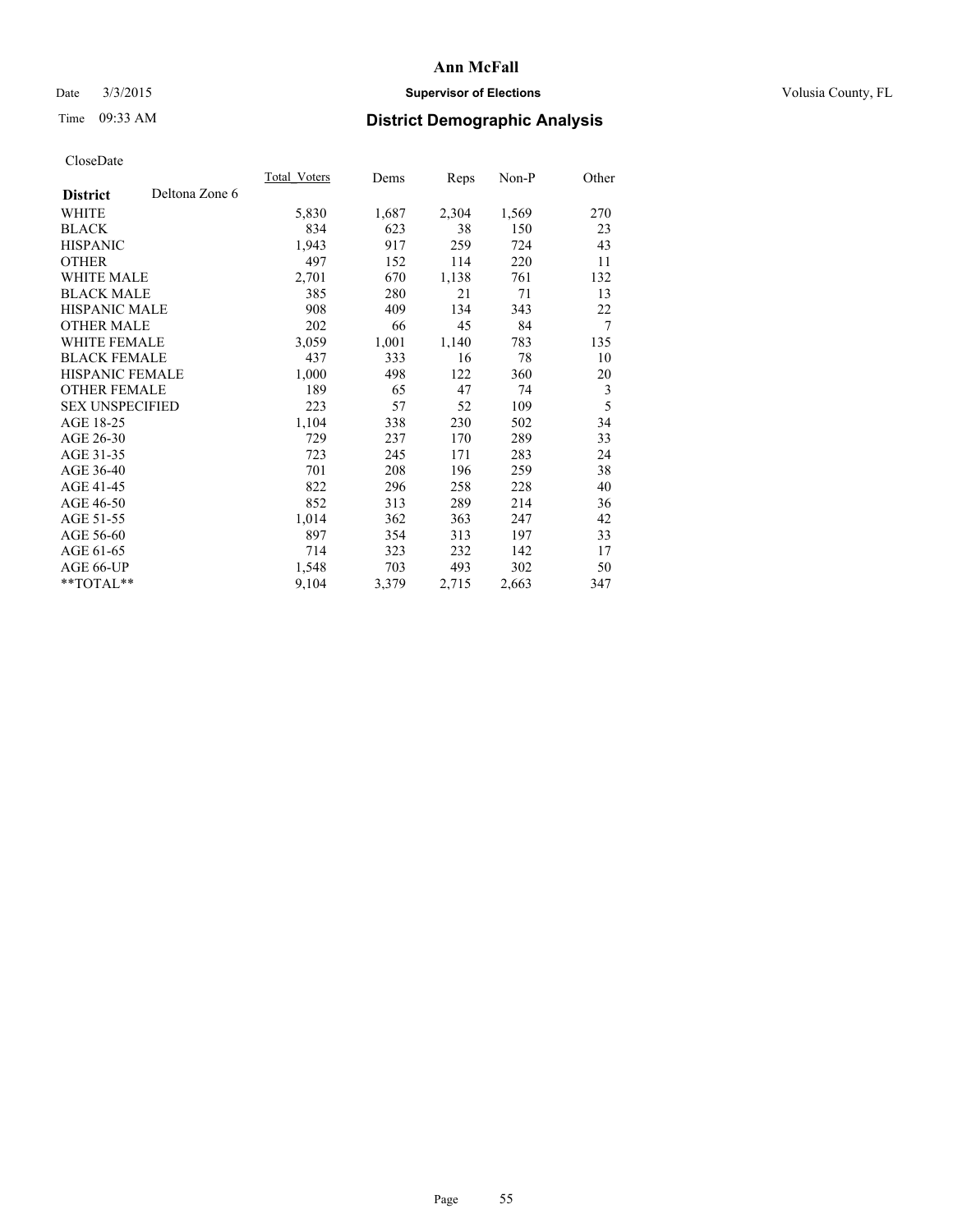# Ann McFall

Date 3/3/2015 **Supervisor of Elections** Volusia County, FL

Time 09:33 AM **District Demographic Analysis**

CloseDate

| District | Deltona Zone 6 | Total_Voters | Dems | Reps | Non-P | Other |
|---|---|---|---|---|---|---|
| WHITE | | 5,830 | 1,687 | 2,304 | 1,569 | 270 |
| BLACK | | 834 | 623 | 38 | 150 | 23 |
| HISPANIC | | 1,943 | 917 | 259 | 724 | 43 |
| OTHER | | 497 | 152 | 114 | 220 | 11 |
| WHITE MALE | | 2,701 | 670 | 1,138 | 761 | 132 |
| BLACK MALE | | 385 | 280 | 21 | 71 | 13 |
| HISPANIC MALE | | 908 | 409 | 134 | 343 | 22 |
| OTHER MALE | | 202 | 66 | 45 | 84 | 7 |
| WHITE FEMALE | | 3,059 | 1,001 | 1,140 | 783 | 135 |
| BLACK FEMALE | | 437 | 333 | 16 | 78 | 10 |
| HISPANIC FEMALE | | 1,000 | 498 | 122 | 360 | 20 |
| OTHER FEMALE | | 189 | 65 | 47 | 74 | 3 |
| SEX UNSPECIFIED | | 223 | 57 | 52 | 109 | 5 |
| AGE 18-25 | | 1,104 | 338 | 230 | 502 | 34 |
| AGE 26-30 | | 729 | 237 | 170 | 289 | 33 |
| AGE 31-35 | | 723 | 245 | 171 | 283 | 24 |
| AGE 36-40 | | 701 | 208 | 196 | 259 | 38 |
| AGE 41-45 | | 822 | 296 | 258 | 228 | 40 |
| AGE 46-50 | | 852 | 313 | 289 | 214 | 36 |
| AGE 51-55 | | 1,014 | 362 | 363 | 247 | 42 |
| AGE 56-60 | | 897 | 354 | 313 | 197 | 33 |
| AGE 61-65 | | 714 | 323 | 232 | 142 | 17 |
| AGE 66-UP | | 1,548 | 703 | 493 | 302 | 50 |
| **TOTAL** | | 9,104 | 3,379 | 2,715 | 2,663 | 347 |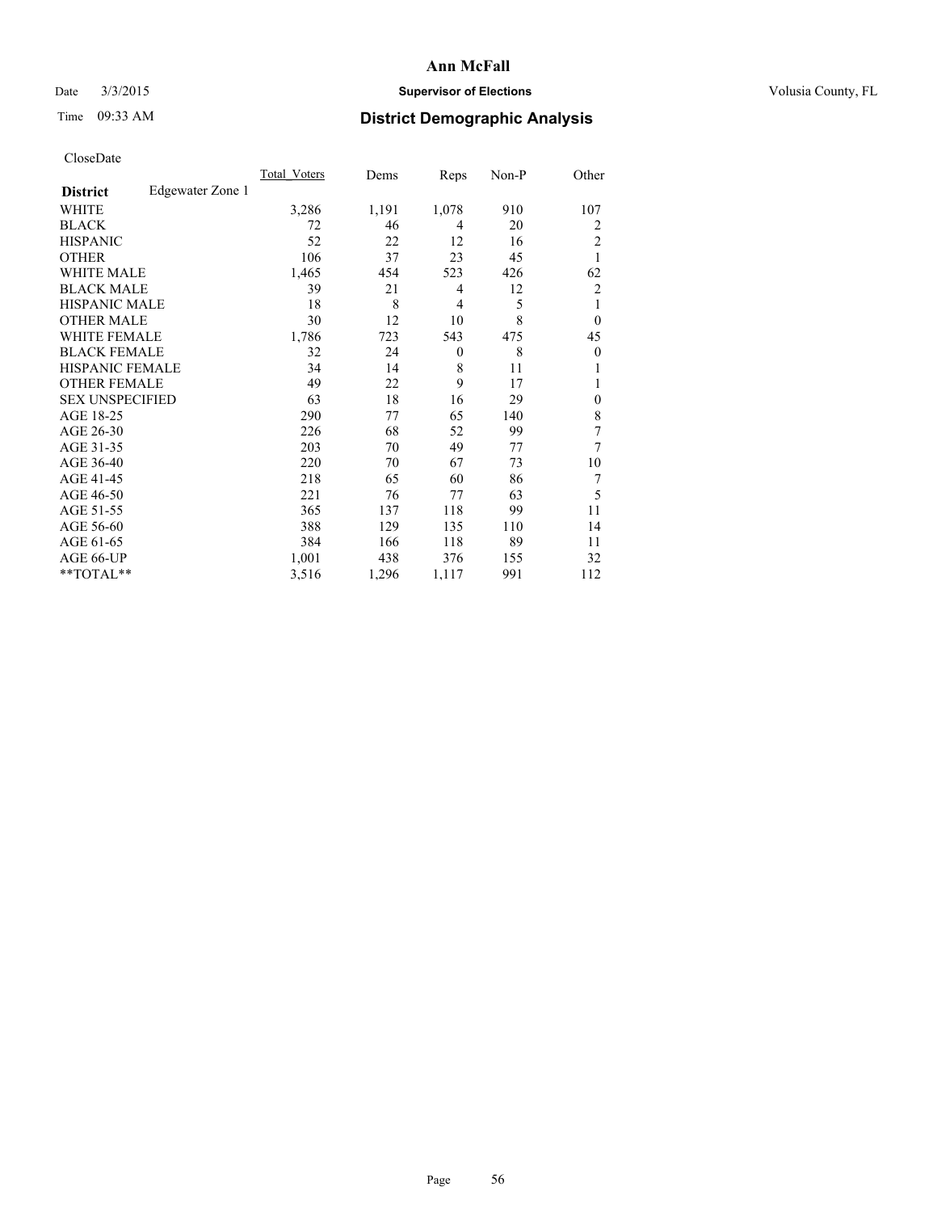# Ann McFall

Date 3/3/2015 **Supervisor of Elections** Volusia County, FL

Time 09:33 AM **District Demographic Analysis**

CloseDate

| **District** Edgewater Zone 1 | Total_Voters | Dems | Reps | Non-P | Other |
|---|---|---|---|---|---|
| WHITE | 3,286 | 1,191 | 1,078 | 910 | 107 |
| BLACK | 72 | 46 | 4 | 20 | 2 |
| HISPANIC | 52 | 22 | 12 | 16 | 2 |
| OTHER | 106 | 37 | 23 | 45 | 1 |
| WHITE MALE | 1,465 | 454 | 523 | 426 | 62 |
| BLACK MALE | 39 | 21 | 4 | 12 | 2 |
| HISPANIC MALE | 18 | 8 | 4 | 5 | 1 |
| OTHER MALE | 30 | 12 | 10 | 8 | 0 |
| WHITE FEMALE | 1,786 | 723 | 543 | 475 | 45 |
| BLACK FEMALE | 32 | 24 | 0 | 8 | 0 |
| HISPANIC FEMALE | 34 | 14 | 8 | 11 | 1 |
| OTHER FEMALE | 49 | 22 | 9 | 17 | 1 |
| SEX UNSPECIFIED | 63 | 18 | 16 | 29 | 0 |
| AGE 18-25 | 290 | 77 | 65 | 140 | 8 |
| AGE 26-30 | 226 | 68 | 52 | 99 | 7 |
| AGE 31-35 | 203 | 70 | 49 | 77 | 7 |
| AGE 36-40 | 220 | 70 | 67 | 73 | 10 |
| AGE 41-45 | 218 | 65 | 60 | 86 | 7 |
| AGE 46-50 | 221 | 76 | 77 | 63 | 5 |
| AGE 51-55 | 365 | 137 | 118 | 99 | 11 |
| AGE 56-60 | 388 | 129 | 135 | 110 | 14 |
| AGE 61-65 | 384 | 166 | 118 | 89 | 11 |
| AGE 66-UP | 1,001 | 438 | 376 | 155 | 32 |
| **TOTAL** | 3,516 | 1,296 | 1,117 | 991 | 112 |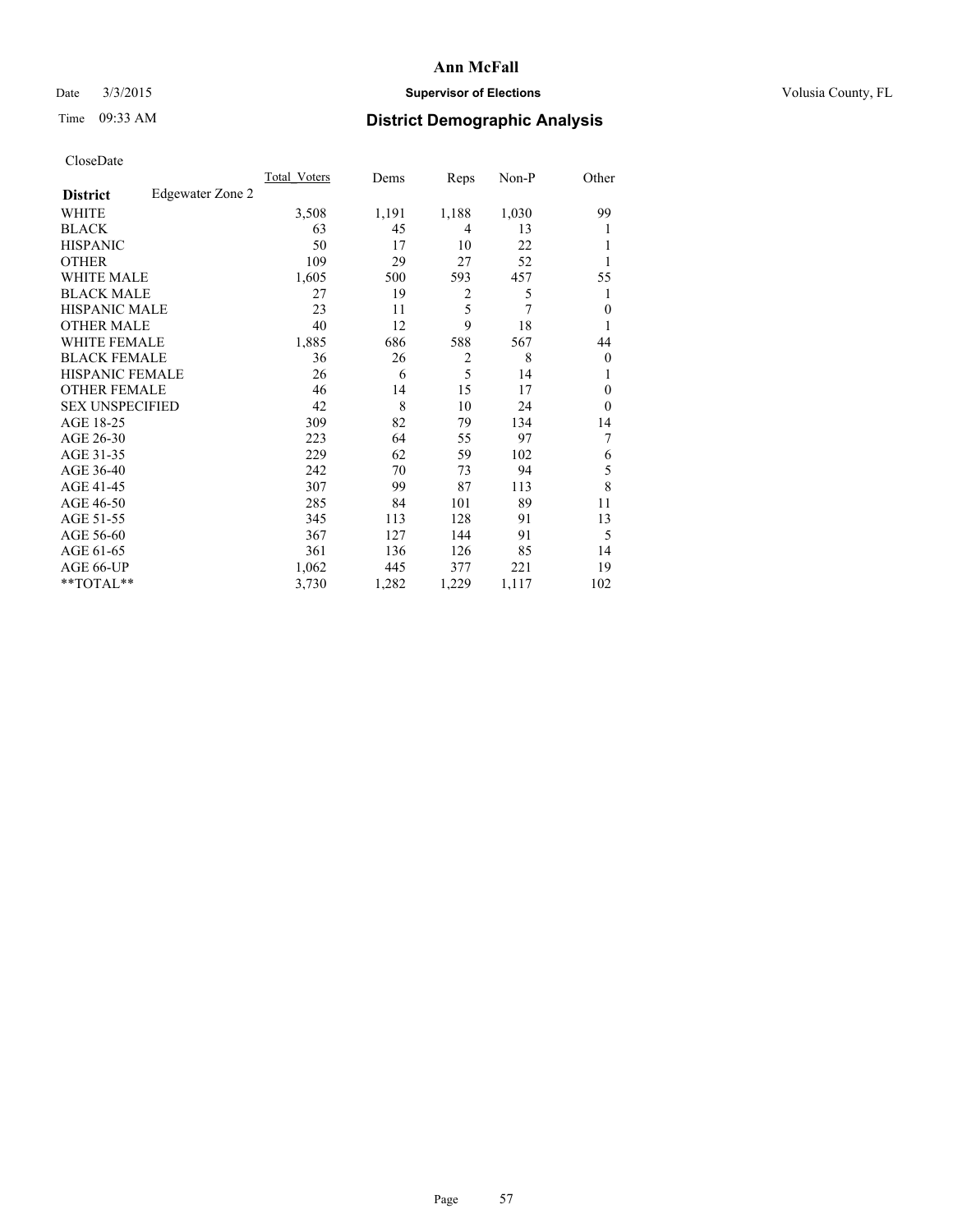# Ann McFall

Date 3/3/2015 **Supervisor of Elections** Volusia County, FL

Time 09:33 AM **District Demographic Analysis**

CloseDate

| **District** Edgewater Zone 2 | Total_Voters | Dems | Reps | Non-P | Other |
|---|---|---|---|---|---|
| WHITE | 3,508 | 1,191 | 1,188 | 1,030 | 99 |
| BLACK | 63 | 45 | 4 | 13 | 1 |
| HISPANIC | 50 | 17 | 10 | 22 | 1 |
| OTHER | 109 | 29 | 27 | 52 | 1 |
| WHITE MALE | 1,605 | 500 | 593 | 457 | 55 |
| BLACK MALE | 27 | 19 | 2 | 5 | 1 |
| HISPANIC MALE | 23 | 11 | 5 | 7 | 0 |
| OTHER MALE | 40 | 12 | 9 | 18 | 1 |
| WHITE FEMALE | 1,885 | 686 | 588 | 567 | 44 |
| BLACK FEMALE | 36 | 26 | 2 | 8 | 0 |
| HISPANIC FEMALE | 26 | 6 | 5 | 14 | 1 |
| OTHER FEMALE | 46 | 14 | 15 | 17 | 0 |
| SEX UNSPECIFIED | 42 | 8 | 10 | 24 | 0 |
| AGE 18-25 | 309 | 82 | 79 | 134 | 14 |
| AGE 26-30 | 223 | 64 | 55 | 97 | 7 |
| AGE 31-35 | 229 | 62 | 59 | 102 | 6 |
| AGE 36-40 | 242 | 70 | 73 | 94 | 5 |
| AGE 41-45 | 307 | 99 | 87 | 113 | 8 |
| AGE 46-50 | 285 | 84 | 101 | 89 | 11 |
| AGE 51-55 | 345 | 113 | 128 | 91 | 13 |
| AGE 56-60 | 367 | 127 | 144 | 91 | 5 |
| AGE 61-65 | 361 | 136 | 126 | 85 | 14 |
| AGE 66-UP | 1,062 | 445 | 377 | 221 | 19 |
| **TOTAL** | 3,730 | 1,282 | 1,229 | 1,117 | 102 |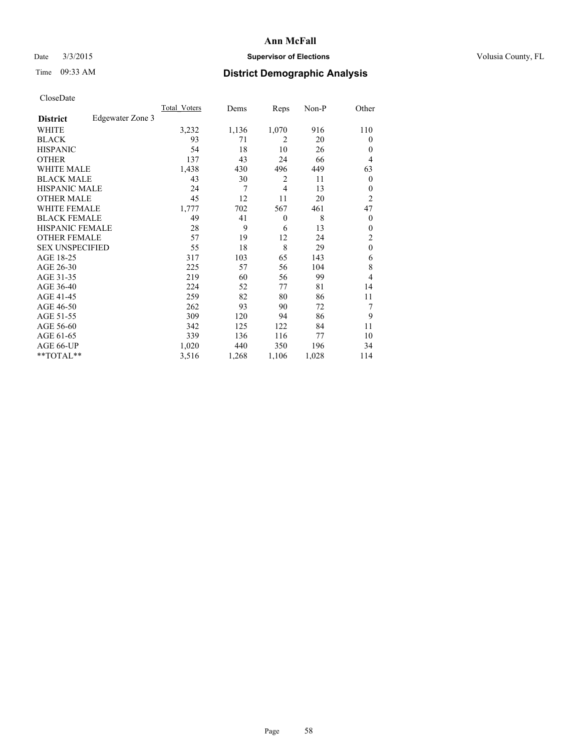**Ann McFall**

Date 3/3/2015 **Supervisor of Elections** Volusia County, FL

Time 09:33 AM **District Demographic Analysis**

CloseDate

| **District** Edgewater Zone 3 | Total_Voters | Dems | Reps | Non-P | Other |
|---|---|---|---|---|---|
| WHITE | 3,232 | 1,136 | 1,070 | 916 | 110 |
| BLACK | 93 | 71 | 2 | 20 | 0 |
| HISPANIC | 54 | 18 | 10 | 26 | 0 |
| OTHER | 137 | 43 | 24 | 66 | 4 |
| WHITE MALE | 1,438 | 430 | 496 | 449 | 63 |
| BLACK MALE | 43 | 30 | 2 | 11 | 0 |
| HISPANIC MALE | 24 | 7 | 4 | 13 | 0 |
| OTHER MALE | 45 | 12 | 11 | 20 | 2 |
| WHITE FEMALE | 1,777 | 702 | 567 | 461 | 47 |
| BLACK FEMALE | 49 | 41 | 0 | 8 | 0 |
| HISPANIC FEMALE | 28 | 9 | 6 | 13 | 0 |
| OTHER FEMALE | 57 | 19 | 12 | 24 | 2 |
| SEX UNSPECIFIED | 55 | 18 | 8 | 29 | 0 |
| AGE 18-25 | 317 | 103 | 65 | 143 | 6 |
| AGE 26-30 | 225 | 57 | 56 | 104 | 8 |
| AGE 31-35 | 219 | 60 | 56 | 99 | 4 |
| AGE 36-40 | 224 | 52 | 77 | 81 | 14 |
| AGE 41-45 | 259 | 82 | 80 | 86 | 11 |
| AGE 46-50 | 262 | 93 | 90 | 72 | 7 |
| AGE 51-55 | 309 | 120 | 94 | 86 | 9 |
| AGE 56-60 | 342 | 125 | 122 | 84 | 11 |
| AGE 61-65 | 339 | 136 | 116 | 77 | 10 |
| AGE 66-UP | 1,020 | 440 | 350 | 196 | 34 |
| **TOTAL** | 3,516 | 1,268 | 1,106 | 1,028 | 114 |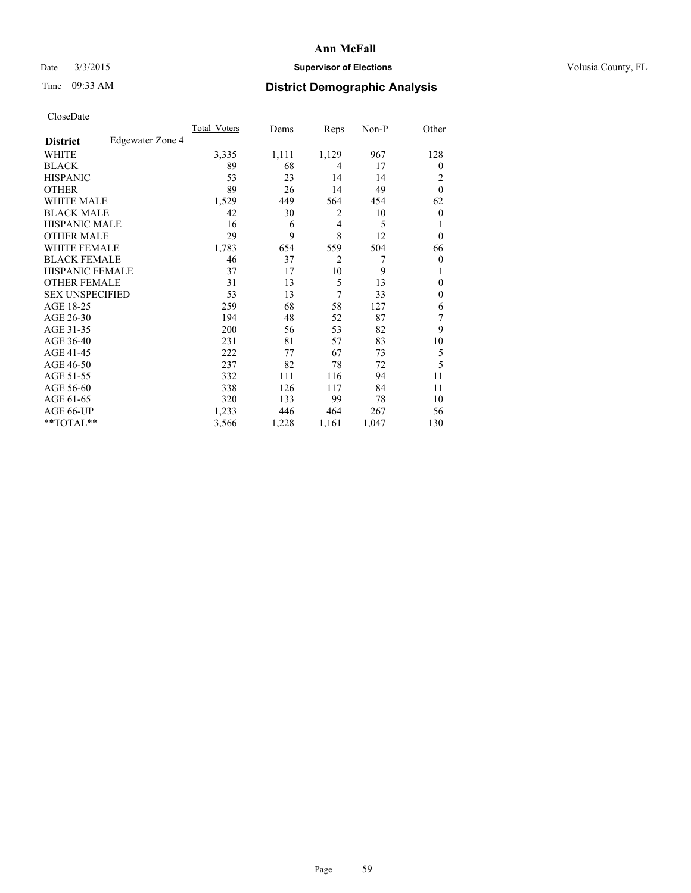CloseDate

| District | Edgewater Zone 4 | Total_Voters | Dems | Reps | Non-P | Other |
|---|---|---|---|---|---|---|
| WHITE | | 3,335 | 1,111 | 1,129 | 967 | 128 |
| BLACK | | 89 | 68 | 4 | 17 | 0 |
| HISPANIC | | 53 | 23 | 14 | 14 | 2 |
| OTHER | | 89 | 26 | 14 | 49 | 0 |
| WHITE MALE | | 1,529 | 449 | 564 | 454 | 62 |
| BLACK MALE | | 42 | 30 | 2 | 10 | 0 |
| HISPANIC MALE | | 16 | 6 | 4 | 5 | 1 |
| OTHER MALE | | 29 | 9 | 8 | 12 | 0 |
| WHITE FEMALE | | 1,783 | 654 | 559 | 504 | 66 |
| BLACK FEMALE | | 46 | 37 | 2 | 7 | 0 |
| HISPANIC FEMALE | | 37 | 17 | 10 | 9 | 1 |
| OTHER FEMALE | | 31 | 13 | 5 | 13 | 0 |
| SEX UNSPECIFIED | | 53 | 13 | 7 | 33 | 0 |
| AGE 18-25 | | 259 | 68 | 58 | 127 | 6 |
| AGE 26-30 | | 194 | 48 | 52 | 87 | 7 |
| AGE 31-35 | | 200 | 56 | 53 | 82 | 9 |
| AGE 36-40 | | 231 | 81 | 57 | 83 | 10 |
| AGE 41-45 | | 222 | 77 | 67 | 73 | 5 |
| AGE 46-50 | | 237 | 82 | 78 | 72 | 5 |
| AGE 51-55 | | 332 | 111 | 116 | 94 | 11 |
| AGE 56-60 | | 338 | 126 | 117 | 84 | 11 |
| AGE 61-65 | | 320 | 133 | 99 | 78 | 10 |
| AGE 66-UP | | 1,233 | 446 | 464 | 267 | 56 |
| **TOTAL** | | 3,566 | 1,228 | 1,161 | 1,047 | 130 |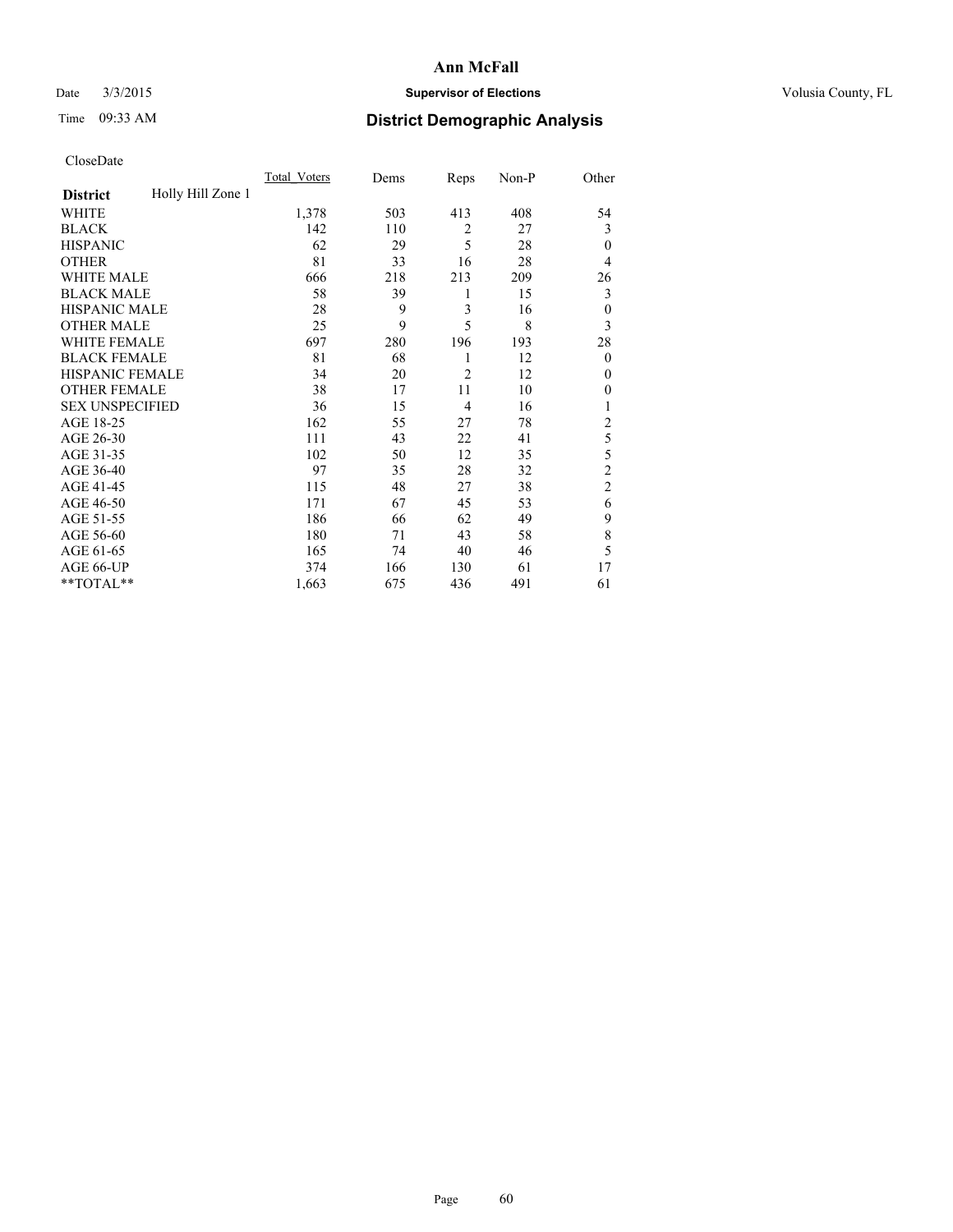# Ann McFall

Date 3/3/2015 **Supervisor of Elections** Volusia County, FL

Time 09:33 AM **District Demographic Analysis**

CloseDate

| **District** Holly Hill Zone 1 | Total_Voters | Dems | Reps | Non-P | Other |
|---|---|---|---|---|---|
| WHITE | 1,378 | 503 | 413 | 408 | 54 |
| BLACK | 142 | 110 | 2 | 27 | 3 |
| HISPANIC | 62 | 29 | 5 | 28 | 0 |
| OTHER | 81 | 33 | 16 | 28 | 4 |
| WHITE MALE | 666 | 218 | 213 | 209 | 26 |
| BLACK MALE | 58 | 39 | 1 | 15 | 3 |
| HISPANIC MALE | 28 | 9 | 3 | 16 | 0 |
| OTHER MALE | 25 | 9 | 5 | 8 | 3 |
| WHITE FEMALE | 697 | 280 | 196 | 193 | 28 |
| BLACK FEMALE | 81 | 68 | 1 | 12 | 0 |
| HISPANIC FEMALE | 34 | 20 | 2 | 12 | 0 |
| OTHER FEMALE | 38 | 17 | 11 | 10 | 0 |
| SEX UNSPECIFIED | 36 | 15 | 4 | 16 | 1 |
| AGE 18-25 | 162 | 55 | 27 | 78 | 2 |
| AGE 26-30 | 111 | 43 | 22 | 41 | 5 |
| AGE 31-35 | 102 | 50 | 12 | 35 | 5 |
| AGE 36-40 | 97 | 35 | 28 | 32 | 2 |
| AGE 41-45 | 115 | 48 | 27 | 38 | 2 |
| AGE 46-50 | 171 | 67 | 45 | 53 | 6 |
| AGE 51-55 | 186 | 66 | 62 | 49 | 9 |
| AGE 56-60 | 180 | 71 | 43 | 58 | 8 |
| AGE 61-65 | 165 | 74 | 40 | 46 | 5 |
| AGE 66-UP | 374 | 166 | 130 | 61 | 17 |
| **TOTAL** | 1,663 | 675 | 436 | 491 | 61 |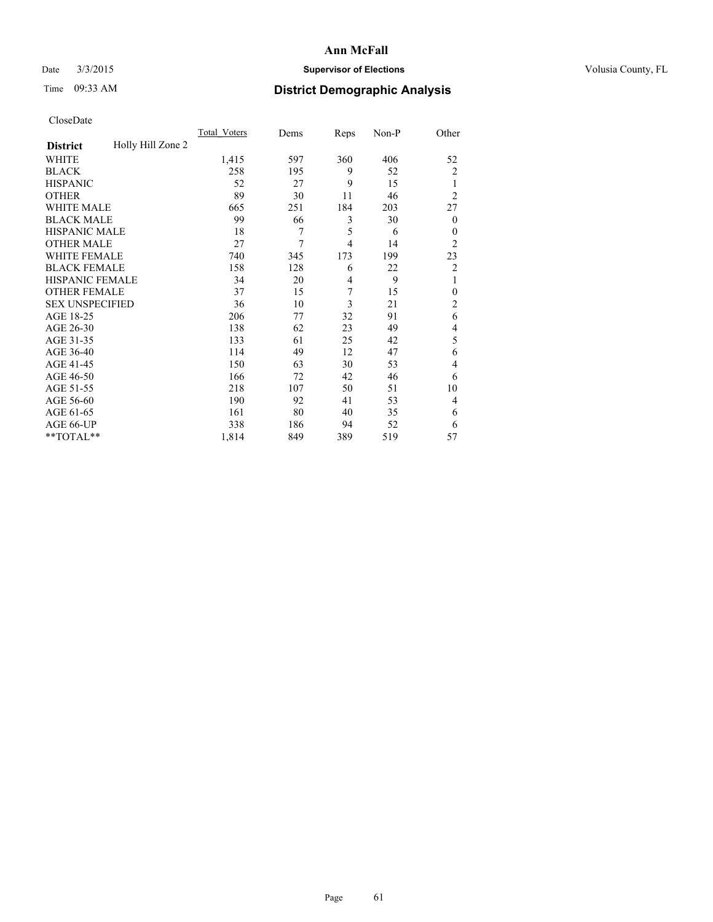CloseDate

| District | Holly Hill Zone 2 | Total_Voters | Dems | Reps | Non-P | Other |
|---|---|---|---|---|---|---|
| WHITE | | 1,415 | 597 | 360 | 406 | 52 |
| BLACK | | 258 | 195 | 9 | 52 | 2 |
| HISPANIC | | 52 | 27 | 9 | 15 | 1 |
| OTHER | | 89 | 30 | 11 | 46 | 2 |
| WHITE MALE | | 665 | 251 | 184 | 203 | 27 |
| BLACK MALE | | 99 | 66 | 3 | 30 | 0 |
| HISPANIC MALE | | 18 | 7 | 5 | 6 | 0 |
| OTHER MALE | | 27 | 7 | 4 | 14 | 2 |
| WHITE FEMALE | | 740 | 345 | 173 | 199 | 23 |
| BLACK FEMALE | | 158 | 128 | 6 | 22 | 2 |
| HISPANIC FEMALE | | 34 | 20 | 4 | 9 | 1 |
| OTHER FEMALE | | 37 | 15 | 7 | 15 | 0 |
| SEX UNSPECIFIED | | 36 | 10 | 3 | 21 | 2 |
| AGE 18-25 | | 206 | 77 | 32 | 91 | 6 |
| AGE 26-30 | | 138 | 62 | 23 | 49 | 4 |
| AGE 31-35 | | 133 | 61 | 25 | 42 | 5 |
| AGE 36-40 | | 114 | 49 | 12 | 47 | 6 |
| AGE 41-45 | | 150 | 63 | 30 | 53 | 4 |
| AGE 46-50 | | 166 | 72 | 42 | 46 | 6 |
| AGE 51-55 | | 218 | 107 | 50 | 51 | 10 |
| AGE 56-60 | | 190 | 92 | 41 | 53 | 4 |
| AGE 61-65 | | 161 | 80 | 40 | 35 | 6 |
| AGE 66-UP | | 338 | 186 | 94 | 52 | 6 |
| **TOTAL** | | 1,814 | 849 | 389 | 519 | 57 |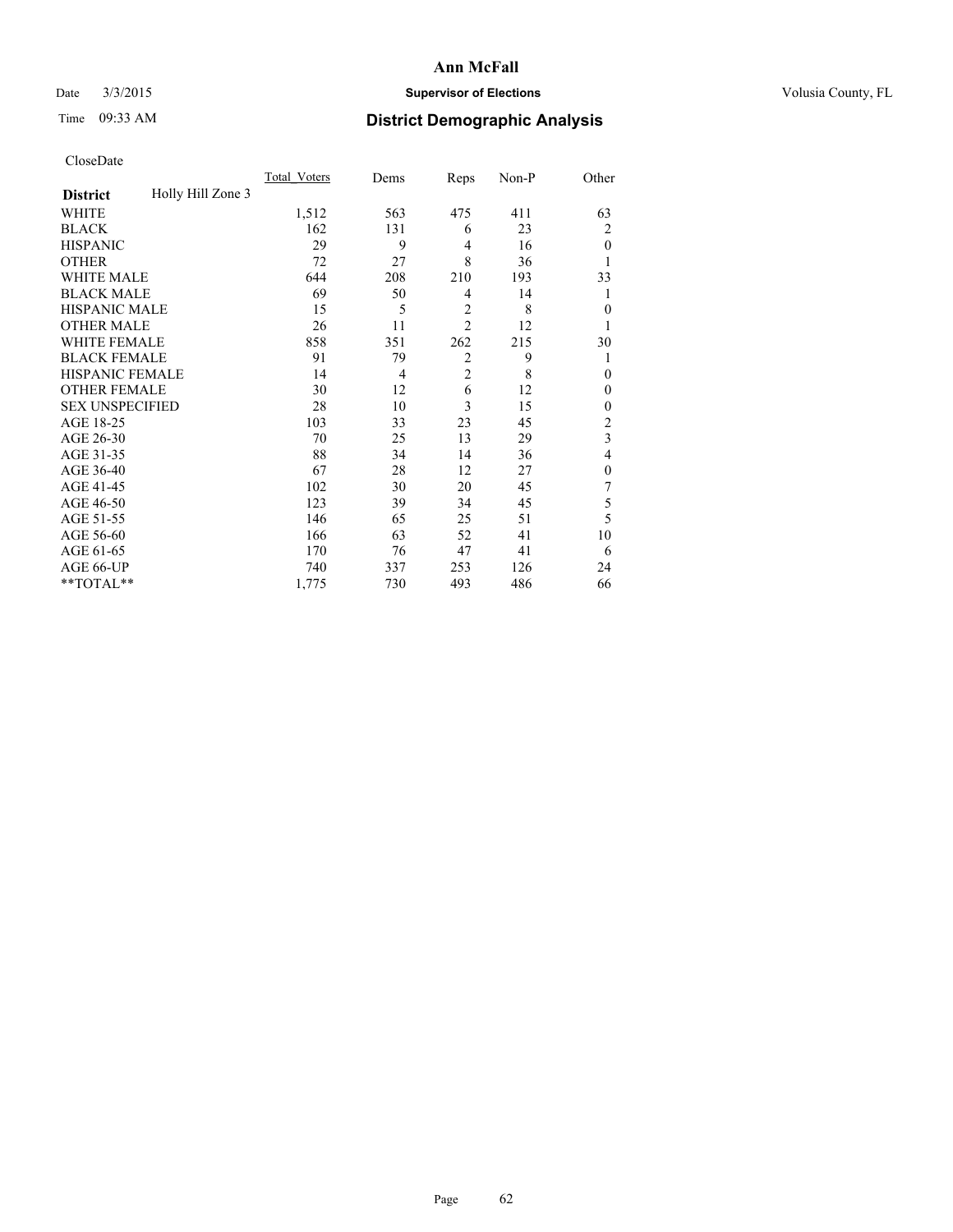# Ann McFall

Date 3/3/2015 **Supervisor of Elections** Volusia County, FL

Time 09:33 AM **District Demographic Analysis**

CloseDate

| **District** Holly Hill Zone 3 | Total_Voters | Dems | Reps | Non-P | Other |
|---|---|---|---|---|---|
| WHITE | 1,512 | 563 | 475 | 411 | 63 |
| BLACK | 162 | 131 | 6 | 23 | 2 |
| HISPANIC | 29 | 9 | 4 | 16 | 0 |
| OTHER | 72 | 27 | 8 | 36 | 1 |
| WHITE MALE | 644 | 208 | 210 | 193 | 33 |
| BLACK MALE | 69 | 50 | 4 | 14 | 1 |
| HISPANIC MALE | 15 | 5 | 2 | 8 | 0 |
| OTHER MALE | 26 | 11 | 2 | 12 | 1 |
| WHITE FEMALE | 858 | 351 | 262 | 215 | 30 |
| BLACK FEMALE | 91 | 79 | 2 | 9 | 1 |
| HISPANIC FEMALE | 14 | 4 | 2 | 8 | 0 |
| OTHER FEMALE | 30 | 12 | 6 | 12 | 0 |
| SEX UNSPECIFIED | 28 | 10 | 3 | 15 | 0 |
| AGE 18-25 | 103 | 33 | 23 | 45 | 2 |
| AGE 26-30 | 70 | 25 | 13 | 29 | 3 |
| AGE 31-35 | 88 | 34 | 14 | 36 | 4 |
| AGE 36-40 | 67 | 28 | 12 | 27 | 0 |
| AGE 41-45 | 102 | 30 | 20 | 45 | 7 |
| AGE 46-50 | 123 | 39 | 34 | 45 | 5 |
| AGE 51-55 | 146 | 65 | 25 | 51 | 5 |
| AGE 56-60 | 166 | 63 | 52 | 41 | 10 |
| AGE 61-65 | 170 | 76 | 47 | 41 | 6 |
| AGE 66-UP | 740 | 337 | 253 | 126 | 24 |
| **TOTAL** | 1,775 | 730 | 493 | 486 | 66 |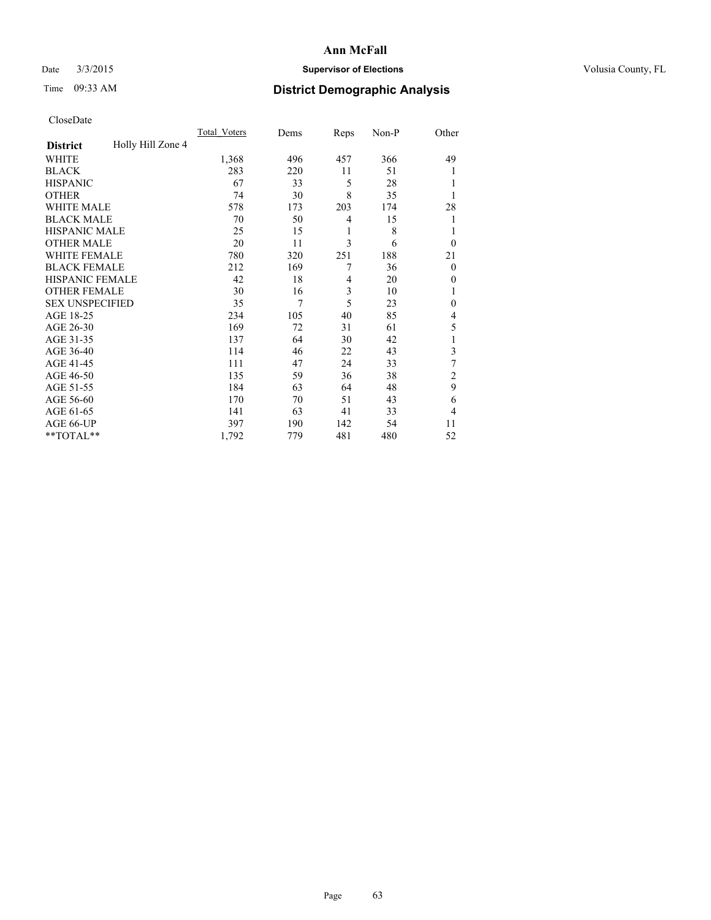CloseDate

| District | Holly Hill Zone 4 | Total_Voters | Dems | Reps | Non-P | Other |
|---|---|---|---|---|---|---|
| WHITE | | 1,368 | 496 | 457 | 366 | 49 |
| BLACK | | 283 | 220 | 11 | 51 | 1 |
| HISPANIC | | 67 | 33 | 5 | 28 | 1 |
| OTHER | | 74 | 30 | 8 | 35 | 1 |
| WHITE MALE | | 578 | 173 | 203 | 174 | 28 |
| BLACK MALE | | 70 | 50 | 4 | 15 | 1 |
| HISPANIC MALE | | 25 | 15 | 1 | 8 | 1 |
| OTHER MALE | | 20 | 11 | 3 | 6 | 0 |
| WHITE FEMALE | | 780 | 320 | 251 | 188 | 21 |
| BLACK FEMALE | | 212 | 169 | 7 | 36 | 0 |
| HISPANIC FEMALE | | 42 | 18 | 4 | 20 | 0 |
| OTHER FEMALE | | 30 | 16 | 3 | 10 | 1 |
| SEX UNSPECIFIED | | 35 | 7 | 5 | 23 | 0 |
| AGE 18-25 | | 234 | 105 | 40 | 85 | 4 |
| AGE 26-30 | | 169 | 72 | 31 | 61 | 5 |
| AGE 31-35 | | 137 | 64 | 30 | 42 | 1 |
| AGE 36-40 | | 114 | 46 | 22 | 43 | 3 |
| AGE 41-45 | | 111 | 47 | 24 | 33 | 7 |
| AGE 46-50 | | 135 | 59 | 36 | 38 | 2 |
| AGE 51-55 | | 184 | 63 | 64 | 48 | 9 |
| AGE 56-60 | | 170 | 70 | 51 | 43 | 6 |
| AGE 61-65 | | 141 | 63 | 41 | 33 | 4 |
| AGE 66-UP | | 397 | 190 | 142 | 54 | 11 |
| **TOTAL** | | 1,792 | 779 | 481 | 480 | 52 |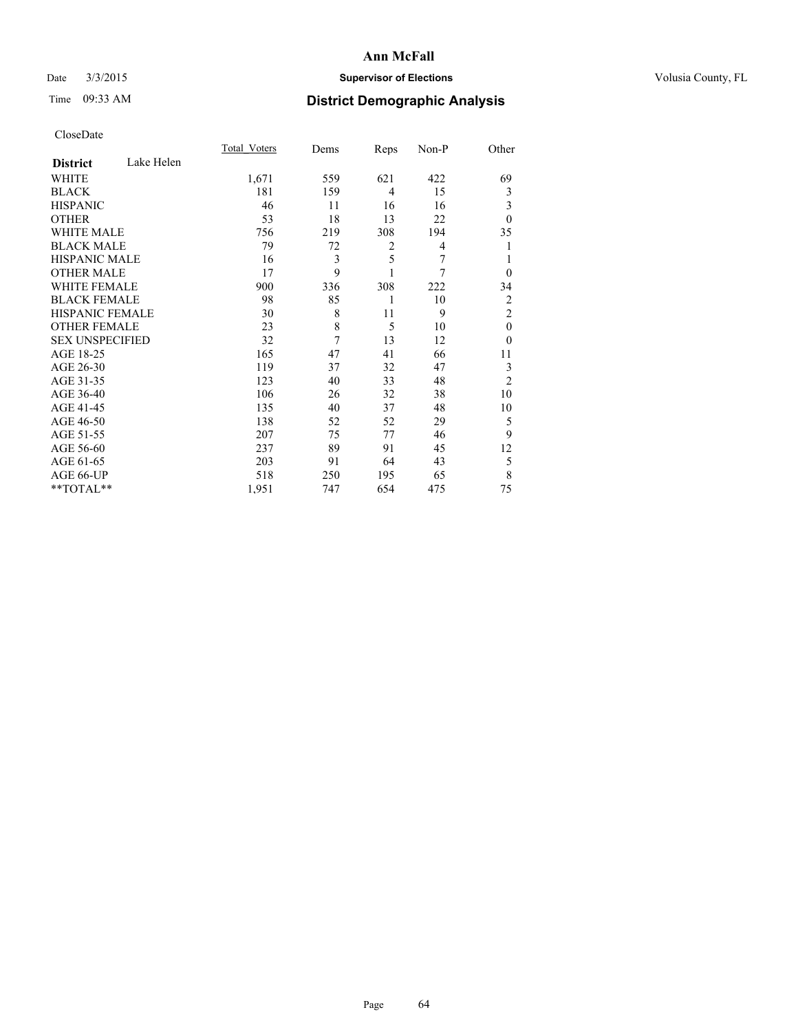# Ann McFall

Date 3/3/2015 **Supervisor of Elections** Volusia County, FL

Time 09:33 AM **District Demographic Analysis**

CloseDate

| District Lake Helen | Total_Voters | Dems | Reps | Non-P | Other |
|---|---|---|---|---|---|
| WHITE | 1,671 | 559 | 621 | 422 | 69 |
| BLACK | 181 | 159 | 4 | 15 | 3 |
| HISPANIC | 46 | 11 | 16 | 16 | 3 |
| OTHER | 53 | 18 | 13 | 22 | 0 |
| WHITE MALE | 756 | 219 | 308 | 194 | 35 |
| BLACK MALE | 79 | 72 | 2 | 4 | 1 |
| HISPANIC MALE | 16 | 3 | 5 | 7 | 1 |
| OTHER MALE | 17 | 9 | 1 | 7 | 0 |
| WHITE FEMALE | 900 | 336 | 308 | 222 | 34 |
| BLACK FEMALE | 98 | 85 | 1 | 10 | 2 |
| HISPANIC FEMALE | 30 | 8 | 11 | 9 | 2 |
| OTHER FEMALE | 23 | 8 | 5 | 10 | 0 |
| SEX UNSPECIFIED | 32 | 7 | 13 | 12 | 0 |
| AGE 18-25 | 165 | 47 | 41 | 66 | 11 |
| AGE 26-30 | 119 | 37 | 32 | 47 | 3 |
| AGE 31-35 | 123 | 40 | 33 | 48 | 2 |
| AGE 36-40 | 106 | 26 | 32 | 38 | 10 |
| AGE 41-45 | 135 | 40 | 37 | 48 | 10 |
| AGE 46-50 | 138 | 52 | 52 | 29 | 5 |
| AGE 51-55 | 207 | 75 | 77 | 46 | 9 |
| AGE 56-60 | 237 | 89 | 91 | 45 | 12 |
| AGE 61-65 | 203 | 91 | 64 | 43 | 5 |
| AGE 66-UP | 518 | 250 | 195 | 65 | 8 |
| **TOTAL** | 1,951 | 747 | 654 | 475 | 75 |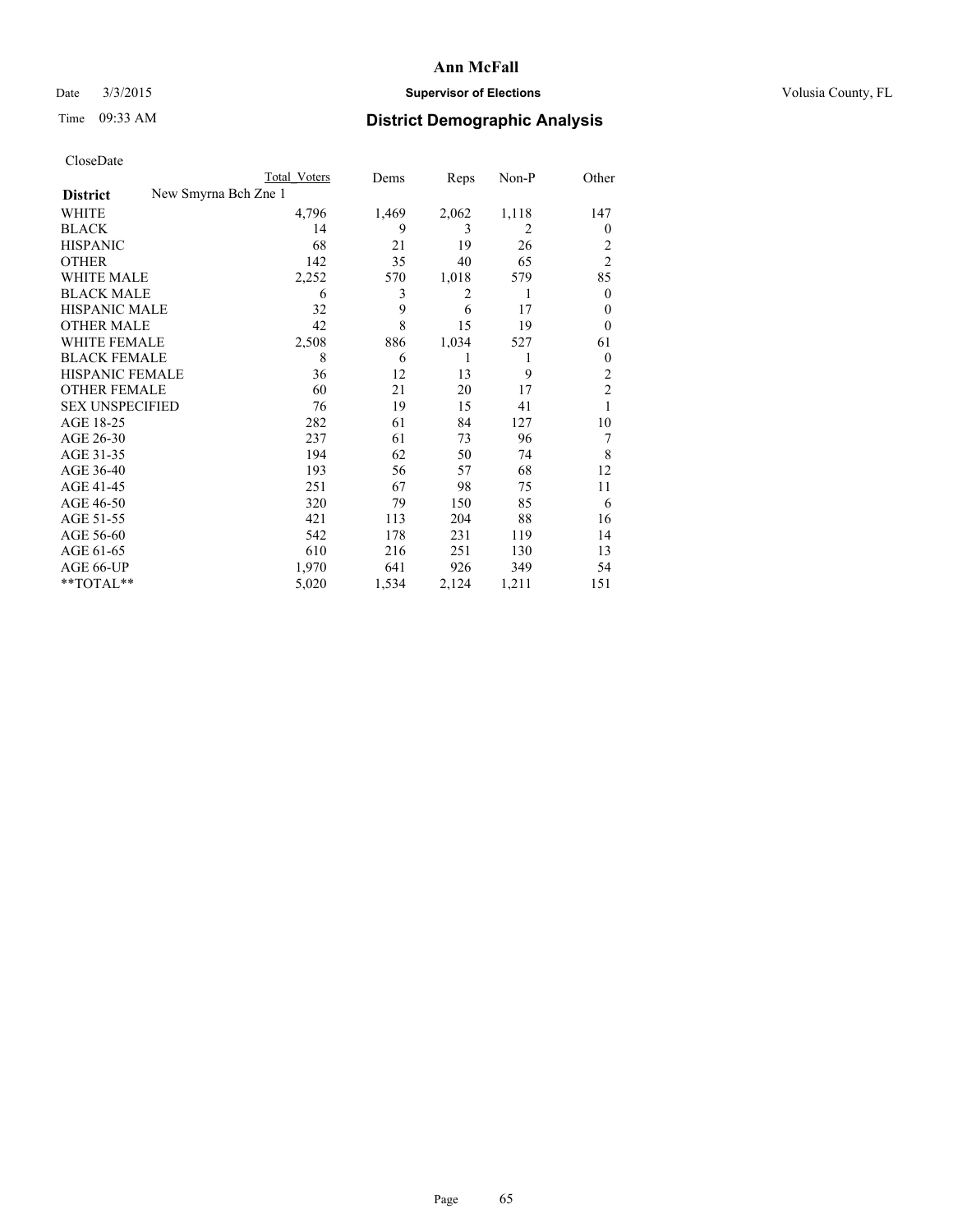# Ann McFall

Date 3/3/2015 **Supervisor of Elections** Volusia County, FL

Time 09:33 AM **District Demographic Analysis**

CloseDate

| | Total Voters | Dems | Reps | Non-P | Other |
|---|---|---|---|---|---|
| **District** New Smyrna Bch Zne 1 | | | | | |
| WHITE | 4,796 | 1,469 | 2,062 | 1,118 | 147 |
| BLACK | 14 | 9 | 3 | 2 | 0 |
| HISPANIC | 68 | 21 | 19 | 26 | 2 |
| OTHER | 142 | 35 | 40 | 65 | 2 |
| WHITE MALE | 2,252 | 570 | 1,018 | 579 | 85 |
| BLACK MALE | 6 | 3 | 2 | 1 | 0 |
| HISPANIC MALE | 32 | 9 | 6 | 17 | 0 |
| OTHER MALE | 42 | 8 | 15 | 19 | 0 |
| WHITE FEMALE | 2,508 | 886 | 1,034 | 527 | 61 |
| BLACK FEMALE | 8 | 6 | 1 | 1 | 0 |
| HISPANIC FEMALE | 36 | 12 | 13 | 9 | 2 |
| OTHER FEMALE | 60 | 21 | 20 | 17 | 2 |
| SEX UNSPECIFIED | 76 | 19 | 15 | 41 | 1 |
| AGE 18-25 | 282 | 61 | 84 | 127 | 10 |
| AGE 26-30 | 237 | 61 | 73 | 96 | 7 |
| AGE 31-35 | 194 | 62 | 50 | 74 | 8 |
| AGE 36-40 | 193 | 56 | 57 | 68 | 12 |
| AGE 41-45 | 251 | 67 | 98 | 75 | 11 |
| AGE 46-50 | 320 | 79 | 150 | 85 | 6 |
| AGE 51-55 | 421 | 113 | 204 | 88 | 16 |
| AGE 56-60 | 542 | 178 | 231 | 119 | 14 |
| AGE 61-65 | 610 | 216 | 251 | 130 | 13 |
| AGE 66-UP | 1,970 | 641 | 926 | 349 | 54 |
| **TOTAL** | 5,020 | 1,534 | 2,124 | 1,211 | 151 |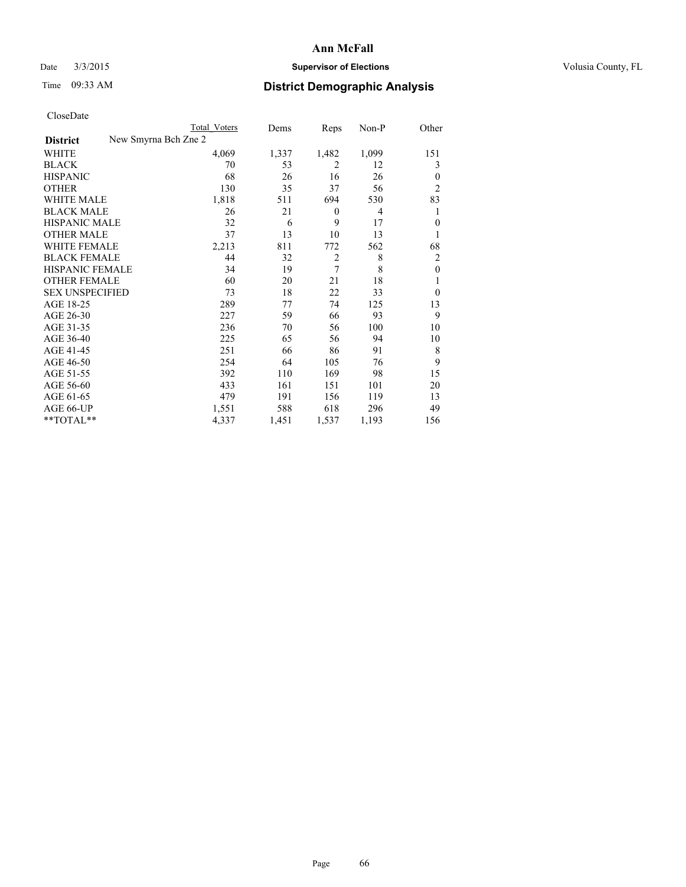# Ann McFall

Date 3/3/2015 **Supervisor of Elections** Volusia County, FL

Time 09:33 AM **District Demographic Analysis**

CloseDate

| District | New Smyrna Bch Zne 2 | Total Voters | Dems | Reps | Non-P | Other |
|---|---|---|---|---|---|---|
| WHITE | | 4,069 | 1,337 | 1,482 | 1,099 | 151 |
| BLACK | | 70 | 53 | 2 | 12 | 3 |
| HISPANIC | | 68 | 26 | 16 | 26 | 0 |
| OTHER | | 130 | 35 | 37 | 56 | 2 |
| WHITE MALE | | 1,818 | 511 | 694 | 530 | 83 |
| BLACK MALE | | 26 | 21 | 0 | 4 | 1 |
| HISPANIC MALE | | 32 | 6 | 9 | 17 | 0 |
| OTHER MALE | | 37 | 13 | 10 | 13 | 1 |
| WHITE FEMALE | | 2,213 | 811 | 772 | 562 | 68 |
| BLACK FEMALE | | 44 | 32 | 2 | 8 | 2 |
| HISPANIC FEMALE | | 34 | 19 | 7 | 8 | 0 |
| OTHER FEMALE | | 60 | 20 | 21 | 18 | 1 |
| SEX UNSPECIFIED | | 73 | 18 | 22 | 33 | 0 |
| AGE 18-25 | | 289 | 77 | 74 | 125 | 13 |
| AGE 26-30 | | 227 | 59 | 66 | 93 | 9 |
| AGE 31-35 | | 236 | 70 | 56 | 100 | 10 |
| AGE 36-40 | | 225 | 65 | 56 | 94 | 10 |
| AGE 41-45 | | 251 | 66 | 86 | 91 | 8 |
| AGE 46-50 | | 254 | 64 | 105 | 76 | 9 |
| AGE 51-55 | | 392 | 110 | 169 | 98 | 15 |
| AGE 56-60 | | 433 | 161 | 151 | 101 | 20 |
| AGE 61-65 | | 479 | 191 | 156 | 119 | 13 |
| AGE 66-UP | | 1,551 | 588 | 618 | 296 | 49 |
| **TOTAL** | | 4,337 | 1,451 | 1,537 | 1,193 | 156 |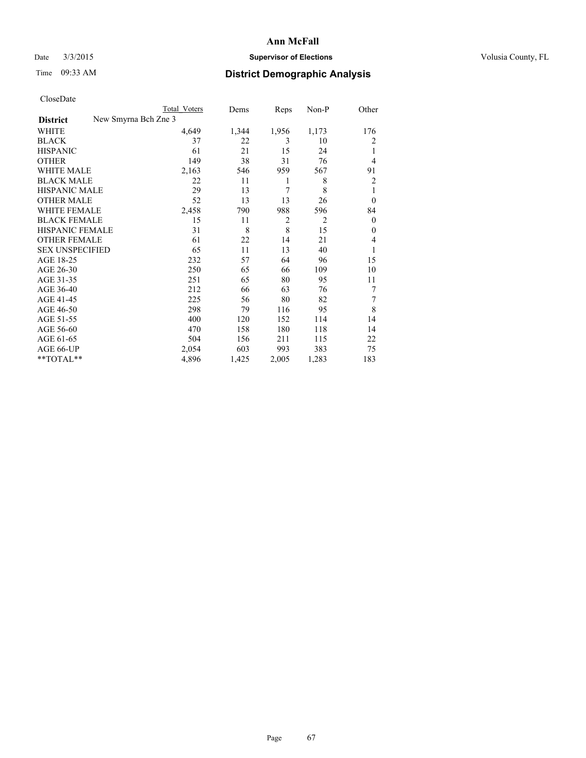# Ann McFall

Date 3/3/2015 **Supervisor of Elections** Volusia County, FL

Time 09:33 AM **District Demographic Analysis**

CloseDate

| District | New Smyrna Bch Zne 3 | Total Voters | Dems | Reps | Non-P | Other |
|---|---|---|---|---|---|---|
| WHITE | | 4,649 | 1,344 | 1,956 | 1,173 | 176 |
| BLACK | | 37 | 22 | 3 | 10 | 2 |
| HISPANIC | | 61 | 21 | 15 | 24 | 1 |
| OTHER | | 149 | 38 | 31 | 76 | 4 |
| WHITE MALE | | 2,163 | 546 | 959 | 567 | 91 |
| BLACK MALE | | 22 | 11 | 1 | 8 | 2 |
| HISPANIC MALE | | 29 | 13 | 7 | 8 | 1 |
| OTHER MALE | | 52 | 13 | 13 | 26 | 0 |
| WHITE FEMALE | | 2,458 | 790 | 988 | 596 | 84 |
| BLACK FEMALE | | 15 | 11 | 2 | 2 | 0 |
| HISPANIC FEMALE | | 31 | 8 | 8 | 15 | 0 |
| OTHER FEMALE | | 61 | 22 | 14 | 21 | 4 |
| SEX UNSPECIFIED | | 65 | 11 | 13 | 40 | 1 |
| AGE 18-25 | | 232 | 57 | 64 | 96 | 15 |
| AGE 26-30 | | 250 | 65 | 66 | 109 | 10 |
| AGE 31-35 | | 251 | 65 | 80 | 95 | 11 |
| AGE 36-40 | | 212 | 66 | 63 | 76 | 7 |
| AGE 41-45 | | 225 | 56 | 80 | 82 | 7 |
| AGE 46-50 | | 298 | 79 | 116 | 95 | 8 |
| AGE 51-55 | | 400 | 120 | 152 | 114 | 14 |
| AGE 56-60 | | 470 | 158 | 180 | 118 | 14 |
| AGE 61-65 | | 504 | 156 | 211 | 115 | 22 |
| AGE 66-UP | | 2,054 | 603 | 993 | 383 | 75 |
| **TOTAL** | | 4,896 | 1,425 | 2,005 | 1,283 | 183 |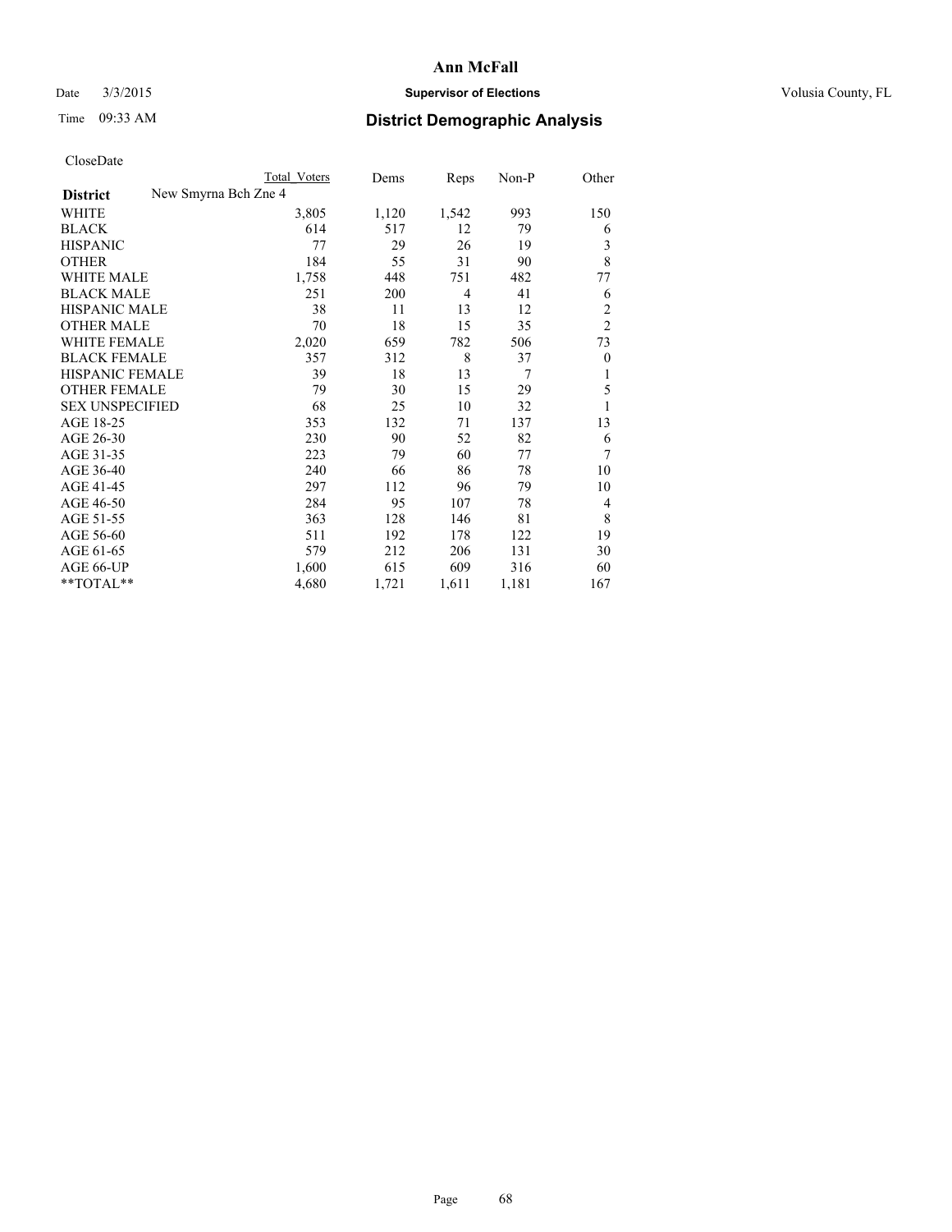# Ann McFall

Date 3/3/2015 **Supervisor of Elections** Volusia County, FL

Time 09:33 AM **District Demographic Analysis**

CloseDate

| | Total Voters | Dems | Reps | Non-P | Other |
|---|---|---|---|---|---|
| **District** New Smyrna Bch Zne 4 | | | | | |
| WHITE | 3,805 | 1,120 | 1,542 | 993 | 150 |
| BLACK | 614 | 517 | 12 | 79 | 6 |
| HISPANIC | 77 | 29 | 26 | 19 | 3 |
| OTHER | 184 | 55 | 31 | 90 | 8 |
| WHITE MALE | 1,758 | 448 | 751 | 482 | 77 |
| BLACK MALE | 251 | 200 | 4 | 41 | 6 |
| HISPANIC MALE | 38 | 11 | 13 | 12 | 2 |
| OTHER MALE | 70 | 18 | 15 | 35 | 2 |
| WHITE FEMALE | 2,020 | 659 | 782 | 506 | 73 |
| BLACK FEMALE | 357 | 312 | 8 | 37 | 0 |
| HISPANIC FEMALE | 39 | 18 | 13 | 7 | 1 |
| OTHER FEMALE | 79 | 30 | 15 | 29 | 5 |
| SEX UNSPECIFIED | 68 | 25 | 10 | 32 | 1 |
| AGE 18-25 | 353 | 132 | 71 | 137 | 13 |
| AGE 26-30 | 230 | 90 | 52 | 82 | 6 |
| AGE 31-35 | 223 | 79 | 60 | 77 | 7 |
| AGE 36-40 | 240 | 66 | 86 | 78 | 10 |
| AGE 41-45 | 297 | 112 | 96 | 79 | 10 |
| AGE 46-50 | 284 | 95 | 107 | 78 | 4 |
| AGE 51-55 | 363 | 128 | 146 | 81 | 8 |
| AGE 56-60 | 511 | 192 | 178 | 122 | 19 |
| AGE 61-65 | 579 | 212 | 206 | 131 | 30 |
| AGE 66-UP | 1,600 | 615 | 609 | 316 | 60 |
| **TOTAL** | 4,680 | 1,721 | 1,611 | 1,181 | 167 |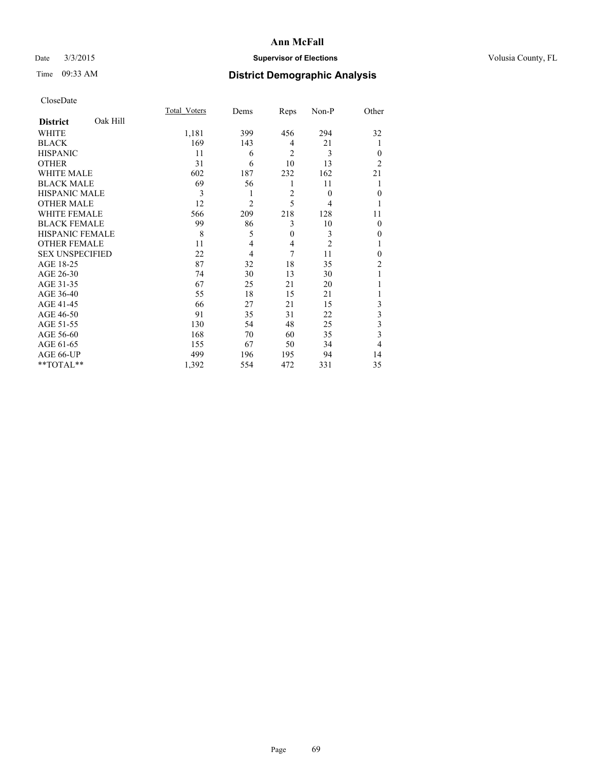# Ann McFall

Date 3/3/2015 **Supervisor of Elections** Volusia County, FL

Time 09:33 AM **District Demographic Analysis**

CloseDate

| **District** Oak Hill | Total_Voters | Dems | Reps | Non-P | Other |
|---|---|---|---|---|---|
| WHITE | 1,181 | 399 | 456 | 294 | 32 |
| BLACK | 169 | 143 | 4 | 21 | 1 |
| HISPANIC | 11 | 6 | 2 | 3 | 0 |
| OTHER | 31 | 6 | 10 | 13 | 2 |
| WHITE MALE | 602 | 187 | 232 | 162 | 21 |
| BLACK MALE | 69 | 56 | 1 | 11 | 1 |
| HISPANIC MALE | 3 | 1 | 2 | 0 | 0 |
| OTHER MALE | 12 | 2 | 5 | 4 | 1 |
| WHITE FEMALE | 566 | 209 | 218 | 128 | 11 |
| BLACK FEMALE | 99 | 86 | 3 | 10 | 0 |
| HISPANIC FEMALE | 8 | 5 | 0 | 3 | 0 |
| OTHER FEMALE | 11 | 4 | 4 | 2 | 1 |
| SEX UNSPECIFIED | 22 | 4 | 7 | 11 | 0 |
| AGE 18-25 | 87 | 32 | 18 | 35 | 2 |
| AGE 26-30 | 74 | 30 | 13 | 30 | 1 |
| AGE 31-35 | 67 | 25 | 21 | 20 | 1 |
| AGE 36-40 | 55 | 18 | 15 | 21 | 1 |
| AGE 41-45 | 66 | 27 | 21 | 15 | 3 |
| AGE 46-50 | 91 | 35 | 31 | 22 | 3 |
| AGE 51-55 | 130 | 54 | 48 | 25 | 3 |
| AGE 56-60 | 168 | 70 | 60 | 35 | 3 |
| AGE 61-65 | 155 | 67 | 50 | 34 | 4 |
| AGE 66-UP | 499 | 196 | 195 | 94 | 14 |
| **TOTAL** | 1,392 | 554 | 472 | 331 | 35 |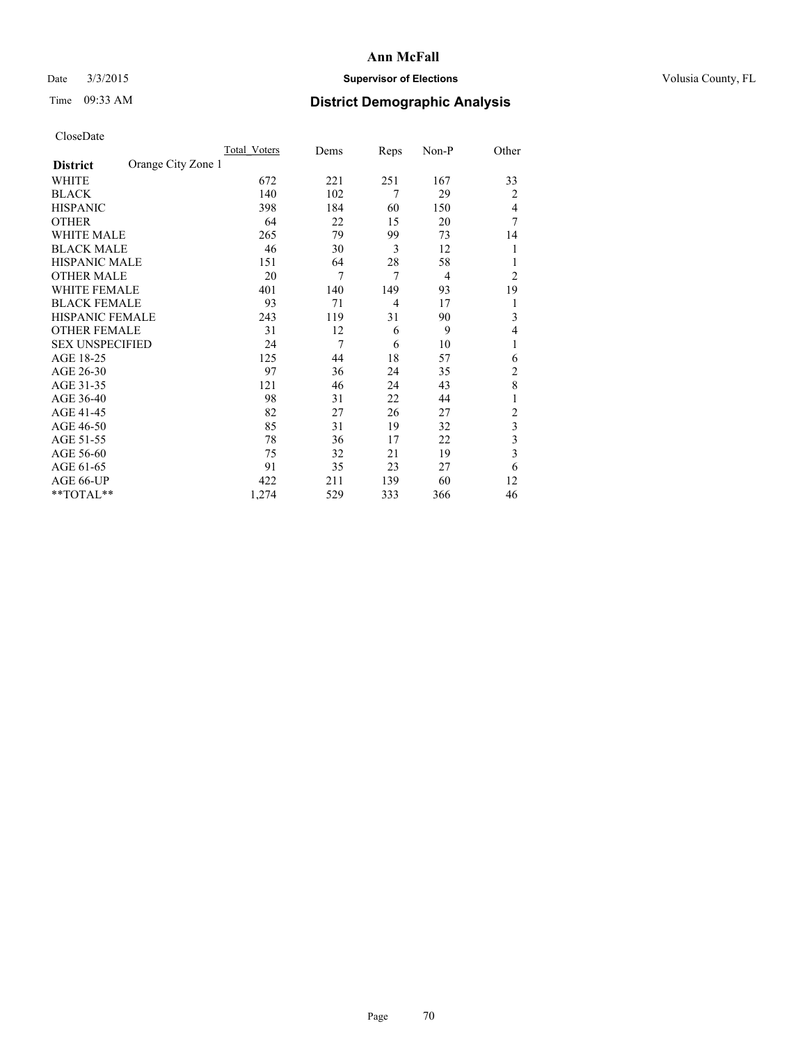# Ann McFall

Date 3/3/2015 **Supervisor of Elections** Volusia County, FL

Time 09:33 AM **District Demographic Analysis**

CloseDate

| | Total_Voters | Dems | Reps | Non-P | Other |
|---|---|---|---|---|---|
| **District** Orange City Zone 1 | | | | | |
| WHITE | 672 | 221 | 251 | 167 | 33 |
| BLACK | 140 | 102 | 7 | 29 | 2 |
| HISPANIC | 398 | 184 | 60 | 150 | 4 |
| OTHER | 64 | 22 | 15 | 20 | 7 |
| WHITE MALE | 265 | 79 | 99 | 73 | 14 |
| BLACK MALE | 46 | 30 | 3 | 12 | 1 |
| HISPANIC MALE | 151 | 64 | 28 | 58 | 1 |
| OTHER MALE | 20 | 7 | 7 | 4 | 2 |
| WHITE FEMALE | 401 | 140 | 149 | 93 | 19 |
| BLACK FEMALE | 93 | 71 | 4 | 17 | 1 |
| HISPANIC FEMALE | 243 | 119 | 31 | 90 | 3 |
| OTHER FEMALE | 31 | 12 | 6 | 9 | 4 |
| SEX UNSPECIFIED | 24 | 7 | 6 | 10 | 1 |
| AGE 18-25 | 125 | 44 | 18 | 57 | 6 |
| AGE 26-30 | 97 | 36 | 24 | 35 | 2 |
| AGE 31-35 | 121 | 46 | 24 | 43 | 8 |
| AGE 36-40 | 98 | 31 | 22 | 44 | 1 |
| AGE 41-45 | 82 | 27 | 26 | 27 | 2 |
| AGE 46-50 | 85 | 31 | 19 | 32 | 3 |
| AGE 51-55 | 78 | 36 | 17 | 22 | 3 |
| AGE 56-60 | 75 | 32 | 21 | 19 | 3 |
| AGE 61-65 | 91 | 35 | 23 | 27 | 6 |
| AGE 66-UP | 422 | 211 | 139 | 60 | 12 |
| **TOTAL** | 1,274 | 529 | 333 | 366 | 46 |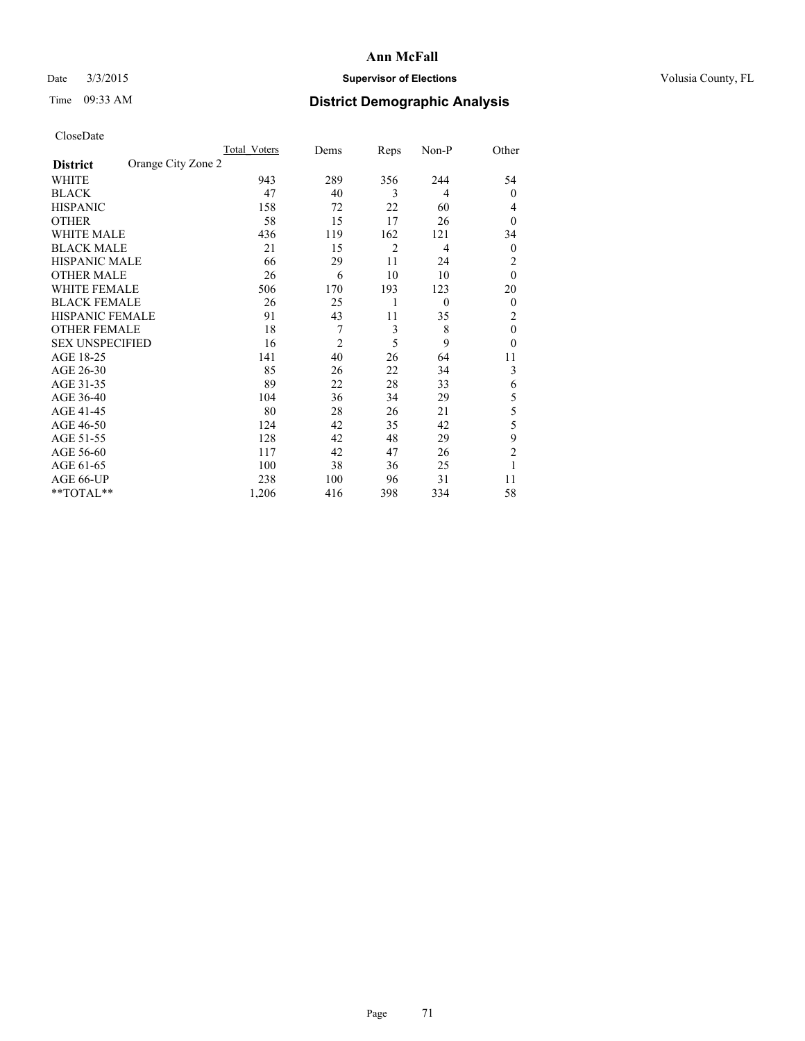# Ann McFall

Date 3/3/2015 **Supervisor of Elections** Volusia County, FL

Time 09:33 AM **District Demographic Analysis**

CloseDate

| | Total_Voters | Dems | Reps | Non-P | Other |
|---|---|---|---|---|---|
| **District** Orange City Zone 2 | | | | | |
| WHITE | 943 | 289 | 356 | 244 | 54 |
| BLACK | 47 | 40 | 3 | 4 | 0 |
| HISPANIC | 158 | 72 | 22 | 60 | 4 |
| OTHER | 58 | 15 | 17 | 26 | 0 |
| WHITE MALE | 436 | 119 | 162 | 121 | 34 |
| BLACK MALE | 21 | 15 | 2 | 4 | 0 |
| HISPANIC MALE | 66 | 29 | 11 | 24 | 2 |
| OTHER MALE | 26 | 6 | 10 | 10 | 0 |
| WHITE FEMALE | 506 | 170 | 193 | 123 | 20 |
| BLACK FEMALE | 26 | 25 | 1 | 0 | 0 |
| HISPANIC FEMALE | 91 | 43 | 11 | 35 | 2 |
| OTHER FEMALE | 18 | 7 | 3 | 8 | 0 |
| SEX UNSPECIFIED | 16 | 2 | 5 | 9 | 0 |
| AGE 18-25 | 141 | 40 | 26 | 64 | 11 |
| AGE 26-30 | 85 | 26 | 22 | 34 | 3 |
| AGE 31-35 | 89 | 22 | 28 | 33 | 6 |
| AGE 36-40 | 104 | 36 | 34 | 29 | 5 |
| AGE 41-45 | 80 | 28 | 26 | 21 | 5 |
| AGE 46-50 | 124 | 42 | 35 | 42 | 5 |
| AGE 51-55 | 128 | 42 | 48 | 29 | 9 |
| AGE 56-60 | 117 | 42 | 47 | 26 | 2 |
| AGE 61-65 | 100 | 38 | 36 | 25 | 1 |
| AGE 66-UP | 238 | 100 | 96 | 31 | 11 |
| **TOTAL** | 1,206 | 416 | 398 | 334 | 58 |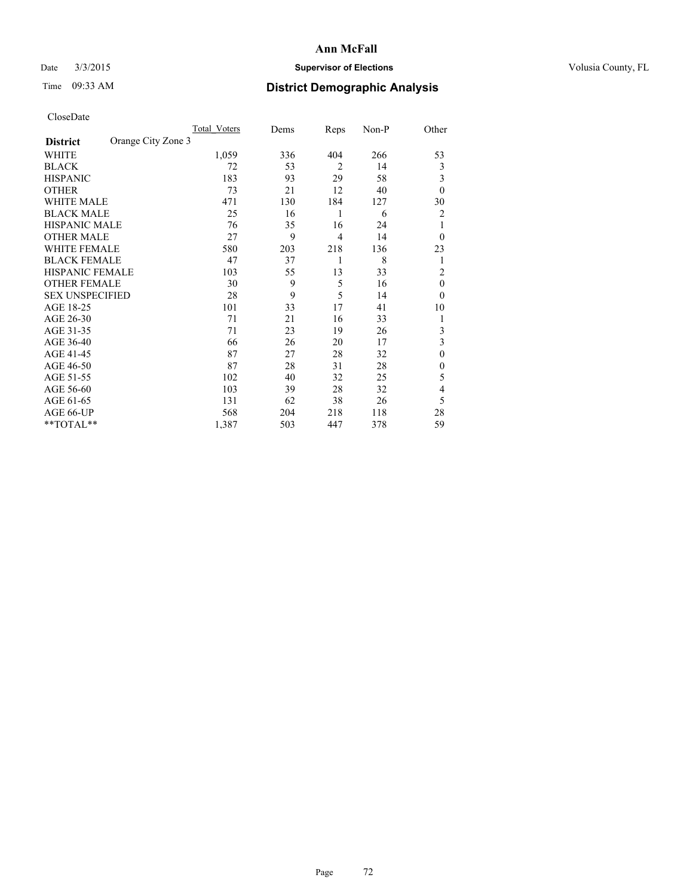# Ann McFall

Date 3/3/2015 **Supervisor of Elections** Volusia County, FL

Time 09:33 AM **District Demographic Analysis**

CloseDate

| **District** Orange City Zone 3 | Total_Voters | Dems | Reps | Non-P | Other |
|---|---|---|---|---|---|
| WHITE | 1,059 | 336 | 404 | 266 | 53 |
| BLACK | 72 | 53 | 2 | 14 | 3 |
| HISPANIC | 183 | 93 | 29 | 58 | 3 |
| OTHER | 73 | 21 | 12 | 40 | 0 |
| WHITE MALE | 471 | 130 | 184 | 127 | 30 |
| BLACK MALE | 25 | 16 | 1 | 6 | 2 |
| HISPANIC MALE | 76 | 35 | 16 | 24 | 1 |
| OTHER MALE | 27 | 9 | 4 | 14 | 0 |
| WHITE FEMALE | 580 | 203 | 218 | 136 | 23 |
| BLACK FEMALE | 47 | 37 | 1 | 8 | 1 |
| HISPANIC FEMALE | 103 | 55 | 13 | 33 | 2 |
| OTHER FEMALE | 30 | 9 | 5 | 16 | 0 |
| SEX UNSPECIFIED | 28 | 9 | 5 | 14 | 0 |
| AGE 18-25 | 101 | 33 | 17 | 41 | 10 |
| AGE 26-30 | 71 | 21 | 16 | 33 | 1 |
| AGE 31-35 | 71 | 23 | 19 | 26 | 3 |
| AGE 36-40 | 66 | 26 | 20 | 17 | 3 |
| AGE 41-45 | 87 | 27 | 28 | 32 | 0 |
| AGE 46-50 | 87 | 28 | 31 | 28 | 0 |
| AGE 51-55 | 102 | 40 | 32 | 25 | 5 |
| AGE 56-60 | 103 | 39 | 28 | 32 | 4 |
| AGE 61-65 | 131 | 62 | 38 | 26 | 5 |
| AGE 66-UP | 568 | 204 | 218 | 118 | 28 |
| **TOTAL** | 1,387 | 503 | 447 | 378 | 59 |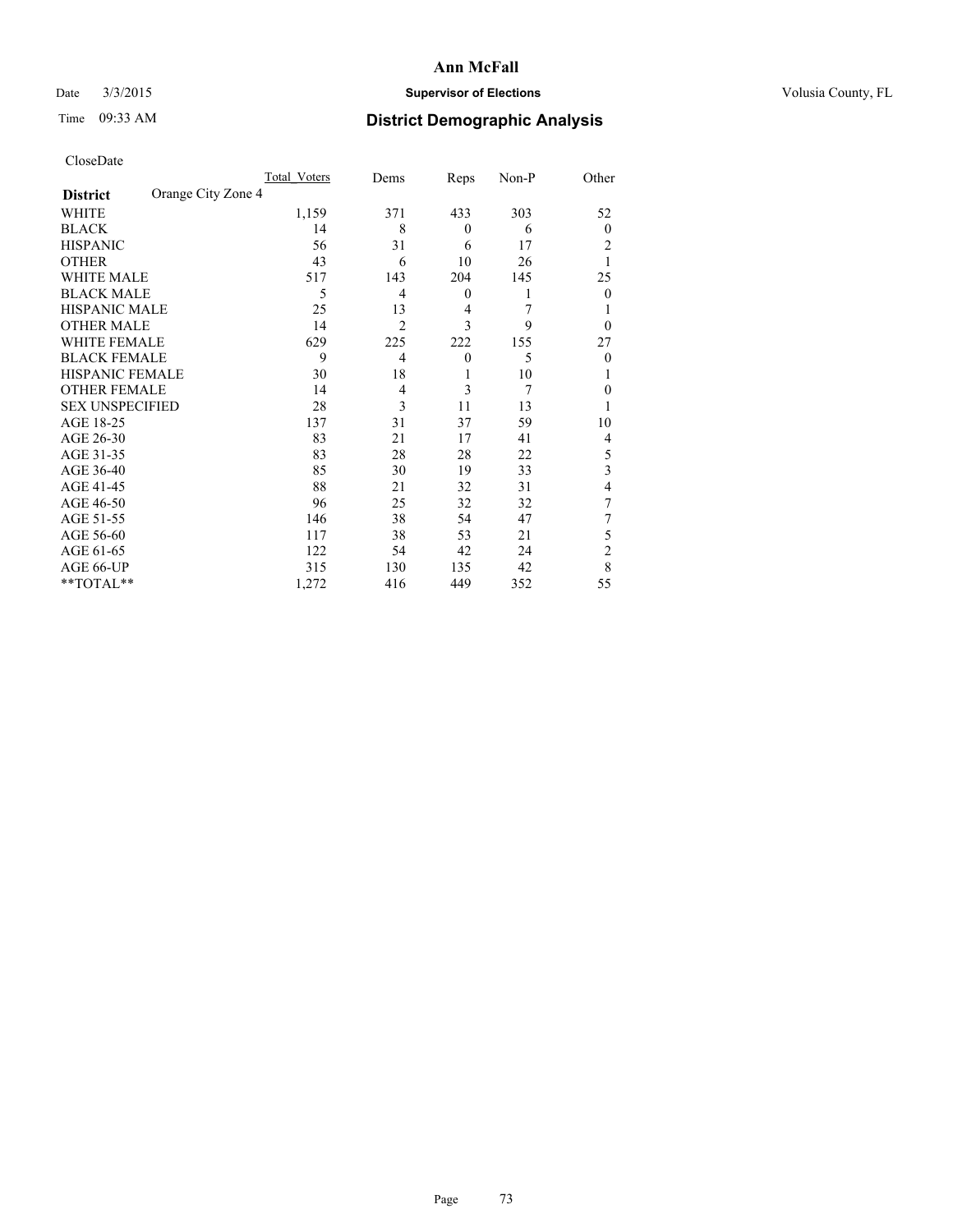# Ann McFall

Date 3/3/2015 **Supervisor of Elections** Volusia County, FL

Time 09:33 AM

## District Demographic Analysis

CloseDate

| District | Orange City Zone 4 | Total_Voters | Dems | Reps | Non-P | Other |
|---|---|---|---|---|---|---|
| WHITE | | 1,159 | 371 | 433 | 303 | 52 |
| BLACK | | 14 | 8 | 0 | 6 | 0 |
| HISPANIC | | 56 | 31 | 6 | 17 | 2 |
| OTHER | | 43 | 6 | 10 | 26 | 1 |
| WHITE MALE | | 517 | 143 | 204 | 145 | 25 |
| BLACK MALE | | 5 | 4 | 0 | 1 | 0 |
| HISPANIC MALE | | 25 | 13 | 4 | 7 | 1 |
| OTHER MALE | | 14 | 2 | 3 | 9 | 0 |
| WHITE FEMALE | | 629 | 225 | 222 | 155 | 27 |
| BLACK FEMALE | | 9 | 4 | 0 | 5 | 0 |
| HISPANIC FEMALE | | 30 | 18 | 1 | 10 | 1 |
| OTHER FEMALE | | 14 | 4 | 3 | 7 | 0 |
| SEX UNSPECIFIED | | 28 | 3 | 11 | 13 | 1 |
| AGE 18-25 | | 137 | 31 | 37 | 59 | 10 |
| AGE 26-30 | | 83 | 21 | 17 | 41 | 4 |
| AGE 31-35 | | 83 | 28 | 28 | 22 | 5 |
| AGE 36-40 | | 85 | 30 | 19 | 33 | 3 |
| AGE 41-45 | | 88 | 21 | 32 | 31 | 4 |
| AGE 46-50 | | 96 | 25 | 32 | 32 | 7 |
| AGE 51-55 | | 146 | 38 | 54 | 47 | 7 |
| AGE 56-60 | | 117 | 38 | 53 | 21 | 5 |
| AGE 61-65 | | 122 | 54 | 42 | 24 | 2 |
| AGE 66-UP | | 315 | 130 | 135 | 42 | 8 |
| **TOTAL** | | 1,272 | 416 | 449 | 352 | 55 |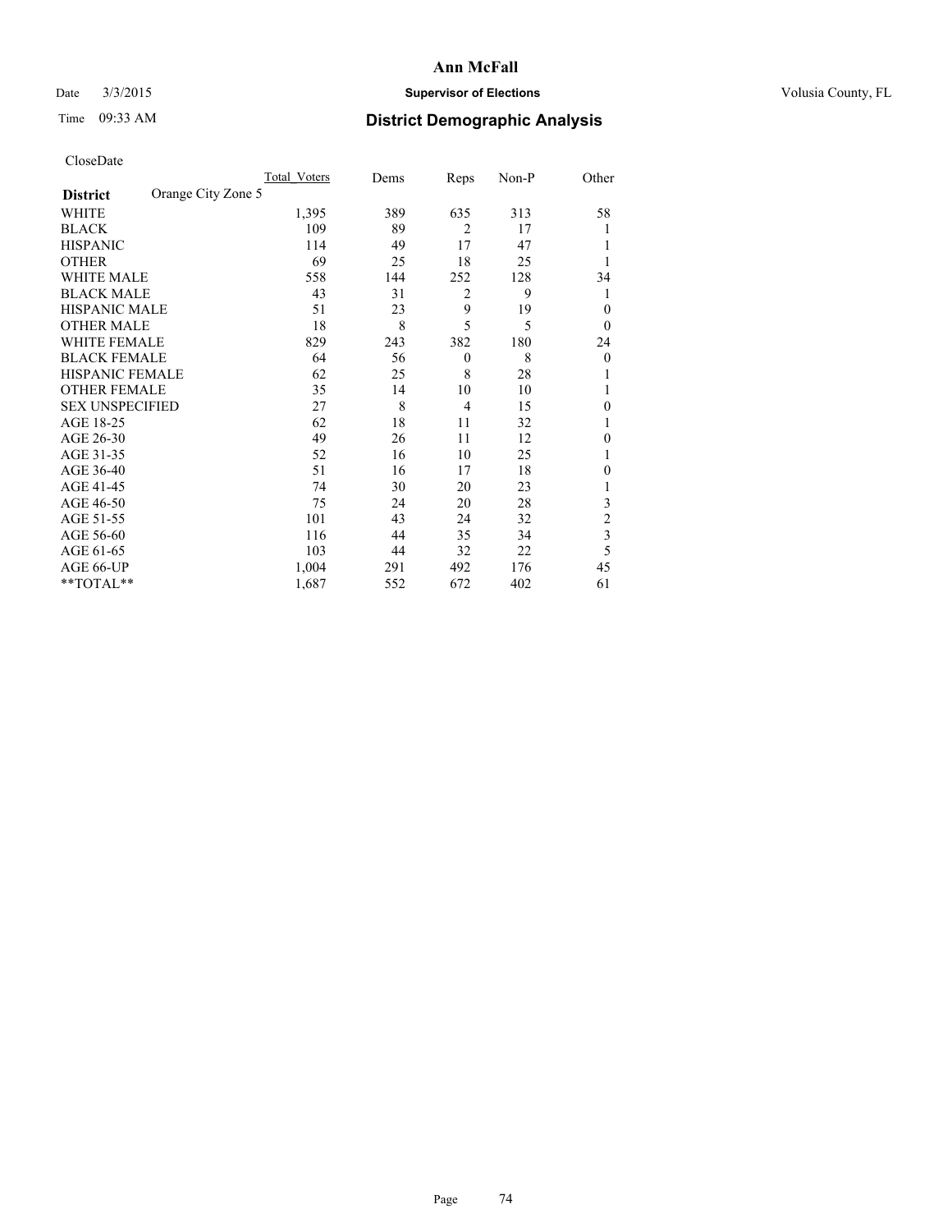# Ann McFall

Date 3/3/2015 **Supervisor of Elections** Volusia County, FL

Time 09:33 AM **District Demographic Analysis**

CloseDate

| | Total_Voters | Dems | Reps | Non-P | Other |
|---|---|---|---|---|---|
| **District** Orange City Zone 5 | | | | | |
| WHITE | 1,395 | 389 | 635 | 313 | 58 |
| BLACK | 109 | 89 | 2 | 17 | 1 |
| HISPANIC | 114 | 49 | 17 | 47 | 1 |
| OTHER | 69 | 25 | 18 | 25 | 1 |
| WHITE MALE | 558 | 144 | 252 | 128 | 34 |
| BLACK MALE | 43 | 31 | 2 | 9 | 1 |
| HISPANIC MALE | 51 | 23 | 9 | 19 | 0 |
| OTHER MALE | 18 | 8 | 5 | 5 | 0 |
| WHITE FEMALE | 829 | 243 | 382 | 180 | 24 |
| BLACK FEMALE | 64 | 56 | 0 | 8 | 0 |
| HISPANIC FEMALE | 62 | 25 | 8 | 28 | 1 |
| OTHER FEMALE | 35 | 14 | 10 | 10 | 1 |
| SEX UNSPECIFIED | 27 | 8 | 4 | 15 | 0 |
| AGE 18-25 | 62 | 18 | 11 | 32 | 1 |
| AGE 26-30 | 49 | 26 | 11 | 12 | 0 |
| AGE 31-35 | 52 | 16 | 10 | 25 | 1 |
| AGE 36-40 | 51 | 16 | 17 | 18 | 0 |
| AGE 41-45 | 74 | 30 | 20 | 23 | 1 |
| AGE 46-50 | 75 | 24 | 20 | 28 | 3 |
| AGE 51-55 | 101 | 43 | 24 | 32 | 2 |
| AGE 56-60 | 116 | 44 | 35 | 34 | 3 |
| AGE 61-65 | 103 | 44 | 32 | 22 | 5 |
| AGE 66-UP | 1,004 | 291 | 492 | 176 | 45 |
| **TOTAL** | 1,687 | 552 | 672 | 402 | 61 |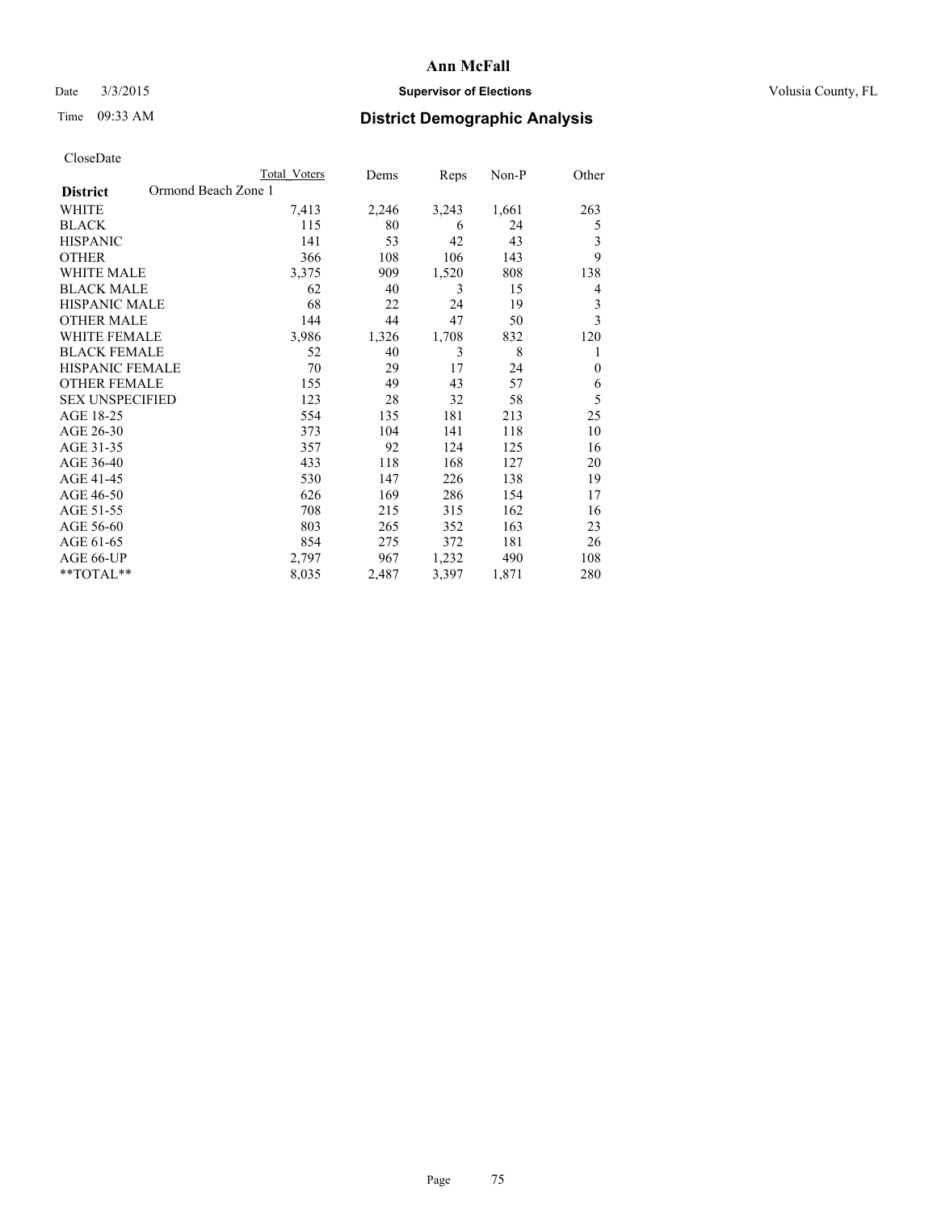# Ann McFall

Date 3/3/2015 **Supervisor of Elections** Volusia County, FL

Time 09:33 AM **District Demographic Analysis**

CloseDate

| | Total Voters | Dems | Reps | Non-P | Other |
|---|---|---|---|---|---|
| **District** Ormond Beach Zone 1 | | | | | |
| WHITE | 7,413 | 2,246 | 3,243 | 1,661 | 263 |
| BLACK | 115 | 80 | 6 | 24 | 5 |
| HISPANIC | 141 | 53 | 42 | 43 | 3 |
| OTHER | 366 | 108 | 106 | 143 | 9 |
| WHITE MALE | 3,375 | 909 | 1,520 | 808 | 138 |
| BLACK MALE | 62 | 40 | 3 | 15 | 4 |
| HISPANIC MALE | 68 | 22 | 24 | 19 | 3 |
| OTHER MALE | 144 | 44 | 47 | 50 | 3 |
| WHITE FEMALE | 3,986 | 1,326 | 1,708 | 832 | 120 |
| BLACK FEMALE | 52 | 40 | 3 | 8 | 1 |
| HISPANIC FEMALE | 70 | 29 | 17 | 24 | 0 |
| OTHER FEMALE | 155 | 49 | 43 | 57 | 6 |
| SEX UNSPECIFIED | 123 | 28 | 32 | 58 | 5 |
| AGE 18-25 | 554 | 135 | 181 | 213 | 25 |
| AGE 26-30 | 373 | 104 | 141 | 118 | 10 |
| AGE 31-35 | 357 | 92 | 124 | 125 | 16 |
| AGE 36-40 | 433 | 118 | 168 | 127 | 20 |
| AGE 41-45 | 530 | 147 | 226 | 138 | 19 |
| AGE 46-50 | 626 | 169 | 286 | 154 | 17 |
| AGE 51-55 | 708 | 215 | 315 | 162 | 16 |
| AGE 56-60 | 803 | 265 | 352 | 163 | 23 |
| AGE 61-65 | 854 | 275 | 372 | 181 | 26 |
| AGE 66-UP | 2,797 | 967 | 1,232 | 490 | 108 |
| **TOTAL** | 8,035 | 2,487 | 3,397 | 1,871 | 280 |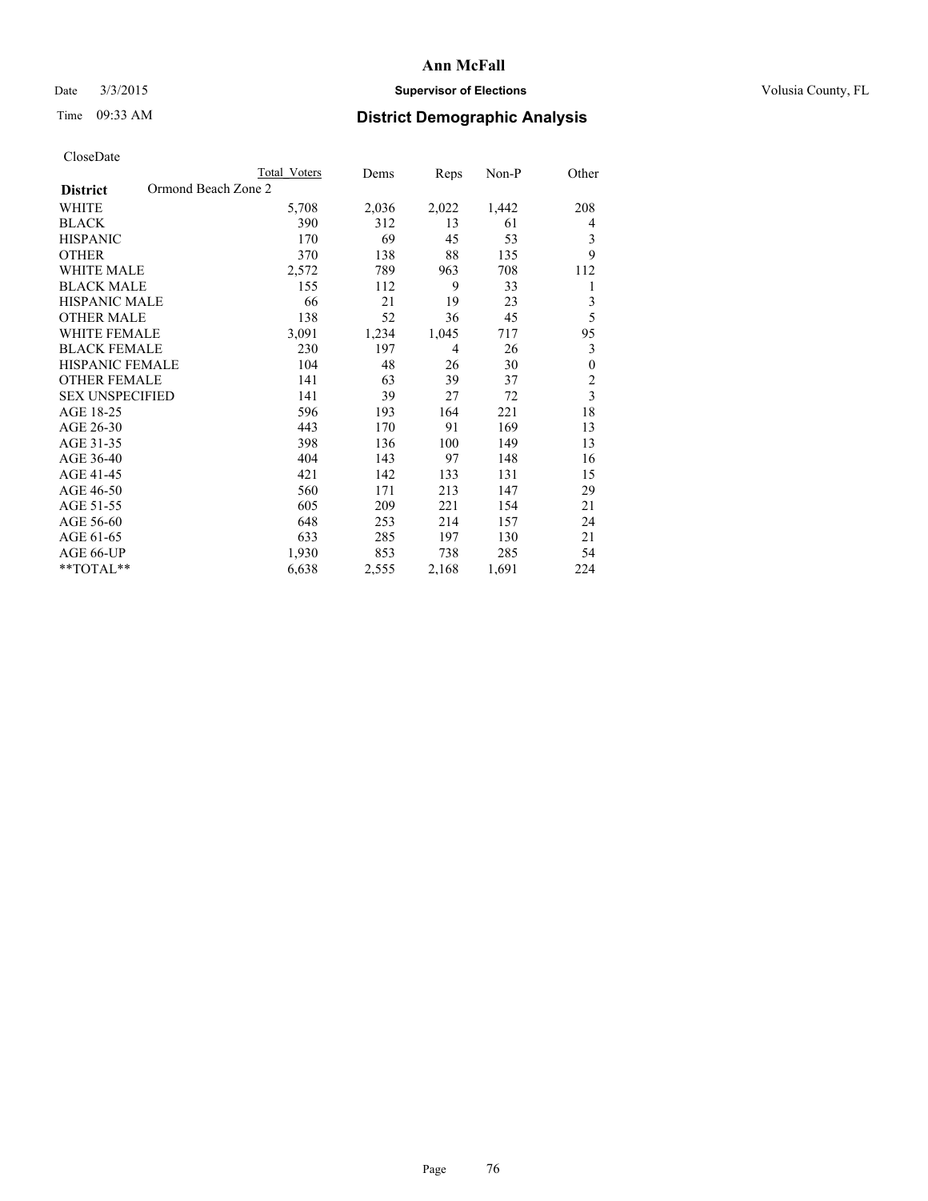CloseDate

| District | Ormond Beach Zone 2 | Total Voters | Dems | Reps | Non-P | Other |
|---|---|---|---|---|---|---|
| WHITE | | 5,708 | 2,036 | 2,022 | 1,442 | 208 |
| BLACK | | 390 | 312 | 13 | 61 | 4 |
| HISPANIC | | 170 | 69 | 45 | 53 | 3 |
| OTHER | | 370 | 138 | 88 | 135 | 9 |
| WHITE MALE | | 2,572 | 789 | 963 | 708 | 112 |
| BLACK MALE | | 155 | 112 | 9 | 33 | 1 |
| HISPANIC MALE | | 66 | 21 | 19 | 23 | 3 |
| OTHER MALE | | 138 | 52 | 36 | 45 | 5 |
| WHITE FEMALE | | 3,091 | 1,234 | 1,045 | 717 | 95 |
| BLACK FEMALE | | 230 | 197 | 4 | 26 | 3 |
| HISPANIC FEMALE | | 104 | 48 | 26 | 30 | 0 |
| OTHER FEMALE | | 141 | 63 | 39 | 37 | 2 |
| SEX UNSPECIFIED | | 141 | 39 | 27 | 72 | 3 |
| AGE 18-25 | | 596 | 193 | 164 | 221 | 18 |
| AGE 26-30 | | 443 | 170 | 91 | 169 | 13 |
| AGE 31-35 | | 398 | 136 | 100 | 149 | 13 |
| AGE 36-40 | | 404 | 143 | 97 | 148 | 16 |
| AGE 41-45 | | 421 | 142 | 133 | 131 | 15 |
| AGE 46-50 | | 560 | 171 | 213 | 147 | 29 |
| AGE 51-55 | | 605 | 209 | 221 | 154 | 21 |
| AGE 56-60 | | 648 | 253 | 214 | 157 | 24 |
| AGE 61-65 | | 633 | 285 | 197 | 130 | 21 |
| AGE 66-UP | | 1,930 | 853 | 738 | 285 | 54 |
| **TOTAL** | | 6,638 | 2,555 | 2,168 | 1,691 | 224 |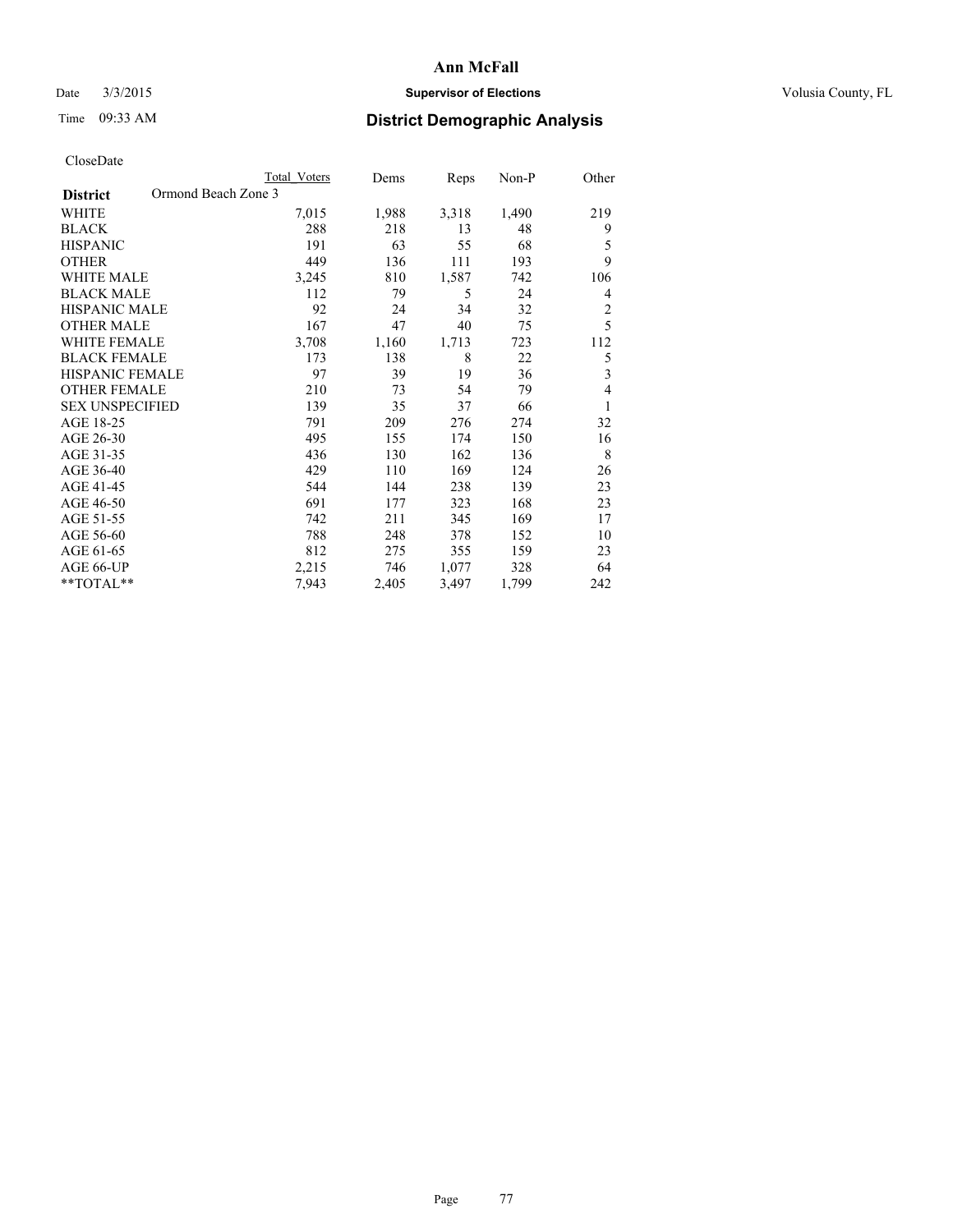# Ann McFall

Date 3/3/2015 **Supervisor of Elections** Volusia County, FL

Time 09:33 AM **District Demographic Analysis**

CloseDate

| District | Ormond Beach Zone 3 | Total Voters | Dems | Reps | Non-P | Other |
|---|---|---|---|---|---|---|
| WHITE | | 7,015 | 1,988 | 3,318 | 1,490 | 219 |
| BLACK | | 288 | 218 | 13 | 48 | 9 |
| HISPANIC | | 191 | 63 | 55 | 68 | 5 |
| OTHER | | 449 | 136 | 111 | 193 | 9 |
| WHITE MALE | | 3,245 | 810 | 1,587 | 742 | 106 |
| BLACK MALE | | 112 | 79 | 5 | 24 | 4 |
| HISPANIC MALE | | 92 | 24 | 34 | 32 | 2 |
| OTHER MALE | | 167 | 47 | 40 | 75 | 5 |
| WHITE FEMALE | | 3,708 | 1,160 | 1,713 | 723 | 112 |
| BLACK FEMALE | | 173 | 138 | 8 | 22 | 5 |
| HISPANIC FEMALE | | 97 | 39 | 19 | 36 | 3 |
| OTHER FEMALE | | 210 | 73 | 54 | 79 | 4 |
| SEX UNSPECIFIED | | 139 | 35 | 37 | 66 | 1 |
| AGE 18-25 | | 791 | 209 | 276 | 274 | 32 |
| AGE 26-30 | | 495 | 155 | 174 | 150 | 16 |
| AGE 31-35 | | 436 | 130 | 162 | 136 | 8 |
| AGE 36-40 | | 429 | 110 | 169 | 124 | 26 |
| AGE 41-45 | | 544 | 144 | 238 | 139 | 23 |
| AGE 46-50 | | 691 | 177 | 323 | 168 | 23 |
| AGE 51-55 | | 742 | 211 | 345 | 169 | 17 |
| AGE 56-60 | | 788 | 248 | 378 | 152 | 10 |
| AGE 61-65 | | 812 | 275 | 355 | 159 | 23 |
| AGE 66-UP | | 2,215 | 746 | 1,077 | 328 | 64 |
| **TOTAL** | | 7,943 | 2,405 | 3,497 | 1,799 | 242 |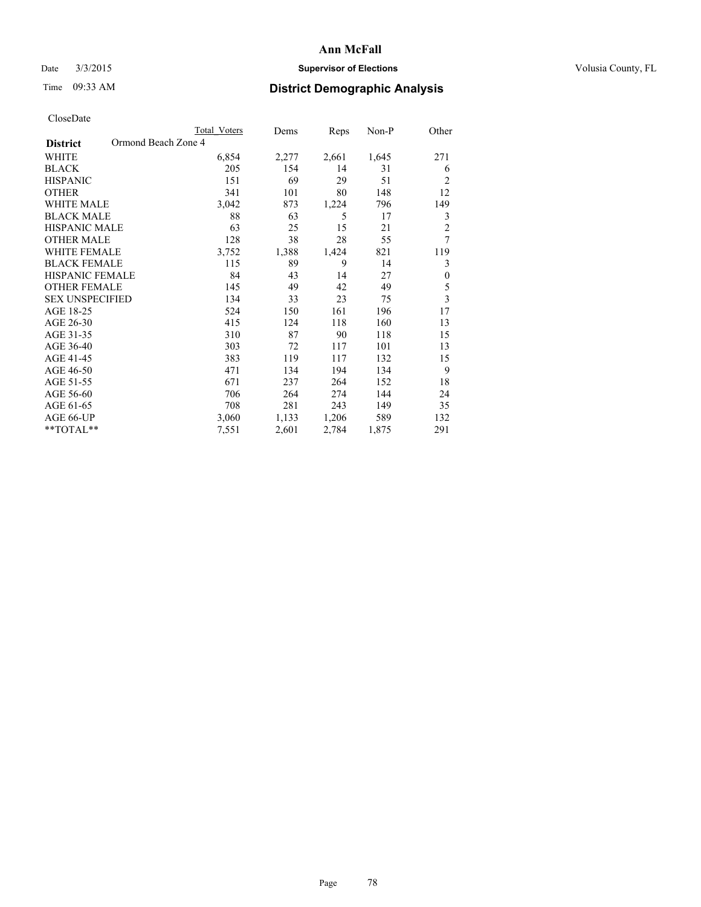# Ann McFall

Date 3/3/2015 **Supervisor of Elections** Volusia County, FL

Time 09:33 AM **District Demographic Analysis**

CloseDate

| **District** Ormond Beach Zone 4 | Total Voters | Dems | Reps | Non-P | Other |
|---|---|---|---|---|---|
| WHITE | 6,854 | 2,277 | 2,661 | 1,645 | 271 |
| BLACK | 205 | 154 | 14 | 31 | 6 |
| HISPANIC | 151 | 69 | 29 | 51 | 2 |
| OTHER | 341 | 101 | 80 | 148 | 12 |
| WHITE MALE | 3,042 | 873 | 1,224 | 796 | 149 |
| BLACK MALE | 88 | 63 | 5 | 17 | 3 |
| HISPANIC MALE | 63 | 25 | 15 | 21 | 2 |
| OTHER MALE | 128 | 38 | 28 | 55 | 7 |
| WHITE FEMALE | 3,752 | 1,388 | 1,424 | 821 | 119 |
| BLACK FEMALE | 115 | 89 | 9 | 14 | 3 |
| HISPANIC FEMALE | 84 | 43 | 14 | 27 | 0 |
| OTHER FEMALE | 145 | 49 | 42 | 49 | 5 |
| SEX UNSPECIFIED | 134 | 33 | 23 | 75 | 3 |
| AGE 18-25 | 524 | 150 | 161 | 196 | 17 |
| AGE 26-30 | 415 | 124 | 118 | 160 | 13 |
| AGE 31-35 | 310 | 87 | 90 | 118 | 15 |
| AGE 36-40 | 303 | 72 | 117 | 101 | 13 |
| AGE 41-45 | 383 | 119 | 117 | 132 | 15 |
| AGE 46-50 | 471 | 134 | 194 | 134 | 9 |
| AGE 51-55 | 671 | 237 | 264 | 152 | 18 |
| AGE 56-60 | 706 | 264 | 274 | 144 | 24 |
| AGE 61-65 | 708 | 281 | 243 | 149 | 35 |
| AGE 66-UP | 3,060 | 1,133 | 1,206 | 589 | 132 |
| **TOTAL** | 7,551 | 2,601 | 2,784 | 1,875 | 291 |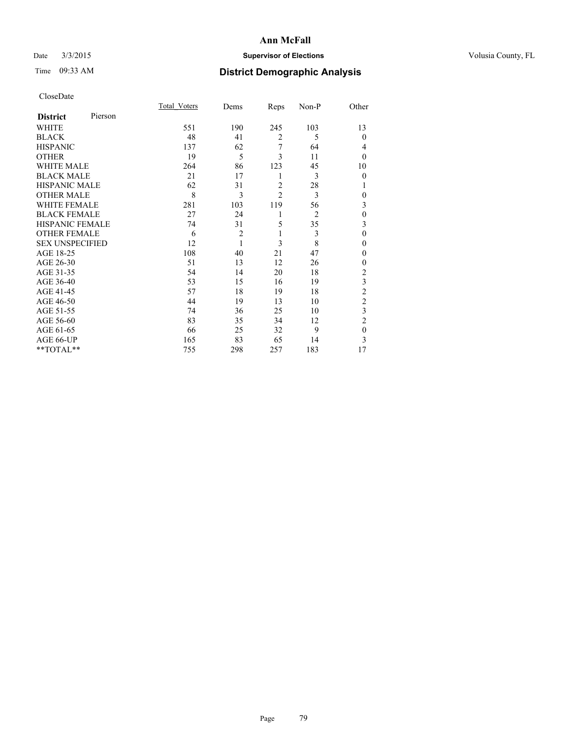CloseDate

| District Pierson | Total_Voters | Dems | Reps | Non-P | Other |
|---|---|---|---|---|---|
| WHITE | 551 | 190 | 245 | 103 | 13 |
| BLACK | 48 | 41 | 2 | 5 | 0 |
| HISPANIC | 137 | 62 | 7 | 64 | 4 |
| OTHER | 19 | 5 | 3 | 11 | 0 |
| WHITE MALE | 264 | 86 | 123 | 45 | 10 |
| BLACK MALE | 21 | 17 | 1 | 3 | 0 |
| HISPANIC MALE | 62 | 31 | 2 | 28 | 1 |
| OTHER MALE | 8 | 3 | 2 | 3 | 0 |
| WHITE FEMALE | 281 | 103 | 119 | 56 | 3 |
| BLACK FEMALE | 27 | 24 | 1 | 2 | 0 |
| HISPANIC FEMALE | 74 | 31 | 5 | 35 | 3 |
| OTHER FEMALE | 6 | 2 | 1 | 3 | 0 |
| SEX UNSPECIFIED | 12 | 1 | 3 | 8 | 0 |
| AGE 18-25 | 108 | 40 | 21 | 47 | 0 |
| AGE 26-30 | 51 | 13 | 12 | 26 | 0 |
| AGE 31-35 | 54 | 14 | 20 | 18 | 2 |
| AGE 36-40 | 53 | 15 | 16 | 19 | 3 |
| AGE 41-45 | 57 | 18 | 19 | 18 | 2 |
| AGE 46-50 | 44 | 19 | 13 | 10 | 2 |
| AGE 51-55 | 74 | 36 | 25 | 10 | 3 |
| AGE 56-60 | 83 | 35 | 34 | 12 | 2 |
| AGE 61-65 | 66 | 25 | 32 | 9 | 0 |
| AGE 66-UP | 165 | 83 | 65 | 14 | 3 |
| **TOTAL** | 755 | 298 | 257 | 183 | 17 |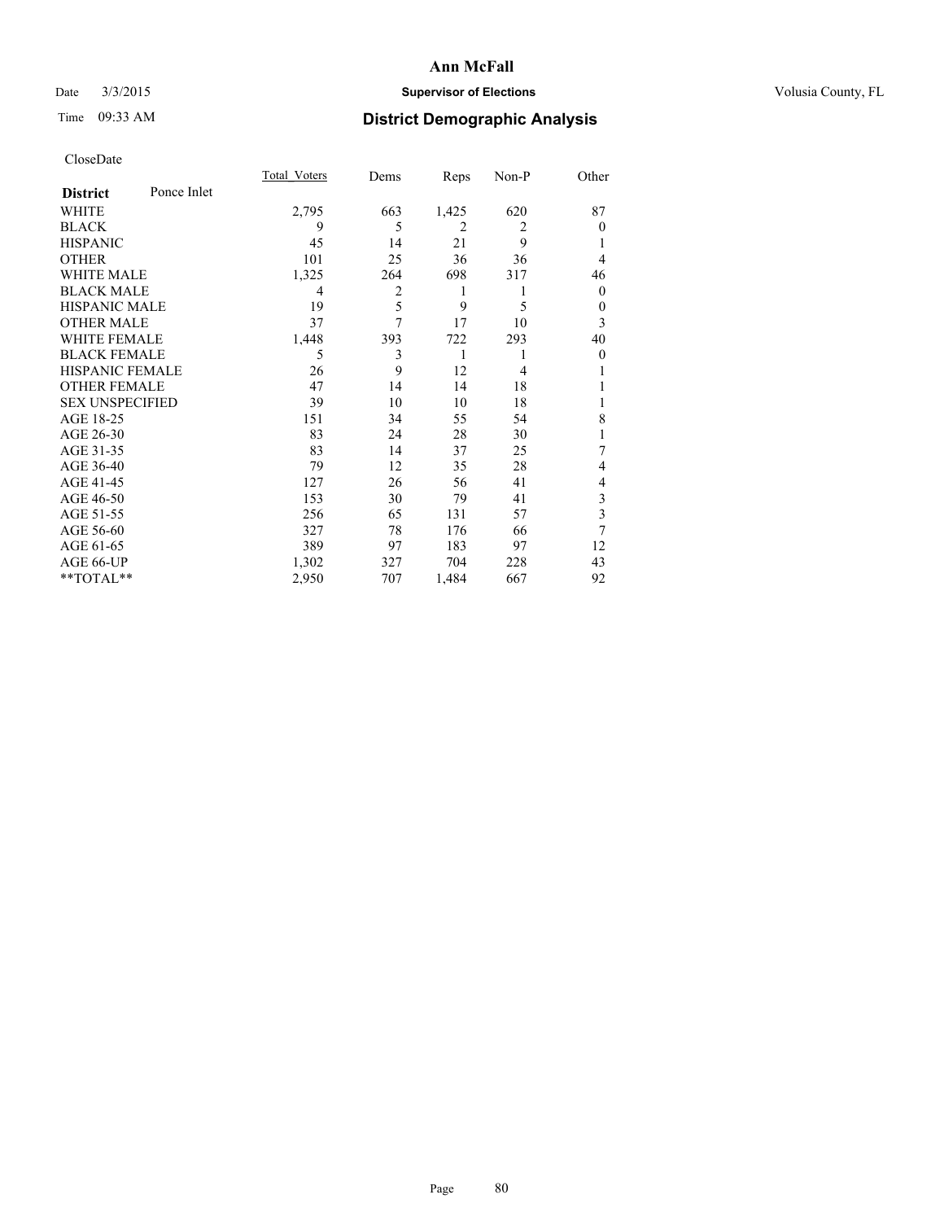# Ann McFall

Date 3/3/2015 **Supervisor of Elections** Volusia County, FL

Time 09:33 AM **District Demographic Analysis**

CloseDate

| District | Ponce Inlet | Total_Voters | Dems | Reps | Non-P | Other |
|---|---|---|---|---|---|---|
| WHITE | | 2,795 | 663 | 1,425 | 620 | 87 |
| BLACK | | 9 | 5 | 2 | 2 | 0 |
| HISPANIC | | 45 | 14 | 21 | 9 | 1 |
| OTHER | | 101 | 25 | 36 | 36 | 4 |
| WHITE MALE | | 1,325 | 264 | 698 | 317 | 46 |
| BLACK MALE | | 4 | 2 | 1 | 1 | 0 |
| HISPANIC MALE | | 19 | 5 | 9 | 5 | 0 |
| OTHER MALE | | 37 | 7 | 17 | 10 | 3 |
| WHITE FEMALE | | 1,448 | 393 | 722 | 293 | 40 |
| BLACK FEMALE | | 5 | 3 | 1 | 1 | 0 |
| HISPANIC FEMALE | | 26 | 9 | 12 | 4 | 1 |
| OTHER FEMALE | | 47 | 14 | 14 | 18 | 1 |
| SEX UNSPECIFIED | | 39 | 10 | 10 | 18 | 1 |
| AGE 18-25 | | 151 | 34 | 55 | 54 | 8 |
| AGE 26-30 | | 83 | 24 | 28 | 30 | 1 |
| AGE 31-35 | | 83 | 14 | 37 | 25 | 7 |
| AGE 36-40 | | 79 | 12 | 35 | 28 | 4 |
| AGE 41-45 | | 127 | 26 | 56 | 41 | 4 |
| AGE 46-50 | | 153 | 30 | 79 | 41 | 3 |
| AGE 51-55 | | 256 | 65 | 131 | 57 | 3 |
| AGE 56-60 | | 327 | 78 | 176 | 66 | 7 |
| AGE 61-65 | | 389 | 97 | 183 | 97 | 12 |
| AGE 66-UP | | 1,302 | 327 | 704 | 228 | 43 |
| **TOTAL** | | 2,950 | 707 | 1,484 | 667 | 92 |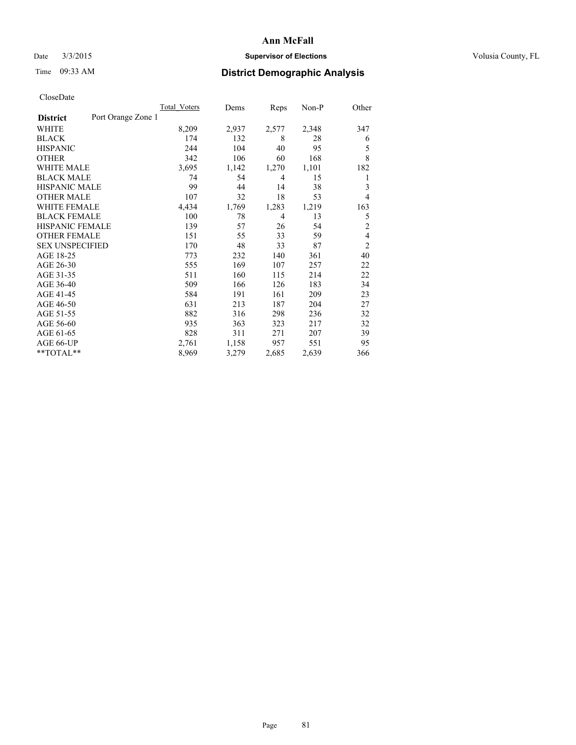Ann McFall

Date 3/3/2015 **Supervisor of Elections** Volusia County, FL

Time 09:33 AM **District Demographic Analysis**

CloseDate

| **District** Port Orange Zone 1 | Total Voters | Dems | Reps | Non-P | Other |
|---|---|---|---|---|---|
| WHITE | 8,209 | 2,937 | 2,577 | 2,348 | 347 |
| BLACK | 174 | 132 | 8 | 28 | 6 |
| HISPANIC | 244 | 104 | 40 | 95 | 5 |
| OTHER | 342 | 106 | 60 | 168 | 8 |
| WHITE MALE | 3,695 | 1,142 | 1,270 | 1,101 | 182 |
| BLACK MALE | 74 | 54 | 4 | 15 | 1 |
| HISPANIC MALE | 99 | 44 | 14 | 38 | 3 |
| OTHER MALE | 107 | 32 | 18 | 53 | 4 |
| WHITE FEMALE | 4,434 | 1,769 | 1,283 | 1,219 | 163 |
| BLACK FEMALE | 100 | 78 | 4 | 13 | 5 |
| HISPANIC FEMALE | 139 | 57 | 26 | 54 | 2 |
| OTHER FEMALE | 151 | 55 | 33 | 59 | 4 |
| SEX UNSPECIFIED | 170 | 48 | 33 | 87 | 2 |
| AGE 18-25 | 773 | 232 | 140 | 361 | 40 |
| AGE 26-30 | 555 | 169 | 107 | 257 | 22 |
| AGE 31-35 | 511 | 160 | 115 | 214 | 22 |
| AGE 36-40 | 509 | 166 | 126 | 183 | 34 |
| AGE 41-45 | 584 | 191 | 161 | 209 | 23 |
| AGE 46-50 | 631 | 213 | 187 | 204 | 27 |
| AGE 51-55 | 882 | 316 | 298 | 236 | 32 |
| AGE 56-60 | 935 | 363 | 323 | 217 | 32 |
| AGE 61-65 | 828 | 311 | 271 | 207 | 39 |
| AGE 66-UP | 2,761 | 1,158 | 957 | 551 | 95 |
| **TOTAL** | 8,969 | 3,279 | 2,685 | 2,639 | 366 |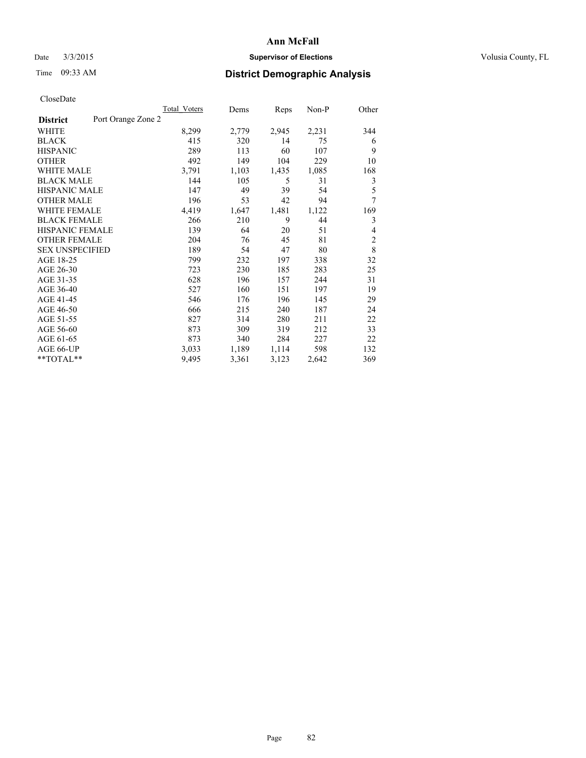# Ann McFall

Date 3/3/2015 **Supervisor of Elections** Volusia County, FL

Time 09:33 AM **District Demographic Analysis**

CloseDate

| **District** Port Orange Zone 2 | Total Voters | Dems | Reps | Non-P | Other |
|---|---|---|---|---|---|
| WHITE | 8,299 | 2,779 | 2,945 | 2,231 | 344 |
| BLACK | 415 | 320 | 14 | 75 | 6 |
| HISPANIC | 289 | 113 | 60 | 107 | 9 |
| OTHER | 492 | 149 | 104 | 229 | 10 |
| WHITE MALE | 3,791 | 1,103 | 1,435 | 1,085 | 168 |
| BLACK MALE | 144 | 105 | 5 | 31 | 3 |
| HISPANIC MALE | 147 | 49 | 39 | 54 | 5 |
| OTHER MALE | 196 | 53 | 42 | 94 | 7 |
| WHITE FEMALE | 4,419 | 1,647 | 1,481 | 1,122 | 169 |
| BLACK FEMALE | 266 | 210 | 9 | 44 | 3 |
| HISPANIC FEMALE | 139 | 64 | 20 | 51 | 4 |
| OTHER FEMALE | 204 | 76 | 45 | 81 | 2 |
| SEX UNSPECIFIED | 189 | 54 | 47 | 80 | 8 |
| AGE 18-25 | 799 | 232 | 197 | 338 | 32 |
| AGE 26-30 | 723 | 230 | 185 | 283 | 25 |
| AGE 31-35 | 628 | 196 | 157 | 244 | 31 |
| AGE 36-40 | 527 | 160 | 151 | 197 | 19 |
| AGE 41-45 | 546 | 176 | 196 | 145 | 29 |
| AGE 46-50 | 666 | 215 | 240 | 187 | 24 |
| AGE 51-55 | 827 | 314 | 280 | 211 | 22 |
| AGE 56-60 | 873 | 309 | 319 | 212 | 33 |
| AGE 61-65 | 873 | 340 | 284 | 227 | 22 |
| AGE 66-UP | 3,033 | 1,189 | 1,114 | 598 | 132 |
| **TOTAL** | 9,495 | 3,361 | 3,123 | 2,642 | 369 |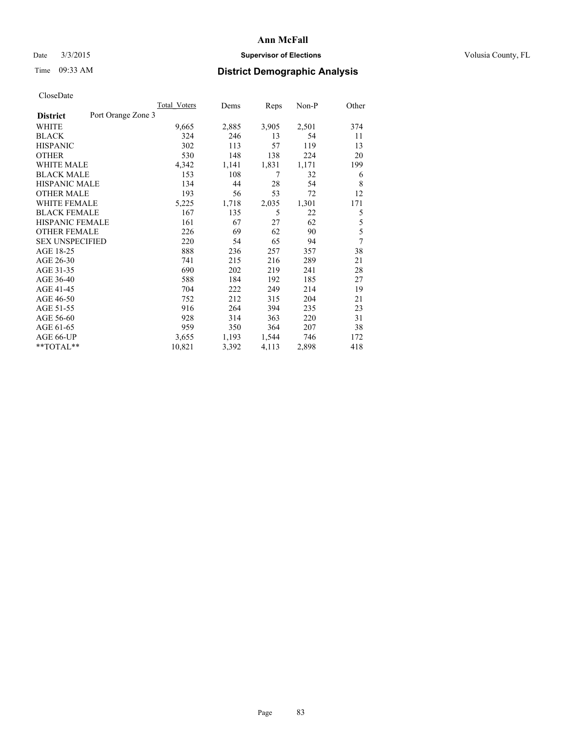CloseDate

| | Total_Voters | Dems | Reps | Non-P | Other |
|---|---|---|---|---|---|
| **District** Port Orange Zone 3 | | | | | |
| WHITE | 9,665 | 2,885 | 3,905 | 2,501 | 374 |
| BLACK | 324 | 246 | 13 | 54 | 11 |
| HISPANIC | 302 | 113 | 57 | 119 | 13 |
| OTHER | 530 | 148 | 138 | 224 | 20 |
| WHITE MALE | 4,342 | 1,141 | 1,831 | 1,171 | 199 |
| BLACK MALE | 153 | 108 | 7 | 32 | 6 |
| HISPANIC MALE | 134 | 44 | 28 | 54 | 8 |
| OTHER MALE | 193 | 56 | 53 | 72 | 12 |
| WHITE FEMALE | 5,225 | 1,718 | 2,035 | 1,301 | 171 |
| BLACK FEMALE | 167 | 135 | 5 | 22 | 5 |
| HISPANIC FEMALE | 161 | 67 | 27 | 62 | 5 |
| OTHER FEMALE | 226 | 69 | 62 | 90 | 5 |
| SEX UNSPECIFIED | 220 | 54 | 65 | 94 | 7 |
| AGE 18-25 | 888 | 236 | 257 | 357 | 38 |
| AGE 26-30 | 741 | 215 | 216 | 289 | 21 |
| AGE 31-35 | 690 | 202 | 219 | 241 | 28 |
| AGE 36-40 | 588 | 184 | 192 | 185 | 27 |
| AGE 41-45 | 704 | 222 | 249 | 214 | 19 |
| AGE 46-50 | 752 | 212 | 315 | 204 | 21 |
| AGE 51-55 | 916 | 264 | 394 | 235 | 23 |
| AGE 56-60 | 928 | 314 | 363 | 220 | 31 |
| AGE 61-65 | 959 | 350 | 364 | 207 | 38 |
| AGE 66-UP | 3,655 | 1,193 | 1,544 | 746 | 172 |
| **TOTAL** | 10,821 | 3,392 | 4,113 | 2,898 | 418 |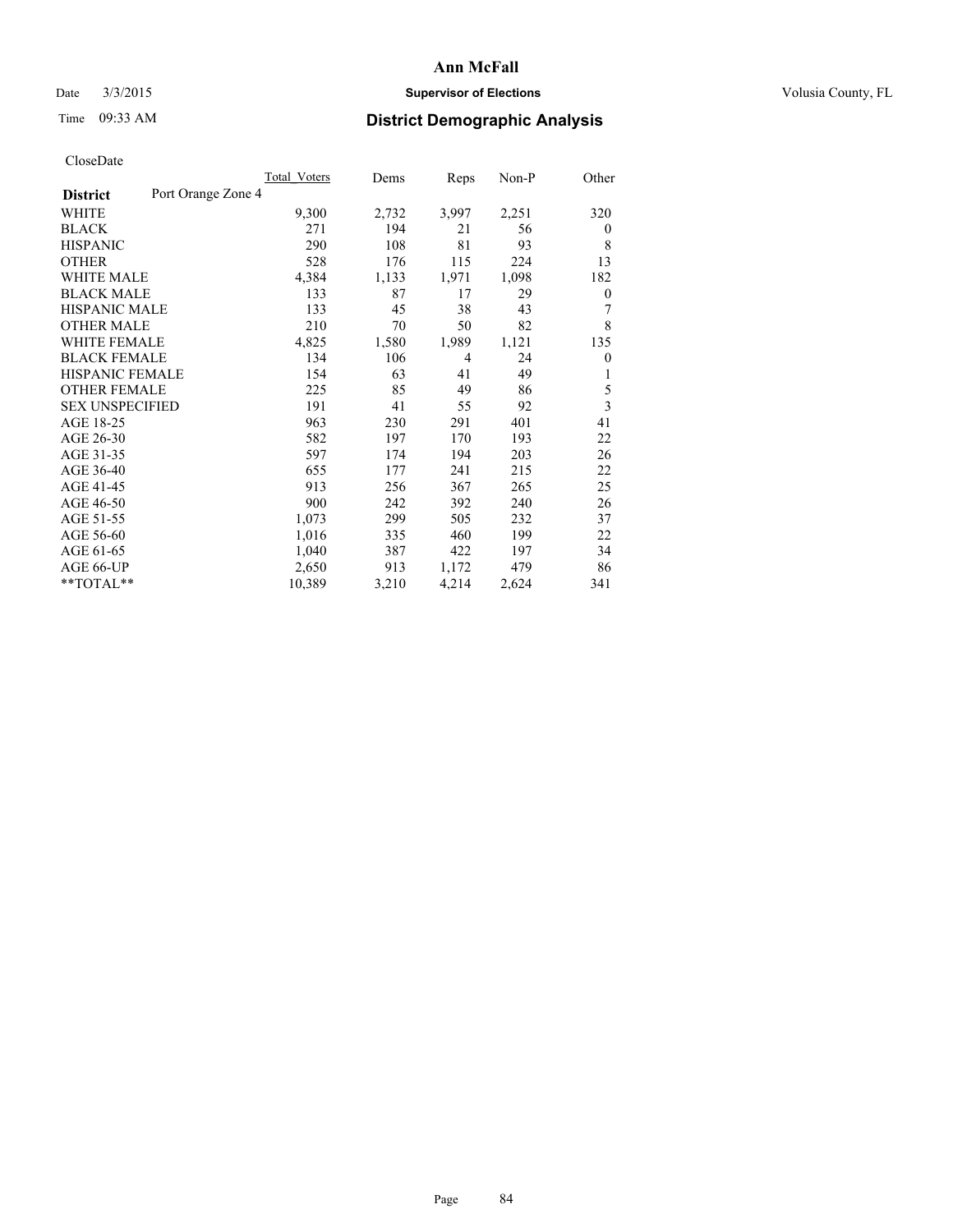# Ann McFall

Date 3/3/2015

**Supervisor of Elections**

Volusia County, FL

Time 09:33 AM

## District Demographic Analysis

CloseDate

| District | Port Orange Zone 4 | Total Voters | Dems | Reps | Non-P | Other |
|---|---|---|---|---|---|---|
| WHITE | | 9,300 | 2,732 | 3,997 | 2,251 | 320 |
| BLACK | | 271 | 194 | 21 | 56 | 0 |
| HISPANIC | | 290 | 108 | 81 | 93 | 8 |
| OTHER | | 528 | 176 | 115 | 224 | 13 |
| WHITE MALE | | 4,384 | 1,133 | 1,971 | 1,098 | 182 |
| BLACK MALE | | 133 | 87 | 17 | 29 | 0 |
| HISPANIC MALE | | 133 | 45 | 38 | 43 | 7 |
| OTHER MALE | | 210 | 70 | 50 | 82 | 8 |
| WHITE FEMALE | | 4,825 | 1,580 | 1,989 | 1,121 | 135 |
| BLACK FEMALE | | 134 | 106 | 4 | 24 | 0 |
| HISPANIC FEMALE | | 154 | 63 | 41 | 49 | 1 |
| OTHER FEMALE | | 225 | 85 | 49 | 86 | 5 |
| SEX UNSPECIFIED | | 191 | 41 | 55 | 92 | 3 |
| AGE 18-25 | | 963 | 230 | 291 | 401 | 41 |
| AGE 26-30 | | 582 | 197 | 170 | 193 | 22 |
| AGE 31-35 | | 597 | 174 | 194 | 203 | 26 |
| AGE 36-40 | | 655 | 177 | 241 | 215 | 22 |
| AGE 41-45 | | 913 | 256 | 367 | 265 | 25 |
| AGE 46-50 | | 900 | 242 | 392 | 240 | 26 |
| AGE 51-55 | | 1,073 | 299 | 505 | 232 | 37 |
| AGE 56-60 | | 1,016 | 335 | 460 | 199 | 22 |
| AGE 61-65 | | 1,040 | 387 | 422 | 197 | 34 |
| AGE 66-UP | | 2,650 | 913 | 1,172 | 479 | 86 |
| **TOTAL** | | 10,389 | 3,210 | 4,214 | 2,624 | 341 |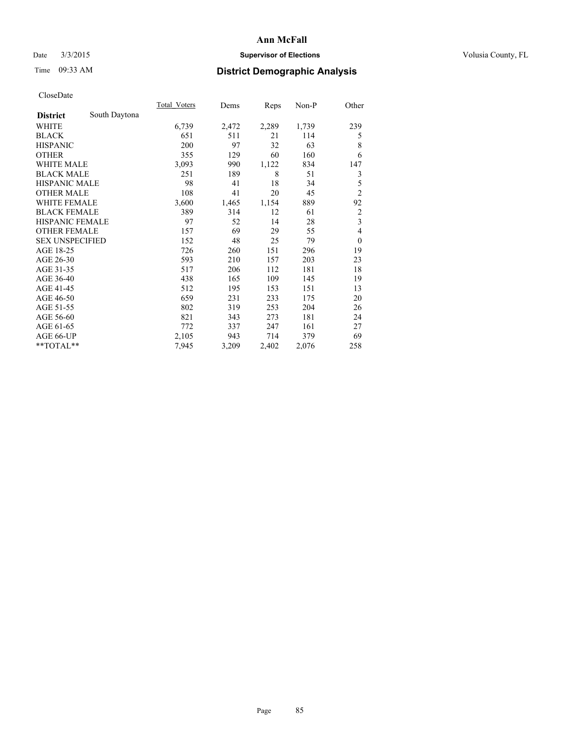# Ann McFall

Date 3/3/2015 **Supervisor of Elections** Volusia County, FL

Time 09:33 AM **District Demographic Analysis**

CloseDate

| District South Daytona | Total_Voters | Dems | Reps | Non-P | Other |
|---|---|---|---|---|---|
| WHITE | 6,739 | 2,472 | 2,289 | 1,739 | 239 |
| BLACK | 651 | 511 | 21 | 114 | 5 |
| HISPANIC | 200 | 97 | 32 | 63 | 8 |
| OTHER | 355 | 129 | 60 | 160 | 6 |
| WHITE MALE | 3,093 | 990 | 1,122 | 834 | 147 |
| BLACK MALE | 251 | 189 | 8 | 51 | 3 |
| HISPANIC MALE | 98 | 41 | 18 | 34 | 5 |
| OTHER MALE | 108 | 41 | 20 | 45 | 2 |
| WHITE FEMALE | 3,600 | 1,465 | 1,154 | 889 | 92 |
| BLACK FEMALE | 389 | 314 | 12 | 61 | 2 |
| HISPANIC FEMALE | 97 | 52 | 14 | 28 | 3 |
| OTHER FEMALE | 157 | 69 | 29 | 55 | 4 |
| SEX UNSPECIFIED | 152 | 48 | 25 | 79 | 0 |
| AGE 18-25 | 726 | 260 | 151 | 296 | 19 |
| AGE 26-30 | 593 | 210 | 157 | 203 | 23 |
| AGE 31-35 | 517 | 206 | 112 | 181 | 18 |
| AGE 36-40 | 438 | 165 | 109 | 145 | 19 |
| AGE 41-45 | 512 | 195 | 153 | 151 | 13 |
| AGE 46-50 | 659 | 231 | 233 | 175 | 20 |
| AGE 51-55 | 802 | 319 | 253 | 204 | 26 |
| AGE 56-60 | 821 | 343 | 273 | 181 | 24 |
| AGE 61-65 | 772 | 337 | 247 | 161 | 27 |
| AGE 66-UP | 2,105 | 943 | 714 | 379 | 69 |
| **TOTAL** | 7,945 | 3,209 | 2,402 | 2,076 | 258 |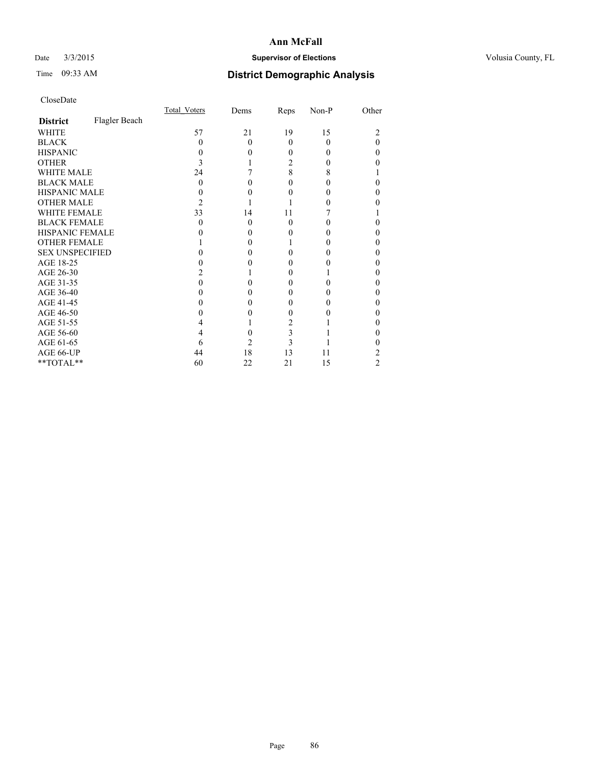**Ann McFall**

Date 3/3/2015 **Supervisor of Elections** Volusia County, FL

Time 09:33 AM **District Demographic Analysis**

CloseDate

| **District** Flagler Beach | Total_Voters | Dems | Reps | Non-P | Other |
|---|---|---|---|---|---|
| WHITE | 57 | 21 | 19 | 15 | 2 |
| BLACK | 0 | 0 | 0 | 0 | 0 |
| HISPANIC | 0 | 0 | 0 | 0 | 0 |
| OTHER | 3 | 1 | 2 | 0 | 0 |
| WHITE MALE | 24 | 7 | 8 | 8 | 1 |
| BLACK MALE | 0 | 0 | 0 | 0 | 0 |
| HISPANIC MALE | 0 | 0 | 0 | 0 | 0 |
| OTHER MALE | 2 | 1 | 1 | 0 | 0 |
| WHITE FEMALE | 33 | 14 | 11 | 7 | 1 |
| BLACK FEMALE | 0 | 0 | 0 | 0 | 0 |
| HISPANIC FEMALE | 0 | 0 | 0 | 0 | 0 |
| OTHER FEMALE | 1 | 0 | 1 | 0 | 0 |
| SEX UNSPECIFIED | 0 | 0 | 0 | 0 | 0 |
| AGE 18-25 | 0 | 0 | 0 | 0 | 0 |
| AGE 26-30 | 2 | 1 | 0 | 1 | 0 |
| AGE 31-35 | 0 | 0 | 0 | 0 | 0 |
| AGE 36-40 | 0 | 0 | 0 | 0 | 0 |
| AGE 41-45 | 0 | 0 | 0 | 0 | 0 |
| AGE 46-50 | 0 | 0 | 0 | 0 | 0 |
| AGE 51-55 | 4 | 1 | 2 | 1 | 0 |
| AGE 56-60 | 4 | 0 | 3 | 1 | 0 |
| AGE 61-65 | 6 | 2 | 3 | 1 | 0 |
| AGE 66-UP | 44 | 18 | 13 | 11 | 2 |
| **TOTAL** | 60 | 22 | 21 | 15 | 2 |